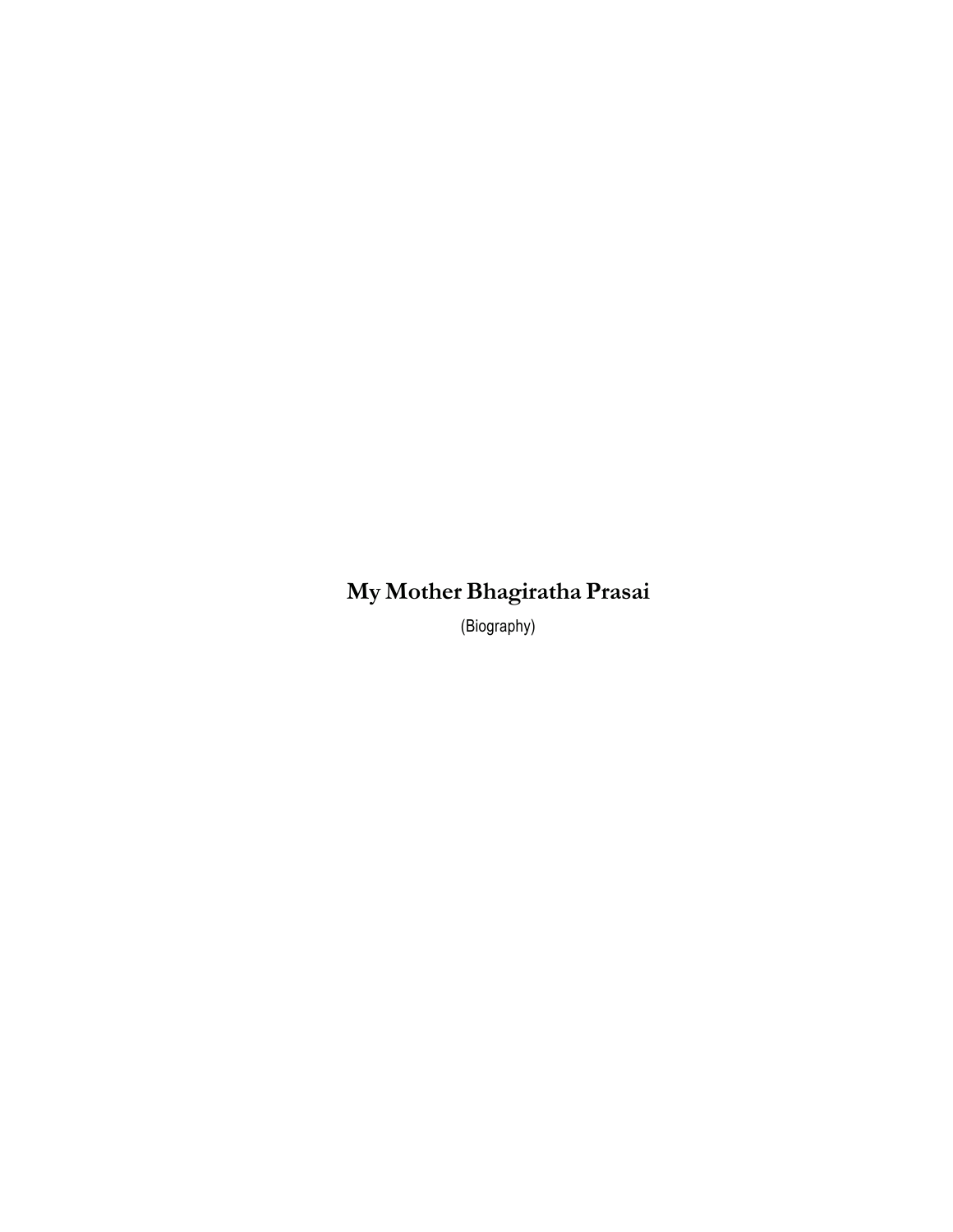# My Mother Bhagiratha Prasai

(Biography)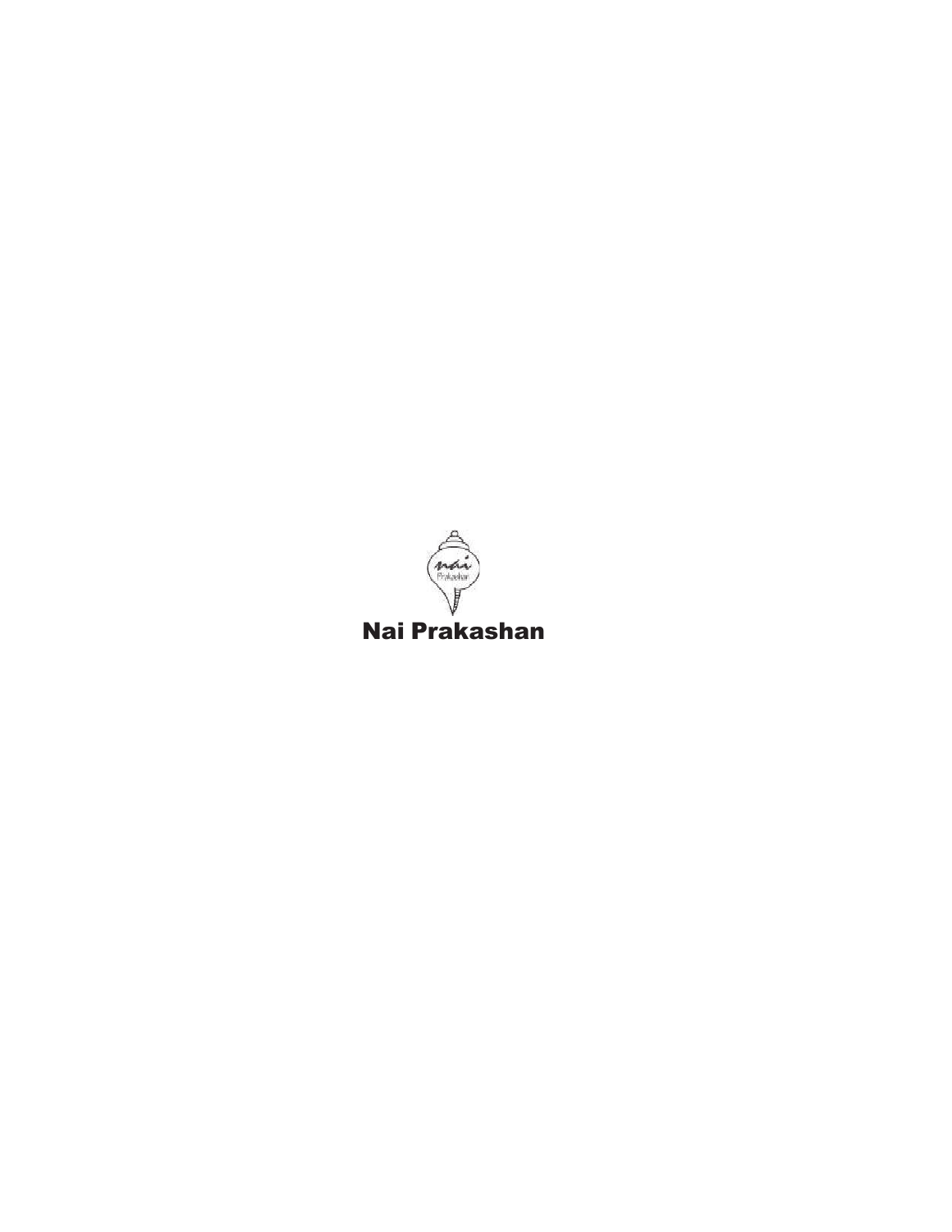**Nai Prakashan**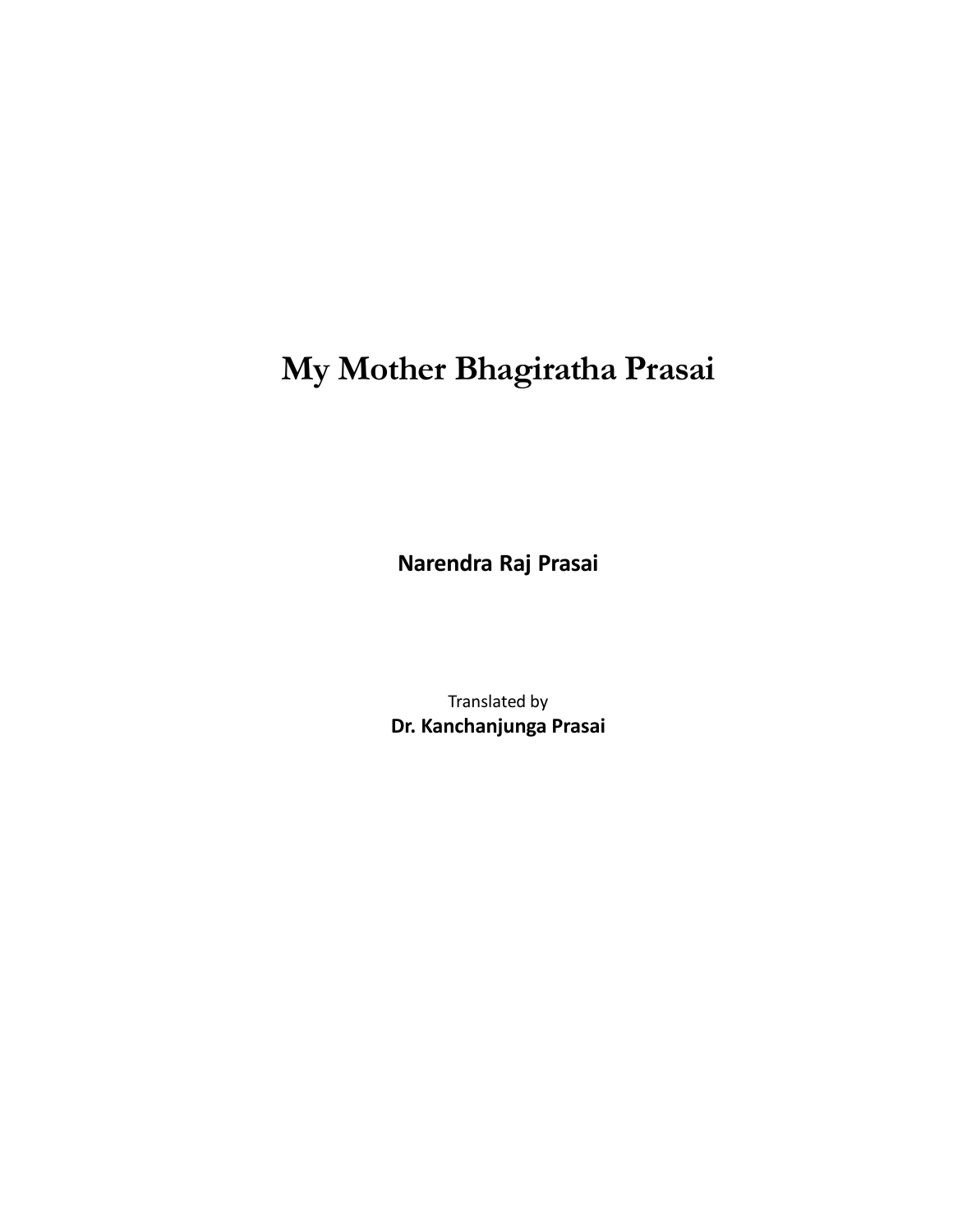# My Mother Bhagiratha Prasai

**Narendra Raj Prasai**

Translated by

**Dr. Kanchanjunga Prasai**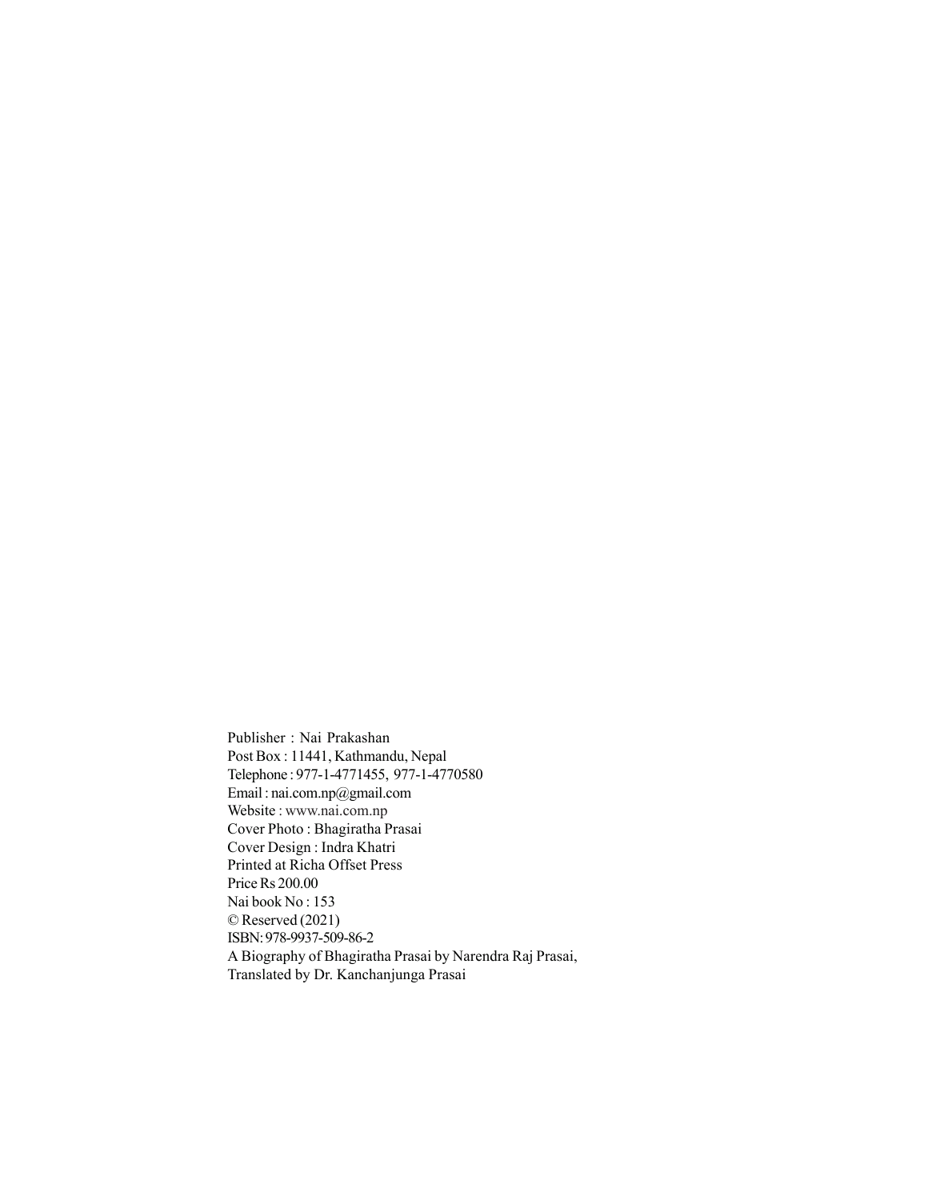Publisher : Nai Prakashan
Post Box : 11441, Kathmandu, Nepal
Telephone : 977-1-4771455, 977-1-4770580
Email : nai.com.np@gmail.com
Website : www.nai.com.np
Cover Photo : Bhagiratha Prasai
Cover Design : Indra Khatri
Printed at Richa Offset Press
Price Rs 200.00
Nai book No : 153
© Reserved (2021)
ISBN: 978-9937-509-86-2
A Biography of Bhagiratha Prasai by Narendra Raj Prasai,
Translated by Dr. Kanchanjunga Prasai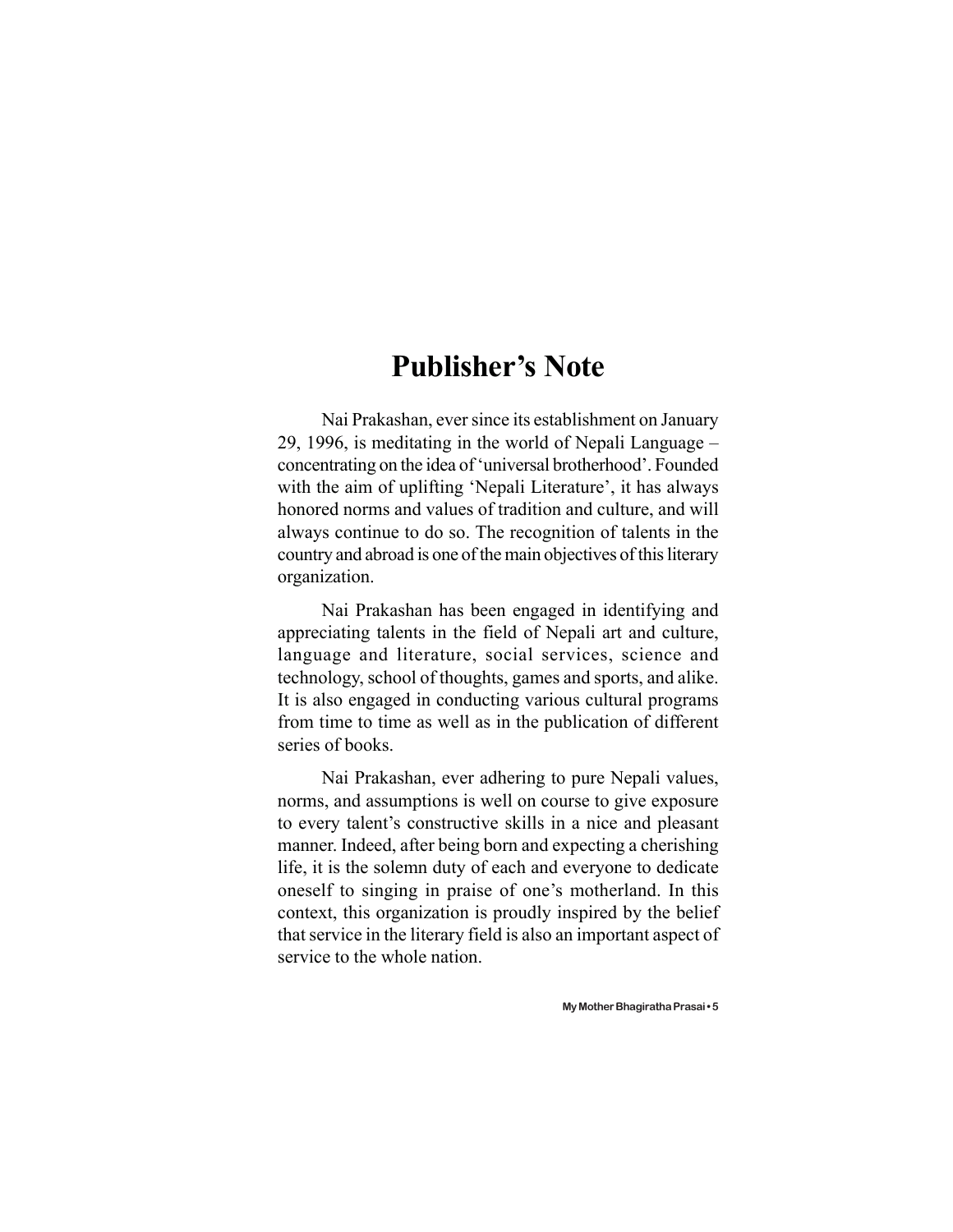# Publisher's Note

Nai Prakashan, ever since its establishment on January 29, 1996, is meditating in the world of Nepali Language – concentrating on the idea of 'universal brotherhood'. Founded with the aim of uplifting 'Nepali Literature', it has always honored norms and values of tradition and culture, and will always continue to do so. The recognition of talents in the country and abroad is one of the main objectives of this literary organization.

Nai Prakashan has been engaged in identifying and appreciating talents in the field of Nepali art and culture, language and literature, social services, science and technology, school of thoughts, games and sports, and alike. It is also engaged in conducting various cultural programs from time to time as well as in the publication of different series of books.

Nai Prakashan, ever adhering to pure Nepali values, norms, and assumptions is well on course to give exposure to every talent's constructive skills in a nice and pleasant manner. Indeed, after being born and expecting a cherishing life, it is the solemn duty of each and everyone to dedicate oneself to singing in praise of one's motherland. In this context, this organization is proudly inspired by the belief that service in the literary field is also an important aspect of service to the whole nation.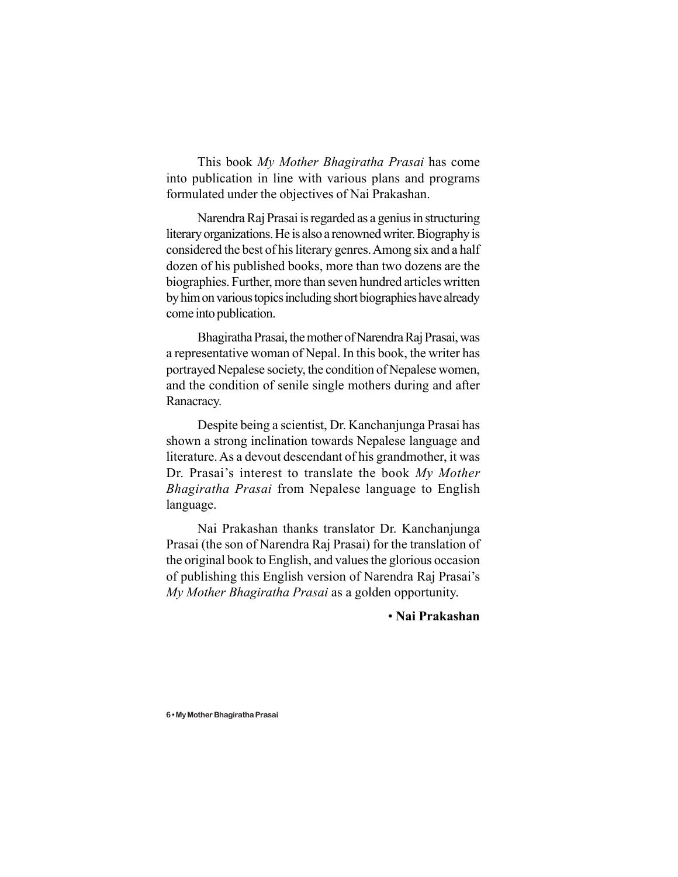This book *My Mother Bhagiratha Prasai* has come into publication in line with various plans and programs formulated under the objectives of Nai Prakashan.

Narendra Raj Prasai is regarded as a genius in structuring literary organizations. He is also a renowned writer. Biography is considered the best of his literary genres. Among six and a half dozen of his published books, more than two dozens are the biographies. Further, more than seven hundred articles written by him on various topics including short biographies have already come into publication.

Bhagiratha Prasai, the mother of Narendra Raj Prasai, was a representative woman of Nepal. In this book, the writer has portrayed Nepalese society, the condition of Nepalese women, and the condition of senile single mothers during and after Ranacracy.

Despite being a scientist, Dr. Kanchanjunga Prasai has shown a strong inclination towards Nepalese language and literature. As a devout descendant of his grandmother, it was Dr. Prasai's interest to translate the book *My Mother Bhagiratha Prasai* from Nepalese language to English language.

Nai Prakashan thanks translator Dr. Kanchanjunga Prasai (the son of Narendra Raj Prasai) for the translation of the original book to English, and values the glorious occasion of publishing this English version of Narendra Raj Prasai's *My Mother Bhagiratha Prasai* as a golden opportunity.

• **Nai Prakashan**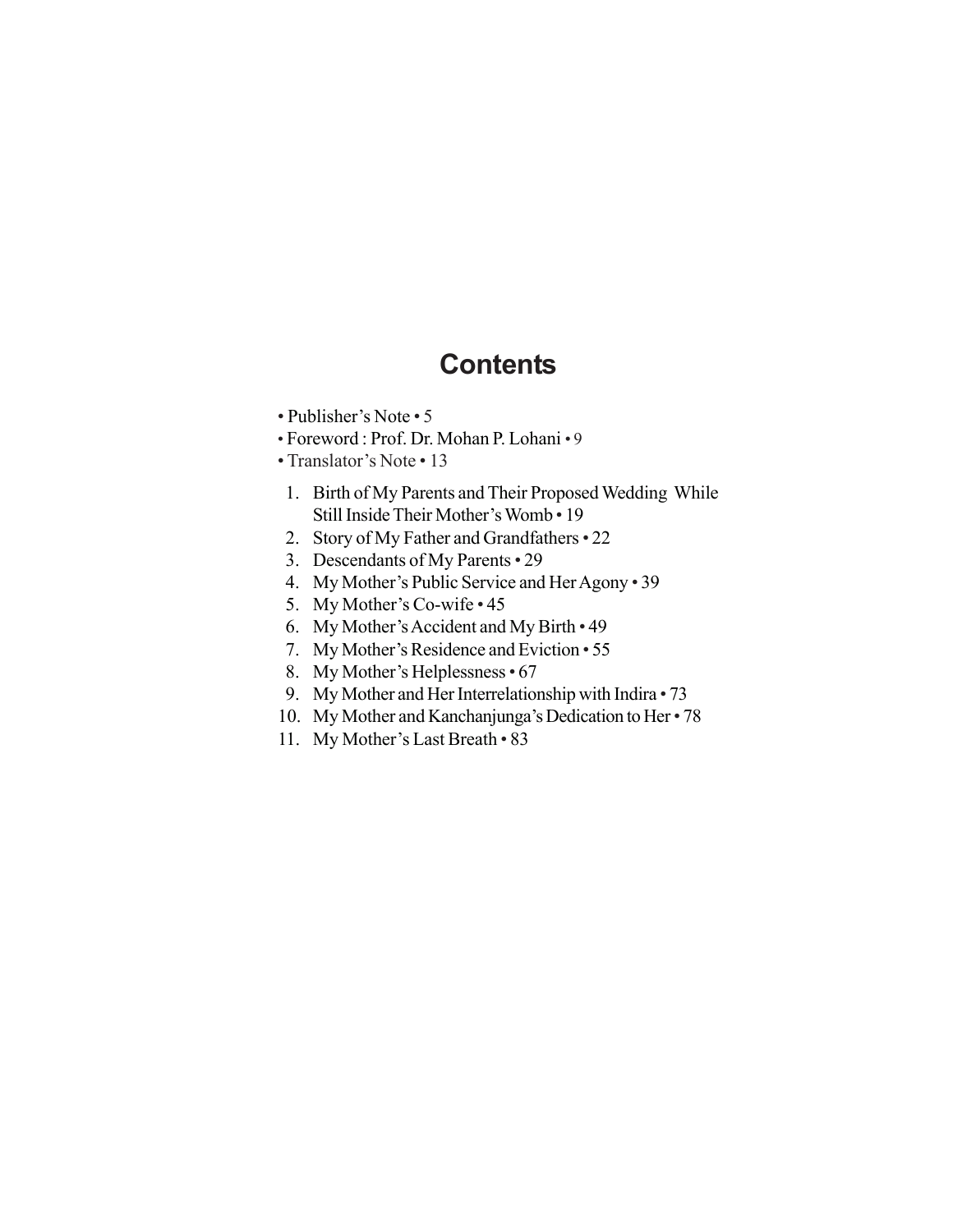# Contents

- Publisher's Note • 5
- Foreword : Prof. Dr. Mohan P. Lohani • 9
- Translator's Note • 13

1. Birth of My Parents and Their Proposed Wedding While Still Inside Their Mother's Womb • 19
2. Story of My Father and Grandfathers • 22
3. Descendants of My Parents • 29
4. My Mother's Public Service and Her Agony • 39
5. My Mother's Co-wife • 45
6. My Mother's Accident and My Birth • 49
7. My Mother's Residence and Eviction • 55
8. My Mother's Helplessness • 67
9. My Mother and Her Interrelationship with Indira • 73
10. My Mother and Kanchanjunga's Dedication to Her • 78
11. My Mother's Last Breath • 83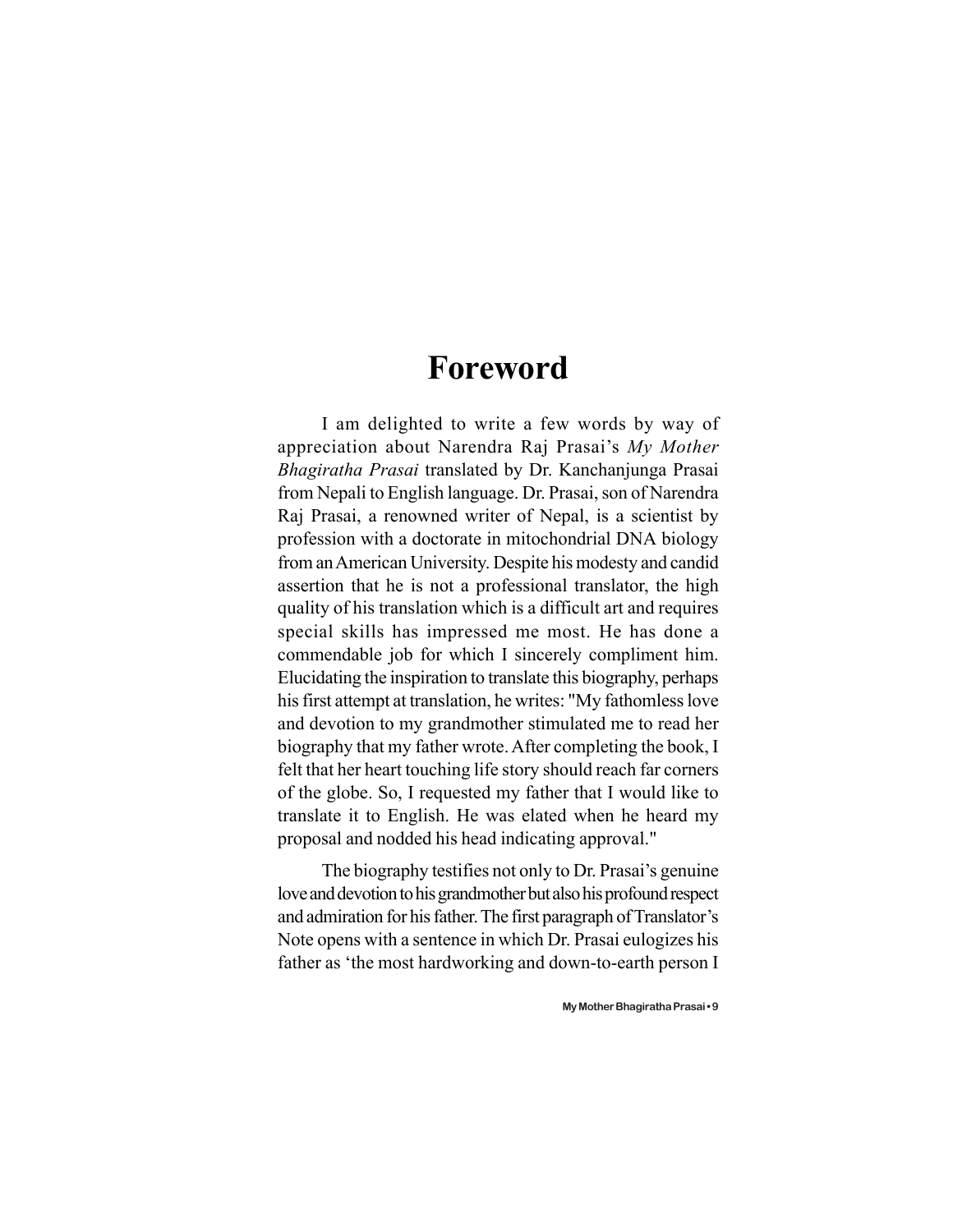# Foreword

I am delighted to write a few words by way of appreciation about Narendra Raj Prasai's *My Mother Bhagiratha Prasai* translated by Dr. Kanchanjunga Prasai from Nepali to English language. Dr. Prasai, son of Narendra Raj Prasai, a renowned writer of Nepal, is a scientist by profession with a doctorate in mitochondrial DNA biology from an American University. Despite his modesty and candid assertion that he is not a professional translator, the high quality of his translation which is a difficult art and requires special skills has impressed me most. He has done a commendable job for which I sincerely compliment him. Elucidating the inspiration to translate this biography, perhaps his first attempt at translation, he writes: "My fathomless love and devotion to my grandmother stimulated me to read her biography that my father wrote. After completing the book, I felt that her heart touching life story should reach far corners of the globe. So, I requested my father that I would like to translate it to English. He was elated when he heard my proposal and nodded his head indicating approval."

The biography testifies not only to Dr. Prasai's genuine love and devotion to his grandmother but also his profound respect and admiration for his father. The first paragraph of Translator's Note opens with a sentence in which Dr. Prasai eulogizes his father as 'the most hardworking and down-to-earth person I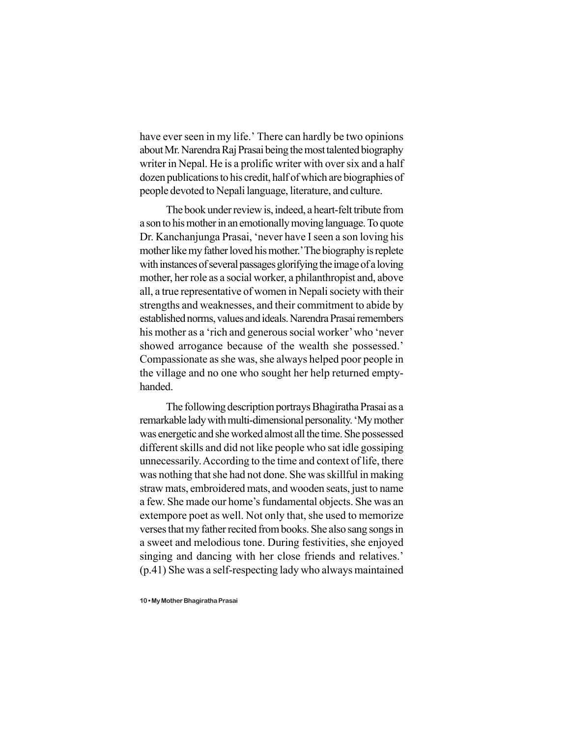have ever seen in my life.' There can hardly be two opinions about Mr. Narendra Raj Prasai being the most talented biography writer in Nepal. He is a prolific writer with over six and a half dozen publications to his credit, half of which are biographies of people devoted to Nepali language, literature, and culture.

The book under review is, indeed, a heart-felt tribute from a son to his mother in an emotionally moving language. To quote Dr. Kanchanjunga Prasai, 'never have I seen a son loving his mother like my father loved his mother.' The biography is replete with instances of several passages glorifying the image of a loving mother, her role as a social worker, a philanthropist and, above all, a true representative of women in Nepali society with their strengths and weaknesses, and their commitment to abide by established norms, values and ideals. Narendra Prasai remembers his mother as a 'rich and generous social worker' who 'never showed arrogance because of the wealth she possessed.' Compassionate as she was, she always helped poor people in the village and no one who sought her help returned empty-handed.

The following description portrays Bhagiratha Prasai as a remarkable lady with multi-dimensional personality. 'My mother was energetic and she worked almost all the time. She possessed different skills and did not like people who sat idle gossiping unnecessarily. According to the time and context of life, there was nothing that she had not done. She was skillful in making straw mats, embroidered mats, and wooden seats, just to name a few. She made our home's fundamental objects. She was an extempore poet as well. Not only that, she used to memorize verses that my father recited from books. She also sang songs in a sweet and melodious tone. During festivities, she enjoyed singing and dancing with her close friends and relatives.' (p.41) She was a self-respecting lady who always maintained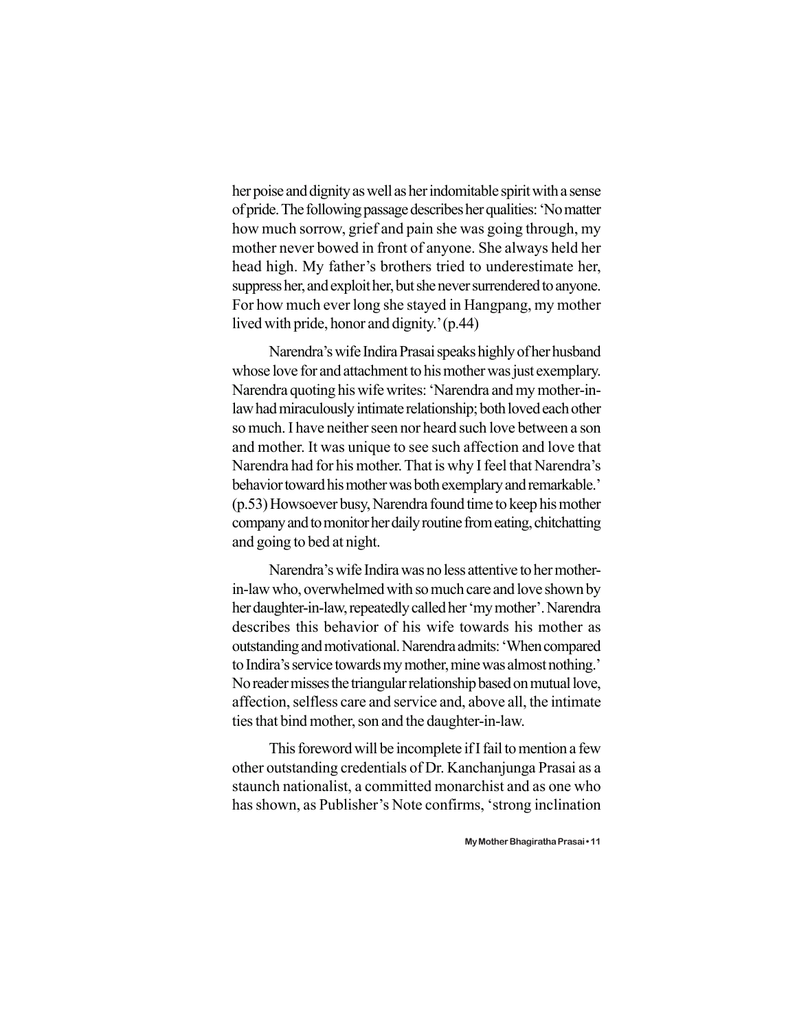her poise and dignity as well as her indomitable spirit with a sense of pride. The following passage describes her qualities: 'No matter how much sorrow, grief and pain she was going through, my mother never bowed in front of anyone. She always held her head high. My father's brothers tried to underestimate her, suppress her, and exploit her, but she never surrendered to anyone. For how much ever long she stayed in Hangpang, my mother lived with pride, honor and dignity.' (p.44)

Narendra's wife Indira Prasai speaks highly of her husband whose love for and attachment to his mother was just exemplary. Narendra quoting his wife writes: 'Narendra and my mother-in-law had miraculously intimate relationship; both loved each other so much. I have neither seen nor heard such love between a son and mother. It was unique to see such affection and love that Narendra had for his mother. That is why I feel that Narendra's behavior toward his mother was both exemplary and remarkable.' (p.53) Howsoever busy, Narendra found time to keep his mother company and to monitor her daily routine from eating, chitchatting and going to bed at night.

Narendra's wife Indira was no less attentive to her mother-in-law who, overwhelmed with so much care and love shown by her daughter-in-law, repeatedly called her 'my mother'. Narendra describes this behavior of his wife towards his mother as outstanding and motivational. Narendra admits: 'When compared to Indira's service towards my mother, mine was almost nothing.' No reader misses the triangular relationship based on mutual love, affection, selfless care and service and, above all, the intimate ties that bind mother, son and the daughter-in-law.

This foreword will be incomplete if I fail to mention a few other outstanding credentials of Dr. Kanchanjunga Prasai as a staunch nationalist, a committed monarchist and as one who has shown, as Publisher's Note confirms, 'strong inclination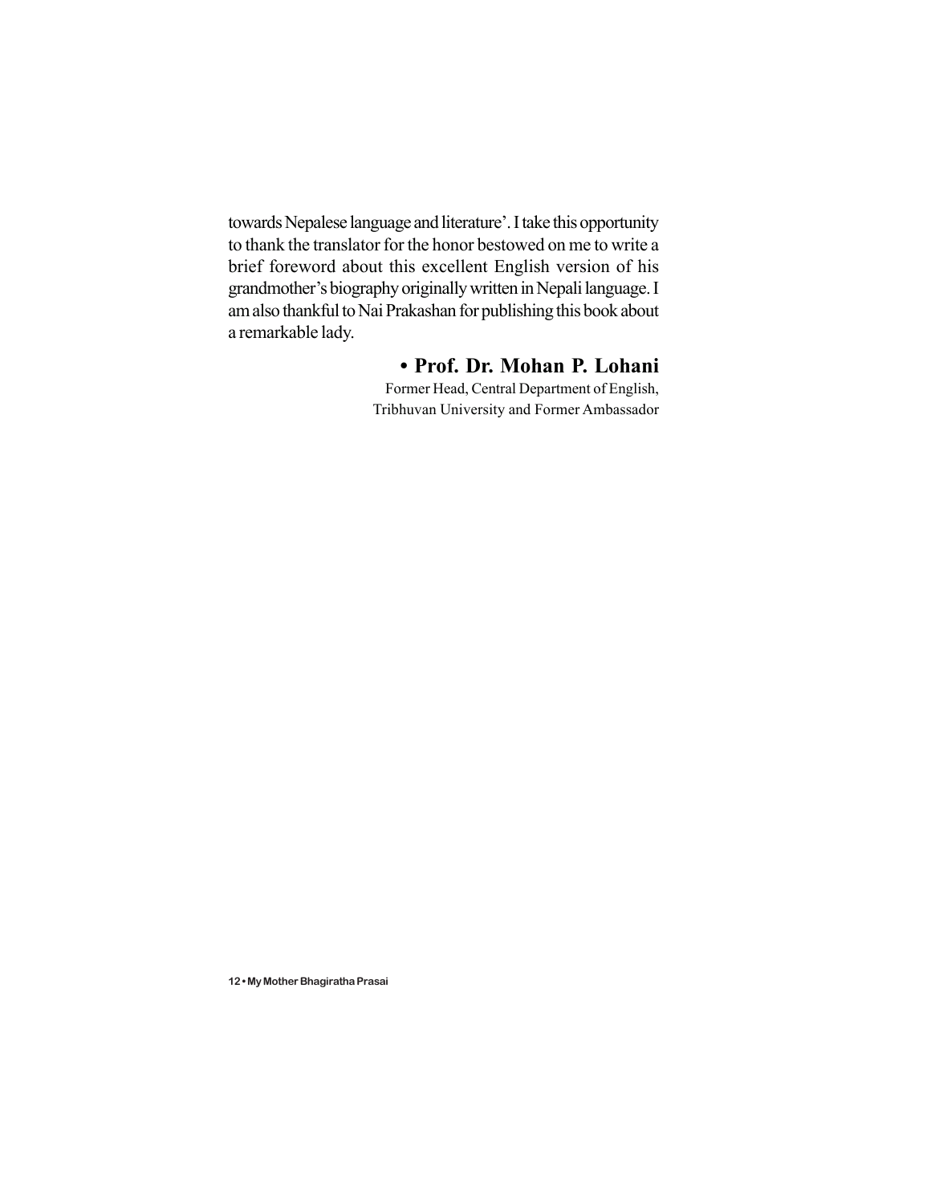towards Nepalese language and literature'. I take this opportunity to thank the translator for the honor bestowed on me to write a brief foreword about this excellent English version of his grandmother's biography originally written in Nepali language. I am also thankful to Nai Prakashan for publishing this book about a remarkable lady.

**• Prof. Dr. Mohan P. Lohani**

Former Head, Central Department of English, Tribhuvan University and Former Ambassador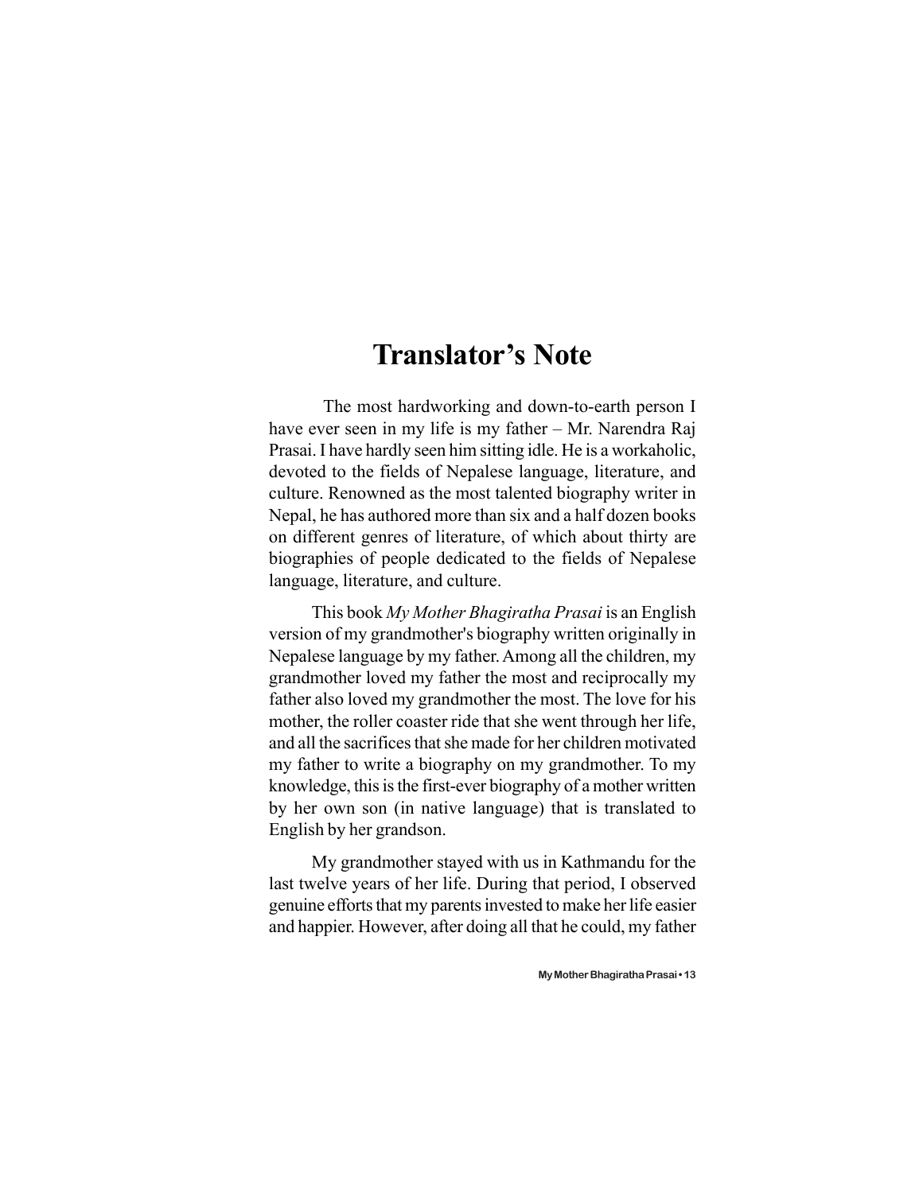# Translator's Note

The most hardworking and down-to-earth person I have ever seen in my life is my father – Mr. Narendra Raj Prasai. I have hardly seen him sitting idle. He is a workaholic, devoted to the fields of Nepalese language, literature, and culture. Renowned as the most talented biography writer in Nepal, he has authored more than six and a half dozen books on different genres of literature, of which about thirty are biographies of people dedicated to the fields of Nepalese language, literature, and culture.

This book *My Mother Bhagiratha Prasai* is an English version of my grandmother's biography written originally in Nepalese language by my father. Among all the children, my grandmother loved my father the most and reciprocally my father also loved my grandmother the most. The love for his mother, the roller coaster ride that she went through her life, and all the sacrifices that she made for her children motivated my father to write a biography on my grandmother. To my knowledge, this is the first-ever biography of a mother written by her own son (in native language) that is translated to English by her grandson.

My grandmother stayed with us in Kathmandu for the last twelve years of her life. During that period, I observed genuine efforts that my parents invested to make her life easier and happier. However, after doing all that he could, my father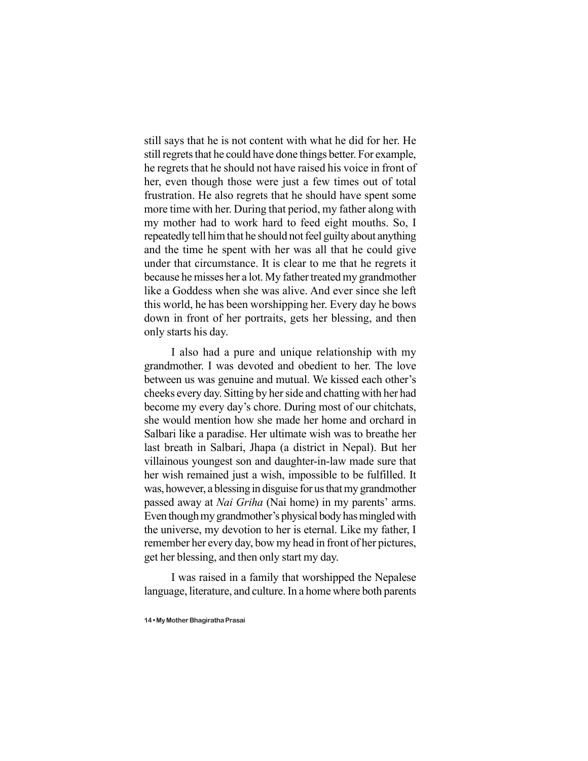still says that he is not content with what he did for her. He still regrets that he could have done things better. For example, he regrets that he should not have raised his voice in front of her, even though those were just a few times out of total frustration. He also regrets that he should have spent some more time with her. During that period, my father along with my mother had to work hard to feed eight mouths. So, I repeatedly tell him that he should not feel guilty about anything and the time he spent with her was all that he could give under that circumstance. It is clear to me that he regrets it because he misses her a lot. My father treated my grandmother like a Goddess when she was alive. And ever since she left this world, he has been worshipping her. Every day he bows down in front of her portraits, gets her blessing, and then only starts his day.

I also had a pure and unique relationship with my grandmother. I was devoted and obedient to her. The love between us was genuine and mutual. We kissed each other's cheeks every day. Sitting by her side and chatting with her had become my every day's chore. During most of our chitchats, she would mention how she made her home and orchard in Salbari like a paradise. Her ultimate wish was to breathe her last breath in Salbari, Jhapa (a district in Nepal). But her villainous youngest son and daughter-in-law made sure that her wish remained just a wish, impossible to be fulfilled. It was, however, a blessing in disguise for us that my grandmother passed away at *Nai Griha* (Nai home) in my parents' arms. Even though my grandmother's physical body has mingled with the universe, my devotion to her is eternal. Like my father, I remember her every day, bow my head in front of her pictures, get her blessing, and then only start my day.

I was raised in a family that worshipped the Nepalese language, literature, and culture. In a home where both parents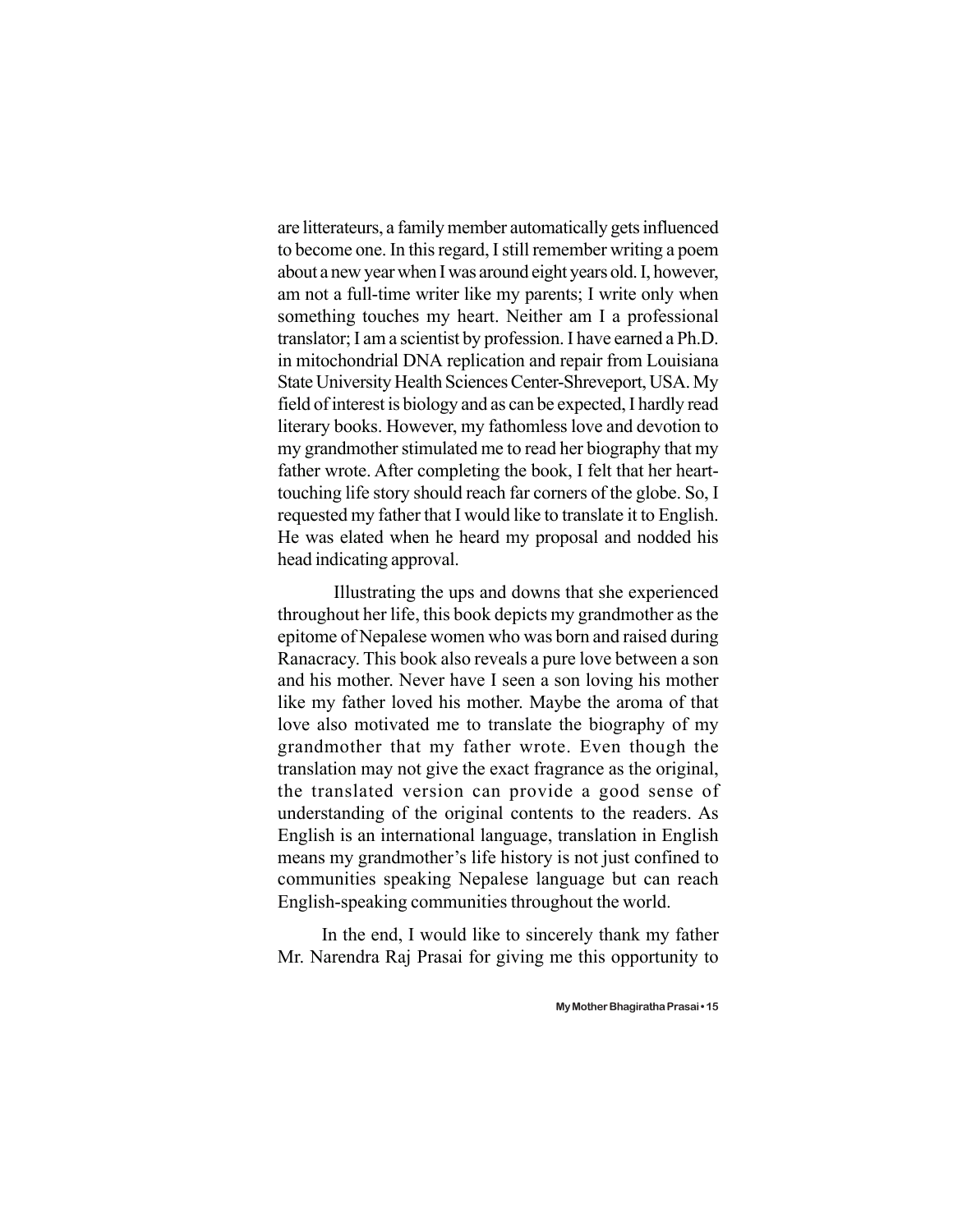are litterateurs, a family member automatically gets influenced to become one. In this regard, I still remember writing a poem about a new year when I was around eight years old. I, however, am not a full-time writer like my parents; I write only when something touches my heart. Neither am I a professional translator; I am a scientist by profession. I have earned a Ph.D. in mitochondrial DNA replication and repair from Louisiana State University Health Sciences Center-Shreveport, USA. My field of interest is biology and as can be expected, I hardly read literary books. However, my fathomless love and devotion to my grandmother stimulated me to read her biography that my father wrote. After completing the book, I felt that her heart-touching life story should reach far corners of the globe. So, I requested my father that I would like to translate it to English. He was elated when he heard my proposal and nodded his head indicating approval.

Illustrating the ups and downs that she experienced throughout her life, this book depicts my grandmother as the epitome of Nepalese women who was born and raised during Ranacracy. This book also reveals a pure love between a son and his mother. Never have I seen a son loving his mother like my father loved his mother. Maybe the aroma of that love also motivated me to translate the biography of my grandmother that my father wrote. Even though the translation may not give the exact fragrance as the original, the translated version can provide a good sense of understanding of the original contents to the readers. As English is an international language, translation in English means my grandmother's life history is not just confined to communities speaking Nepalese language but can reach English-speaking communities throughout the world.

In the end, I would like to sincerely thank my father Mr. Narendra Raj Prasai for giving me this opportunity to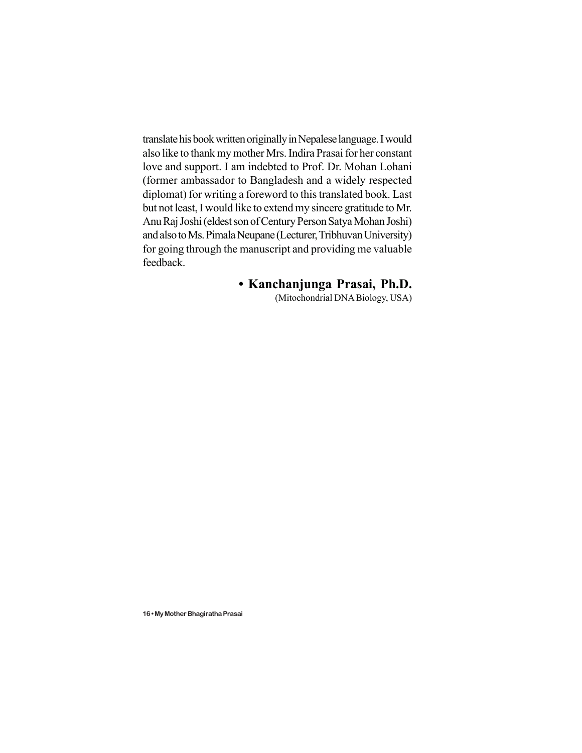translate his book written originally in Nepalese language. I would also like to thank my mother Mrs. Indira Prasai for her constant love and support. I am indebted to Prof. Dr. Mohan Lohani (former ambassador to Bangladesh and a widely respected diplomat) for writing a foreword to this translated book. Last but not least, I would like to extend my sincere gratitude to Mr. Anu Raj Joshi (eldest son of Century Person Satya Mohan Joshi) and also to Ms. Pimala Neupane (Lecturer, Tribhuvan University) for going through the manuscript and providing me valuable feedback.

**• Kanchanjunga Prasai, Ph.D.**
(Mitochondrial DNA Biology, USA)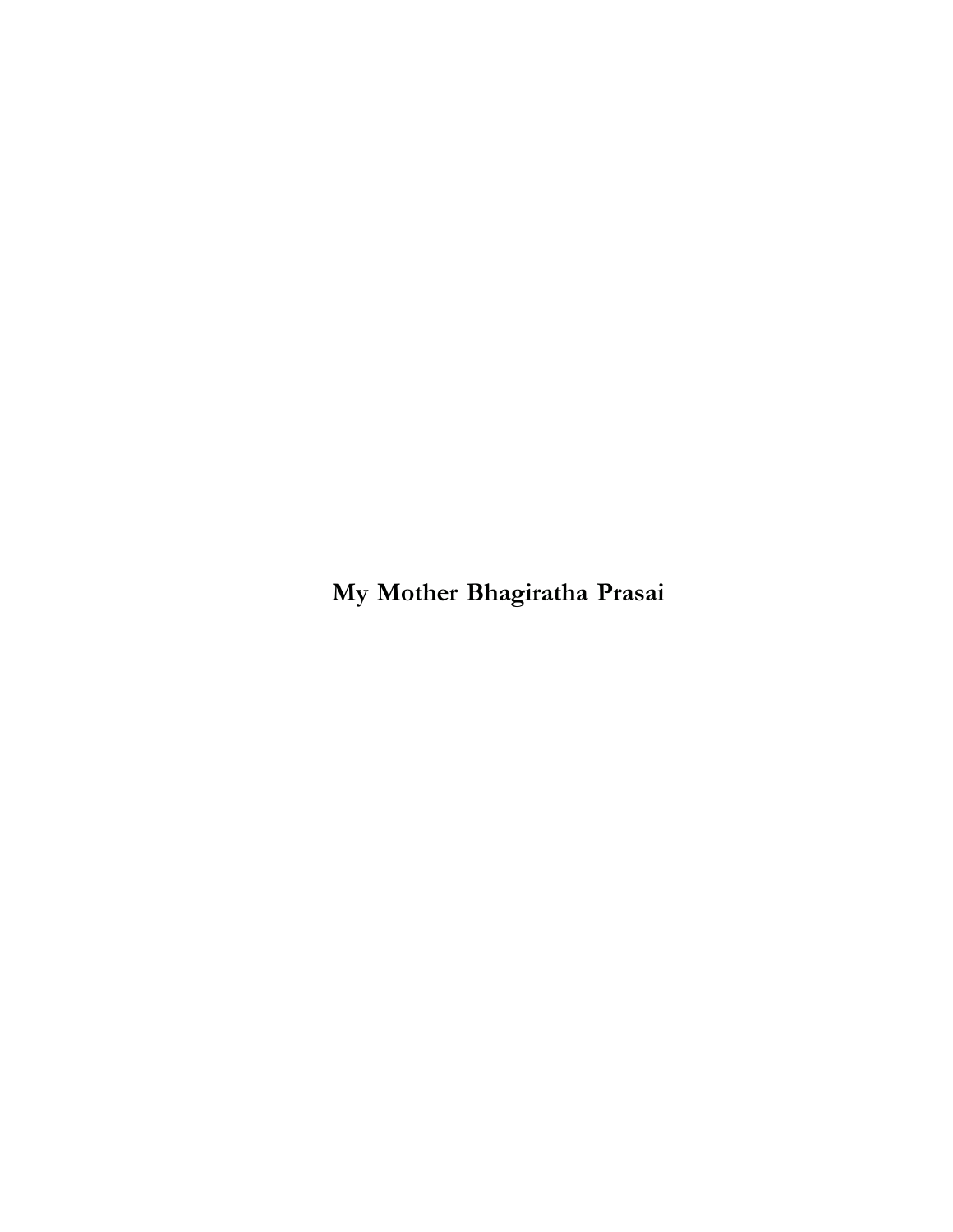**My Mother Bhagiratha Prasai**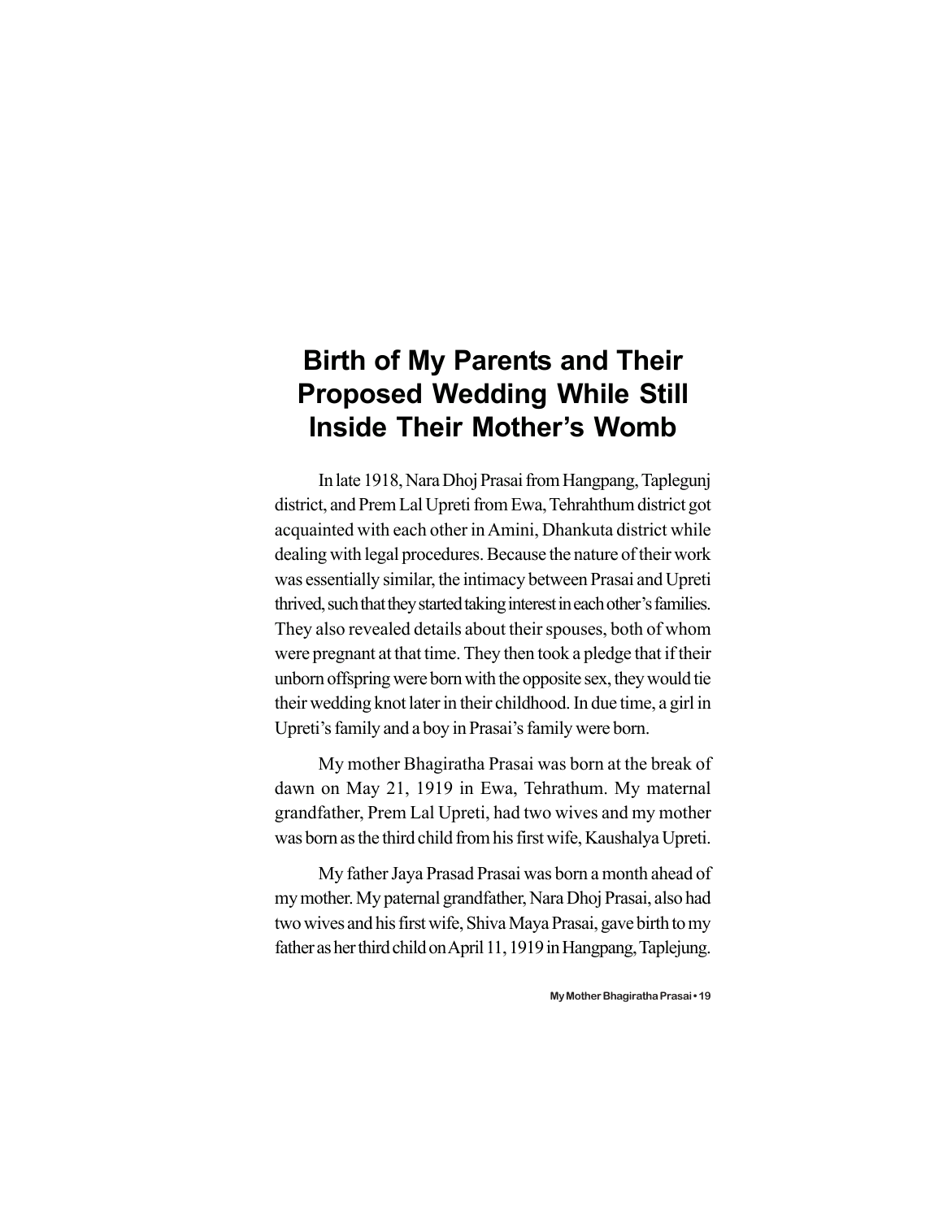# Birth of My Parents and Their Proposed Wedding While Still Inside Their Mother's Womb

In late 1918, Nara Dhoj Prasai from Hangpang, Taplegunj district, and Prem Lal Upreti from Ewa, Tehrahthum district got acquainted with each other in Amini, Dhankuta district while dealing with legal procedures. Because the nature of their work was essentially similar, the intimacy between Prasai and Upreti thrived, such that they started taking interest in each other's families. They also revealed details about their spouses, both of whom were pregnant at that time. They then took a pledge that if their unborn offspring were born with the opposite sex, they would tie their wedding knot later in their childhood. In due time, a girl in Upreti's family and a boy in Prasai's family were born.

My mother Bhagiratha Prasai was born at the break of dawn on May 21, 1919 in Ewa, Tehrathum. My maternal grandfather, Prem Lal Upreti, had two wives and my mother was born as the third child from his first wife, Kaushalya Upreti.

My father Jaya Prasad Prasai was born a month ahead of my mother. My paternal grandfather, Nara Dhoj Prasai, also had two wives and his first wife, Shiva Maya Prasai, gave birth to my father as her third child on April 11, 1919 in Hangpang, Taplejung.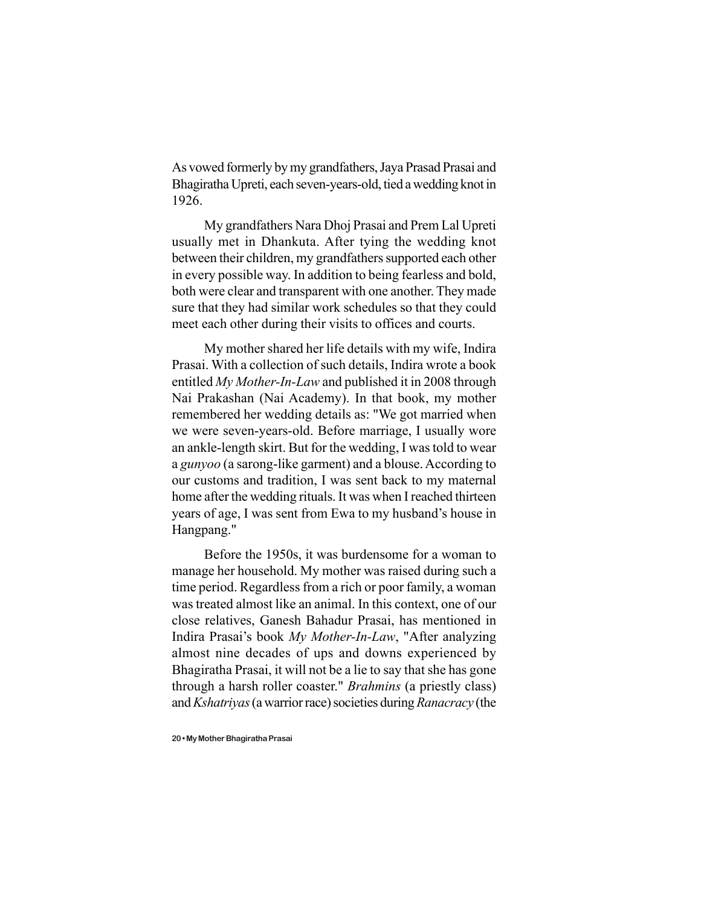As vowed formerly by my grandfathers, Jaya Prasad Prasai and Bhagiratha Upreti, each seven-years-old, tied a wedding knot in 1926.

My grandfathers Nara Dhoj Prasai and Prem Lal Upreti usually met in Dhankuta. After tying the wedding knot between their children, my grandfathers supported each other in every possible way. In addition to being fearless and bold, both were clear and transparent with one another. They made sure that they had similar work schedules so that they could meet each other during their visits to offices and courts.

My mother shared her life details with my wife, Indira Prasai. With a collection of such details, Indira wrote a book entitled *My Mother-In-Law* and published it in 2008 through Nai Prakashan (Nai Academy). In that book, my mother remembered her wedding details as: "We got married when we were seven-years-old. Before marriage, I usually wore an ankle-length skirt. But for the wedding, I was told to wear a *gunyoo* (a sarong-like garment) and a blouse. According to our customs and tradition, I was sent back to my maternal home after the wedding rituals. It was when I reached thirteen years of age, I was sent from Ewa to my husband's house in Hangpang."

Before the 1950s, it was burdensome for a woman to manage her household. My mother was raised during such a time period. Regardless from a rich or poor family, a woman was treated almost like an animal. In this context, one of our close relatives, Ganesh Bahadur Prasai, has mentioned in Indira Prasai's book *My Mother-In-Law*, "After analyzing almost nine decades of ups and downs experienced by Bhagiratha Prasai, it will not be a lie to say that she has gone through a harsh roller coaster." *Brahmins* (a priestly class) and *Kshatriyas* (a warrior race) societies during *Ranacracy* (the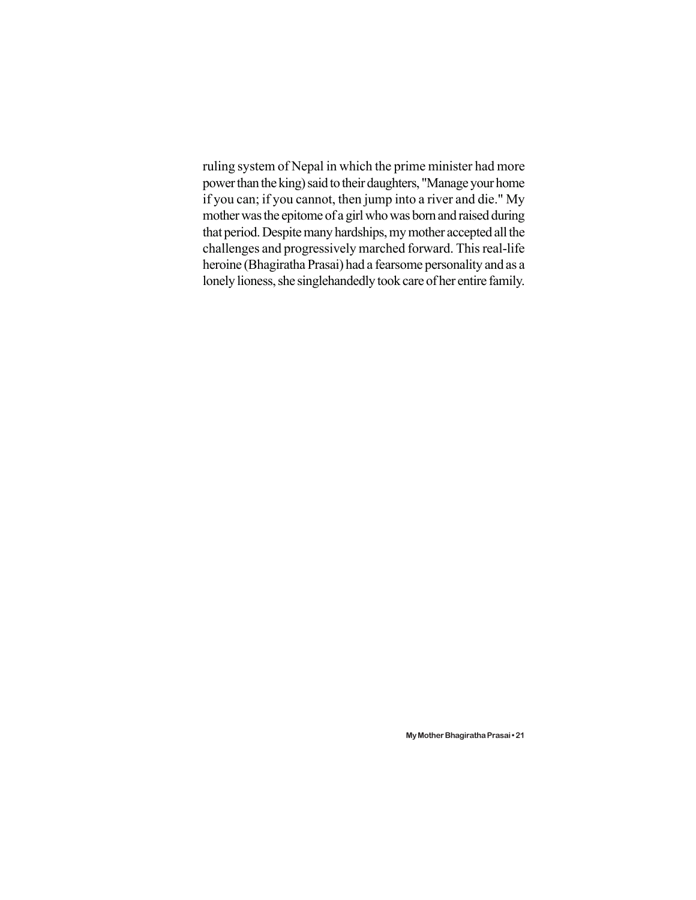ruling system of Nepal in which the prime minister had more power than the king) said to their daughters, "Manage your home if you can; if you cannot, then jump into a river and die." My mother was the epitome of a girl who was born and raised during that period. Despite many hardships, my mother accepted all the challenges and progressively marched forward. This real-life heroine (Bhagiratha Prasai) had a fearsome personality and as a lonely lioness, she singlehandedly took care of her entire family.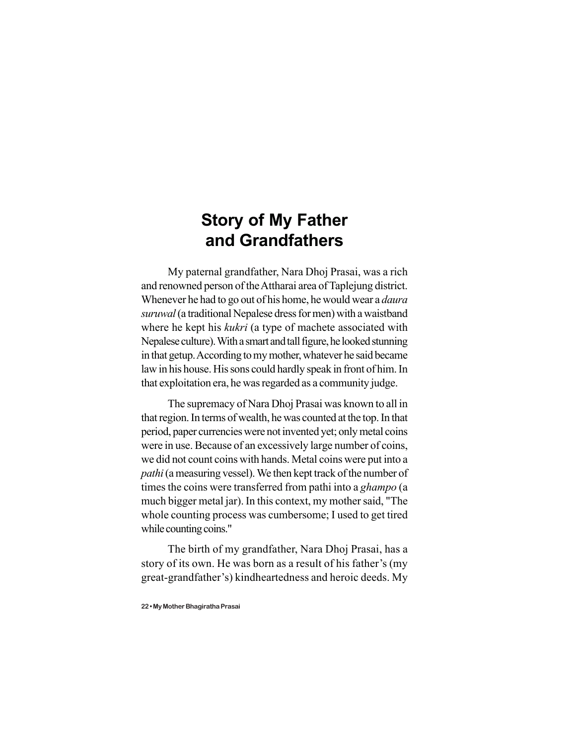# Story of My Father and Grandfathers

My paternal grandfather, Nara Dhoj Prasai, was a rich and renowned person of the Attharai area of Taplejung district. Whenever he had to go out of his home, he would wear a *daura suruwal* (a traditional Nepalese dress for men) with a waistband where he kept his *kukri* (a type of machete associated with Nepalese culture). With a smart and tall figure, he looked stunning in that getup. According to my mother, whatever he said became law in his house. His sons could hardly speak in front of him. In that exploitation era, he was regarded as a community judge.

The supremacy of Nara Dhoj Prasai was known to all in that region. In terms of wealth, he was counted at the top. In that period, paper currencies were not invented yet; only metal coins were in use. Because of an excessively large number of coins, we did not count coins with hands. Metal coins were put into a *pathi* (a measuring vessel). We then kept track of the number of times the coins were transferred from pathi into a *ghampo* (a much bigger metal jar). In this context, my mother said, "The whole counting process was cumbersome; I used to get tired while counting coins."

The birth of my grandfather, Nara Dhoj Prasai, has a story of its own. He was born as a result of his father's (my great-grandfather's) kindheartedness and heroic deeds. My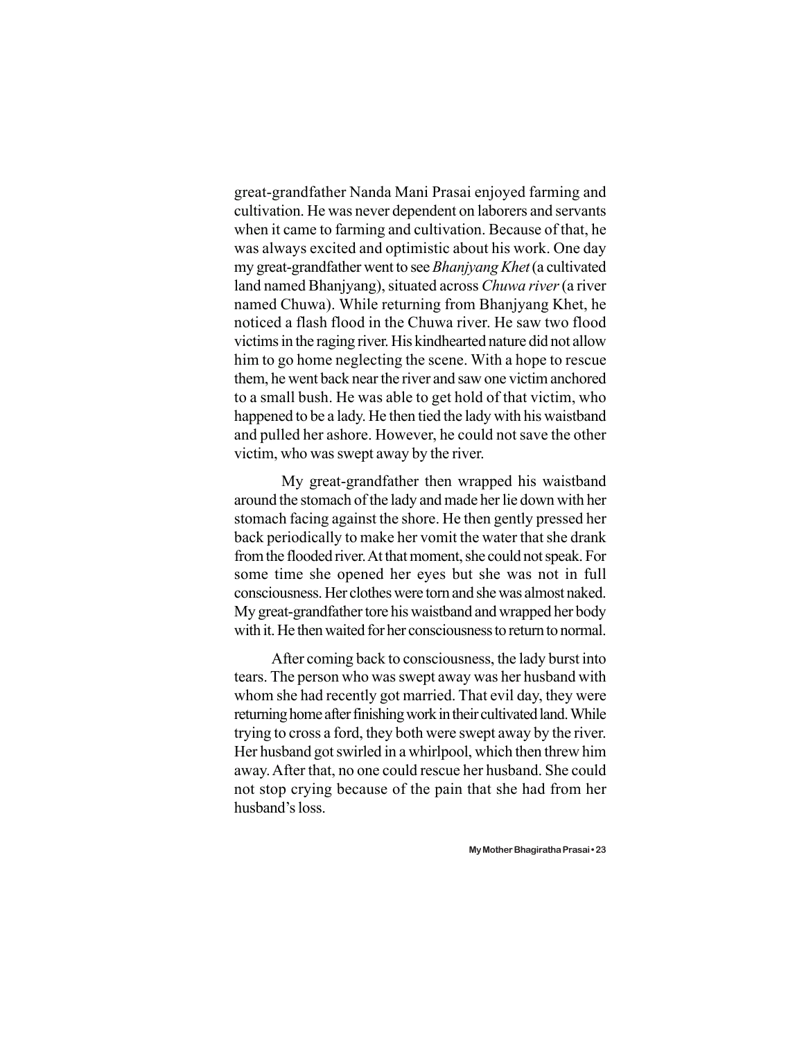great-grandfather Nanda Mani Prasai enjoyed farming and cultivation. He was never dependent on laborers and servants when it came to farming and cultivation. Because of that, he was always excited and optimistic about his work. One day my great-grandfather went to see *Bhanjyang Khet* (a cultivated land named Bhanjyang), situated across *Chuwa river* (a river named Chuwa). While returning from Bhanjyang Khet, he noticed a flash flood in the Chuwa river. He saw two flood victims in the raging river. His kindhearted nature did not allow him to go home neglecting the scene. With a hope to rescue them, he went back near the river and saw one victim anchored to a small bush. He was able to get hold of that victim, who happened to be a lady. He then tied the lady with his waistband and pulled her ashore. However, he could not save the other victim, who was swept away by the river.

My great-grandfather then wrapped his waistband around the stomach of the lady and made her lie down with her stomach facing against the shore. He then gently pressed her back periodically to make her vomit the water that she drank from the flooded river. At that moment, she could not speak. For some time she opened her eyes but she was not in full consciousness. Her clothes were torn and she was almost naked. My great-grandfather tore his waistband and wrapped her body with it. He then waited for her consciousness to return to normal.

After coming back to consciousness, the lady burst into tears. The person who was swept away was her husband with whom she had recently got married. That evil day, they were returning home after finishing work in their cultivated land. While trying to cross a ford, they both were swept away by the river. Her husband got swirled in a whirlpool, which then threw him away. After that, no one could rescue her husband. She could not stop crying because of the pain that she had from her husband's loss.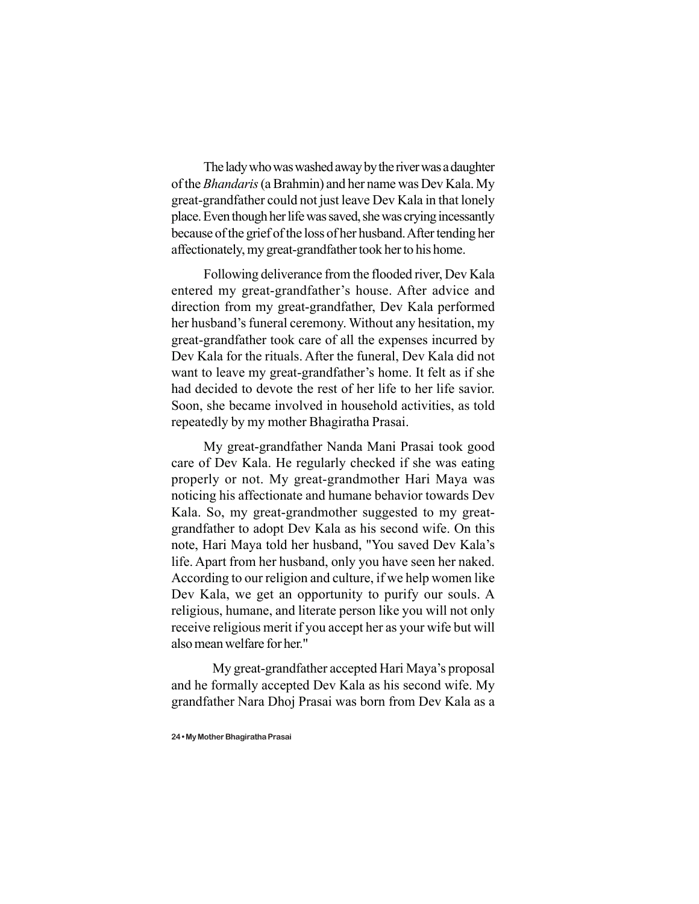The lady who was washed away by the river was a daughter of the *Bhandaris* (a Brahmin) and her name was Dev Kala. My great-grandfather could not just leave Dev Kala in that lonely place. Even though her life was saved, she was crying incessantly because of the grief of the loss of her husband. After tending her affectionately, my great-grandfather took her to his home.

Following deliverance from the flooded river, Dev Kala entered my great-grandfather's house. After advice and direction from my great-grandfather, Dev Kala performed her husband's funeral ceremony. Without any hesitation, my great-grandfather took care of all the expenses incurred by Dev Kala for the rituals. After the funeral, Dev Kala did not want to leave my great-grandfather's home. It felt as if she had decided to devote the rest of her life to her life savior. Soon, she became involved in household activities, as told repeatedly by my mother Bhagiratha Prasai.

My great-grandfather Nanda Mani Prasai took good care of Dev Kala. He regularly checked if she was eating properly or not. My great-grandmother Hari Maya was noticing his affectionate and humane behavior towards Dev Kala. So, my great-grandmother suggested to my great-grandfather to adopt Dev Kala as his second wife. On this note, Hari Maya told her husband, "You saved Dev Kala's life. Apart from her husband, only you have seen her naked. According to our religion and culture, if we help women like Dev Kala, we get an opportunity to purify our souls. A religious, humane, and literate person like you will not only receive religious merit if you accept her as your wife but will also mean welfare for her."

My great-grandfather accepted Hari Maya's proposal and he formally accepted Dev Kala as his second wife. My grandfather Nara Dhoj Prasai was born from Dev Kala as a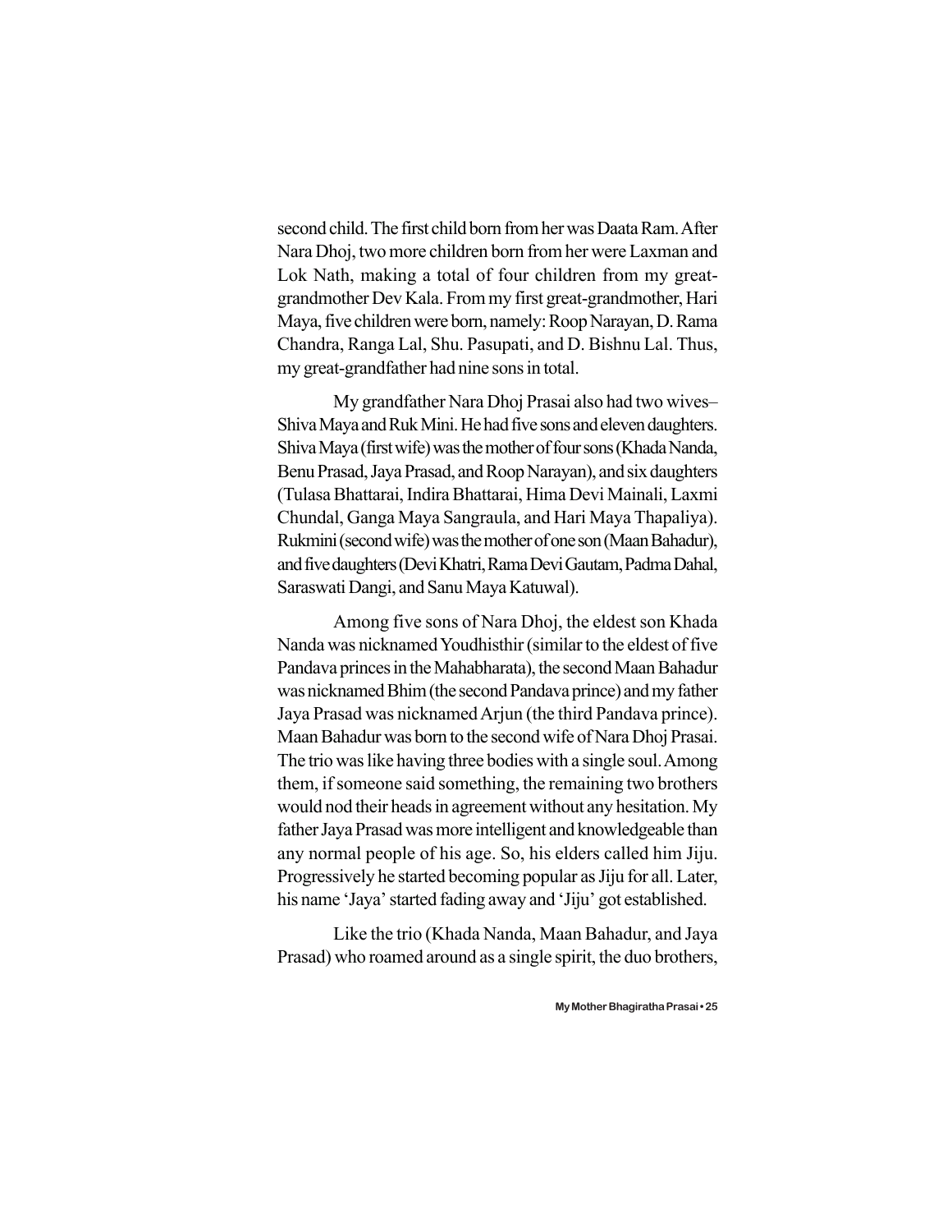second child. The first child born from her was Daata Ram. After Nara Dhoj, two more children born from her were Laxman and Lok Nath, making a total of four children from my great-grandmother Dev Kala. From my first great-grandmother, Hari Maya, five children were born, namely: Roop Narayan, D. Rama Chandra, Ranga Lal, Shu. Pasupati, and D. Bishnu Lal. Thus, my great-grandfather had nine sons in total.

My grandfather Nara Dhoj Prasai also had two wives– Shiva Maya and Ruk Mini. He had five sons and eleven daughters. Shiva Maya (first wife) was the mother of four sons (Khada Nanda, Benu Prasad, Jaya Prasad, and Roop Narayan), and six daughters (Tulasa Bhattarai, Indira Bhattarai, Hima Devi Mainali, Laxmi Chundal, Ganga Maya Sangraula, and Hari Maya Thapaliya). Rukmini (second wife) was the mother of one son (Maan Bahadur), and five daughters (Devi Khatri, Rama Devi Gautam, Padma Dahal, Saraswati Dangi, and Sanu Maya Katuwal).

Among five sons of Nara Dhoj, the eldest son Khada Nanda was nicknamed Youdhisthir (similar to the eldest of five Pandava princes in the Mahabharata), the second Maan Bahadur was nicknamed Bhim (the second Pandava prince) and my father Jaya Prasad was nicknamed Arjun (the third Pandava prince). Maan Bahadur was born to the second wife of Nara Dhoj Prasai. The trio was like having three bodies with a single soul. Among them, if someone said something, the remaining two brothers would nod their heads in agreement without any hesitation. My father Jaya Prasad was more intelligent and knowledgeable than any normal people of his age. So, his elders called him Jiju. Progressively he started becoming popular as Jiju for all. Later, his name 'Jaya' started fading away and 'Jiju' got established.

Like the trio (Khada Nanda, Maan Bahadur, and Jaya Prasad) who roamed around as a single spirit, the duo brothers,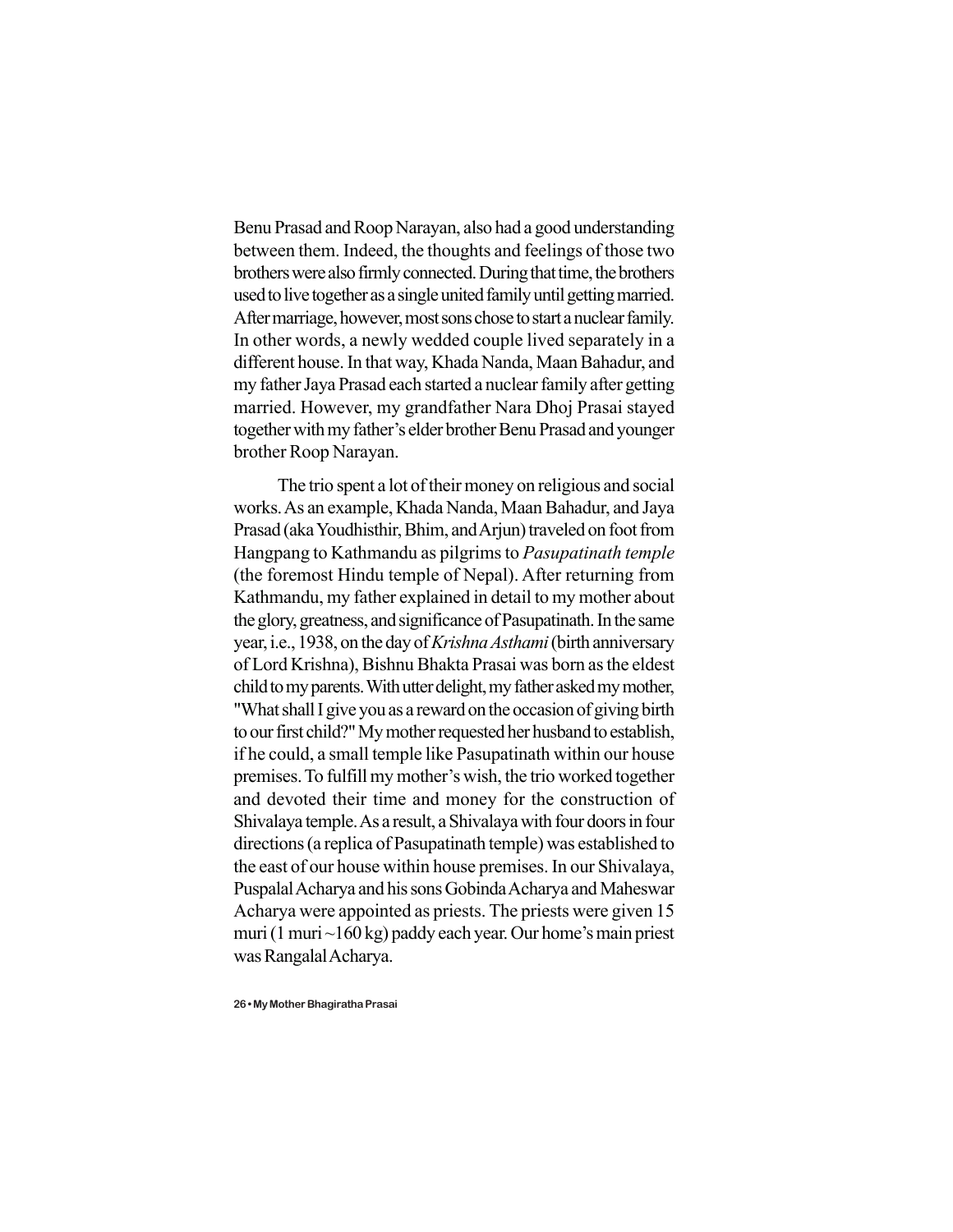Benu Prasad and Roop Narayan, also had a good understanding between them. Indeed, the thoughts and feelings of those two brothers were also firmly connected. During that time, the brothers used to live together as a single united family until getting married. After marriage, however, most sons chose to start a nuclear family. In other words, a newly wedded couple lived separately in a different house. In that way, Khada Nanda, Maan Bahadur, and my father Jaya Prasad each started a nuclear family after getting married. However, my grandfather Nara Dhoj Prasai stayed together with my father's elder brother Benu Prasad and younger brother Roop Narayan.

The trio spent a lot of their money on religious and social works. As an example, Khada Nanda, Maan Bahadur, and Jaya Prasad (aka Youdhisthir, Bhim, and Arjun) traveled on foot from Hangpang to Kathmandu as pilgrims to *Pasupatinath temple* (the foremost Hindu temple of Nepal). After returning from Kathmandu, my father explained in detail to my mother about the glory, greatness, and significance of Pasupatinath. In the same year, i.e., 1938, on the day of *Krishna Asthami* (birth anniversary of Lord Krishna), Bishnu Bhakta Prasai was born as the eldest child to my parents. With utter delight, my father asked my mother, "What shall I give you as a reward on the occasion of giving birth to our first child?" My mother requested her husband to establish, if he could, a small temple like Pasupatinath within our house premises. To fulfill my mother's wish, the trio worked together and devoted their time and money for the construction of Shivalaya temple. As a result, a Shivalaya with four doors in four directions (a replica of Pasupatinath temple) was established to the east of our house within house premises. In our Shivalaya, Puspalal Acharya and his sons Gobinda Acharya and Maheswar Acharya were appointed as priests. The priests were given 15 muri (1 muri ~160 kg) paddy each year. Our home's main priest was Rangalal Acharya.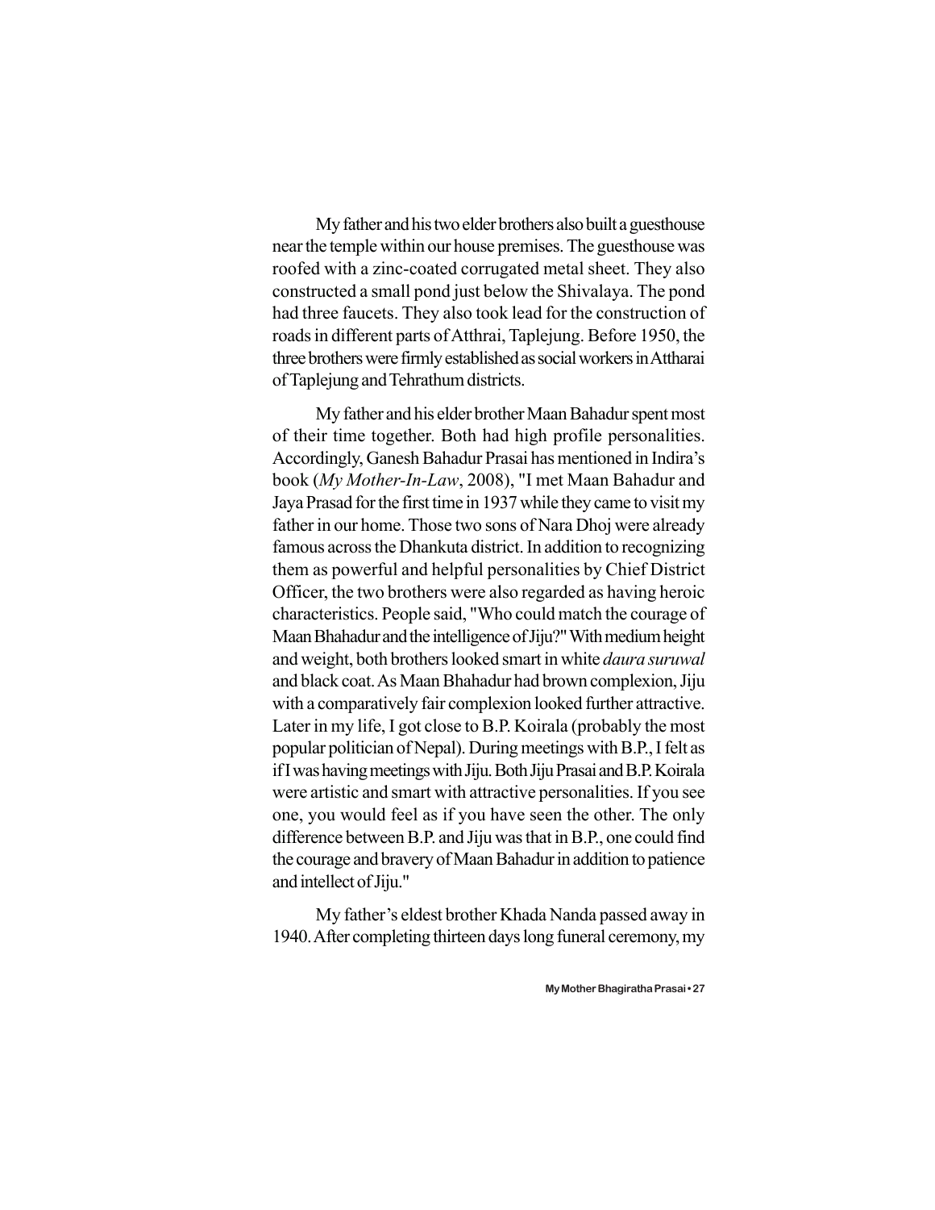My father and his two elder brothers also built a guesthouse near the temple within our house premises. The guesthouse was roofed with a zinc-coated corrugated metal sheet. They also constructed a small pond just below the Shivalaya. The pond had three faucets. They also took lead for the construction of roads in different parts of Atthrai, Taplejung. Before 1950, the three brothers were firmly established as social workers in Attharai of Taplejung and Tehrathum districts.

My father and his elder brother Maan Bahadur spent most of their time together. Both had high profile personalities. Accordingly, Ganesh Bahadur Prasai has mentioned in Indira's book (*My Mother-In-Law*, 2008), "I met Maan Bahadur and Jaya Prasad for the first time in 1937 while they came to visit my father in our home. Those two sons of Nara Dhoj were already famous across the Dhankuta district. In addition to recognizing them as powerful and helpful personalities by Chief District Officer, the two brothers were also regarded as having heroic characteristics. People said, "Who could match the courage of Maan Bhahadur and the intelligence of Jiju?" With medium height and weight, both brothers looked smart in white *daura suruwal* and black coat. As Maan Bahadur had brown complexion, Jiju with a comparatively fair complexion looked further attractive. Later in my life, I got close to B.P. Koirala (probably the most popular politician of Nepal). During meetings with B.P., I felt as if I was having meetings with Jiju. Both Jiju Prasai and B.P. Koirala were artistic and smart with attractive personalities. If you see one, you would feel as if you have seen the other. The only difference between B.P. and Jiju was that in B.P., one could find the courage and bravery of Maan Bahadur in addition to patience and intellect of Jiju."

My father's eldest brother Khada Nanda passed away in 1940. After completing thirteen days long funeral ceremony, my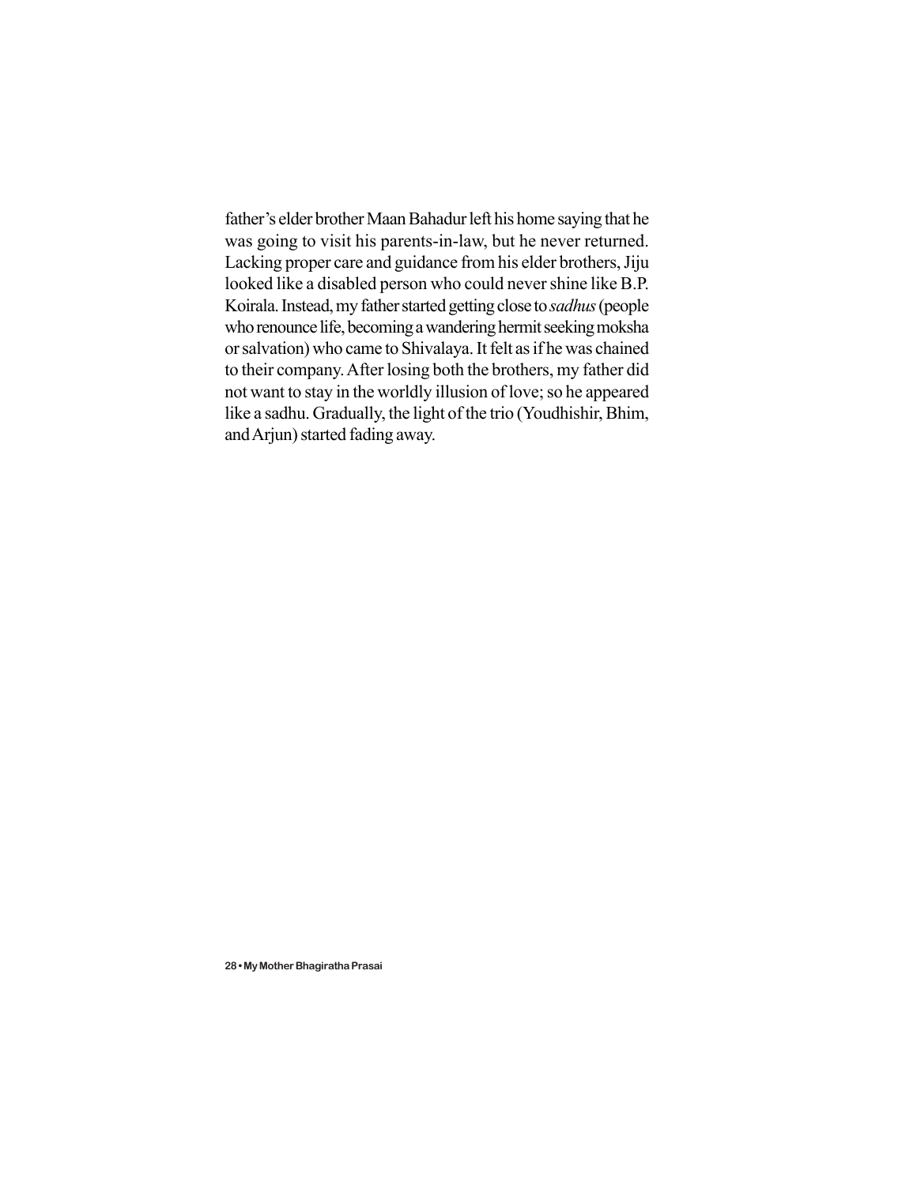father's elder brother Maan Bahadur left his home saying that he was going to visit his parents-in-law, but he never returned. Lacking proper care and guidance from his elder brothers, Jiju looked like a disabled person who could never shine like B.P. Koirala. Instead, my father started getting close to *sadhus* (people who renounce life, becoming a wandering hermit seeking moksha or salvation) who came to Shivalaya. It felt as if he was chained to their company. After losing both the brothers, my father did not want to stay in the worldly illusion of love; so he appeared like a sadhu. Gradually, the light of the trio (Youdhishir, Bhim, and Arjun) started fading away.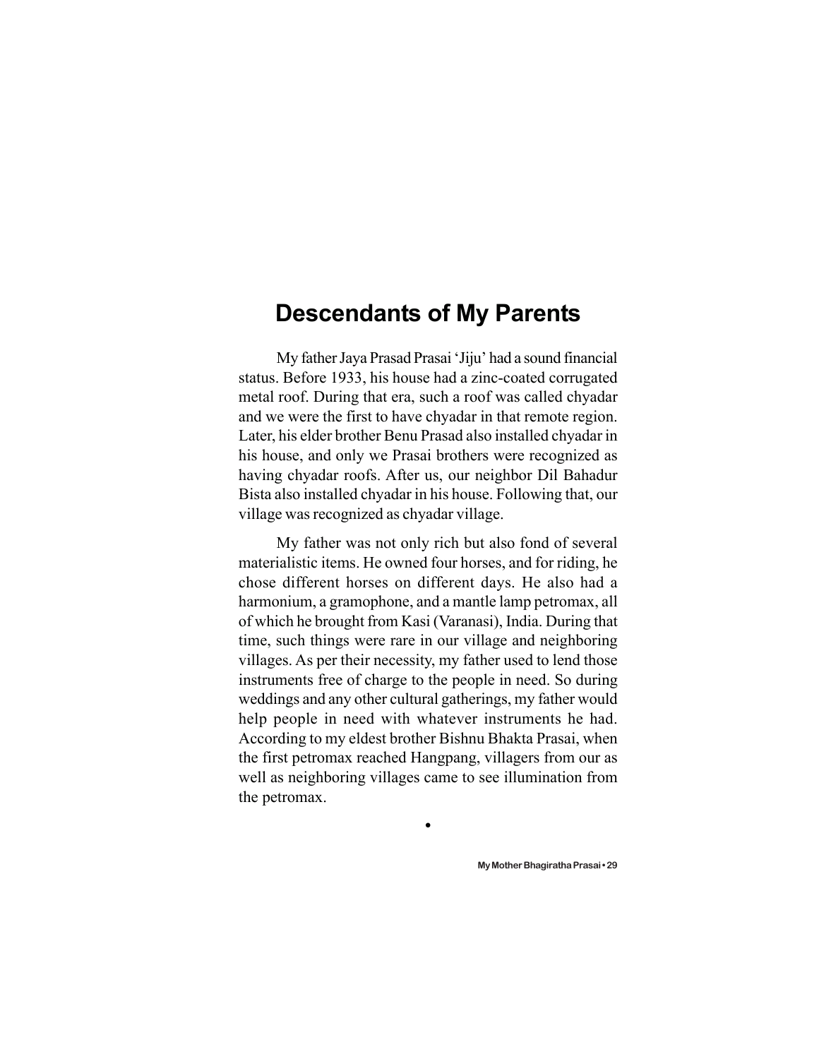# Descendants of My Parents

My father Jaya Prasad Prasai 'Jiju' had a sound financial status. Before 1933, his house had a zinc-coated corrugated metal roof. During that era, such a roof was called chyadar and we were the first to have chyadar in that remote region. Later, his elder brother Benu Prasad also installed chyadar in his house, and only we Prasai brothers were recognized as having chyadar roofs. After us, our neighbor Dil Bahadur Bista also installed chyadar in his house. Following that, our village was recognized as chyadar village.

My father was not only rich but also fond of several materialistic items. He owned four horses, and for riding, he chose different horses on different days. He also had a harmonium, a gramophone, and a mantle lamp petromax, all of which he brought from Kasi (Varanasi), India. During that time, such things were rare in our village and neighboring villages. As per their necessity, my father used to lend those instruments free of charge to the people in need. So during weddings and any other cultural gatherings, my father would help people in need with whatever instruments he had. According to my eldest brother Bishnu Bhakta Prasai, when the first petromax reached Hangpang, villagers from our as well as neighboring villages came to see illumination from the petromax.

•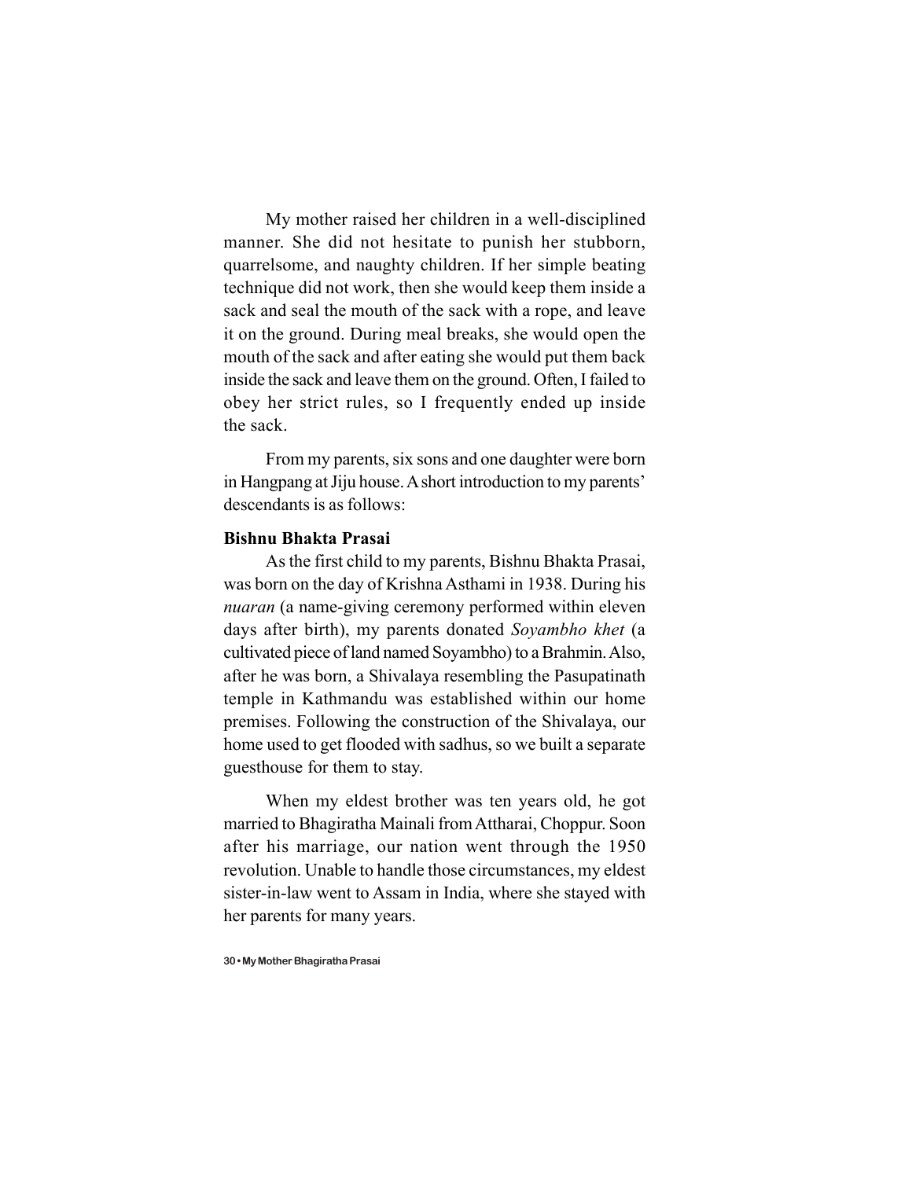My mother raised her children in a well-disciplined manner. She did not hesitate to punish her stubborn, quarrelsome, and naughty children. If her simple beating technique did not work, then she would keep them inside a sack and seal the mouth of the sack with a rope, and leave it on the ground. During meal breaks, she would open the mouth of the sack and after eating she would put them back inside the sack and leave them on the ground. Often, I failed to obey her strict rules, so I frequently ended up inside the sack.

From my parents, six sons and one daughter were born in Hangpang at Jiju house. A short introduction to my parents' descendants is as follows:

**Bishnu Bhakta Prasai**

As the first child to my parents, Bishnu Bhakta Prasai, was born on the day of Krishna Asthami in 1938. During his *nuaran* (a name-giving ceremony performed within eleven days after birth), my parents donated *Soyambho khet* (a cultivated piece of land named Soyambho) to a Brahmin. Also, after he was born, a Shivalaya resembling the Pasupatinath temple in Kathmandu was established within our home premises. Following the construction of the Shivalaya, our home used to get flooded with sadhus, so we built a separate guesthouse for them to stay.

When my eldest brother was ten years old, he got married to Bhagiratha Mainali from Attharai, Choppur. Soon after his marriage, our nation went through the 1950 revolution. Unable to handle those circumstances, my eldest sister-in-law went to Assam in India, where she stayed with her parents for many years.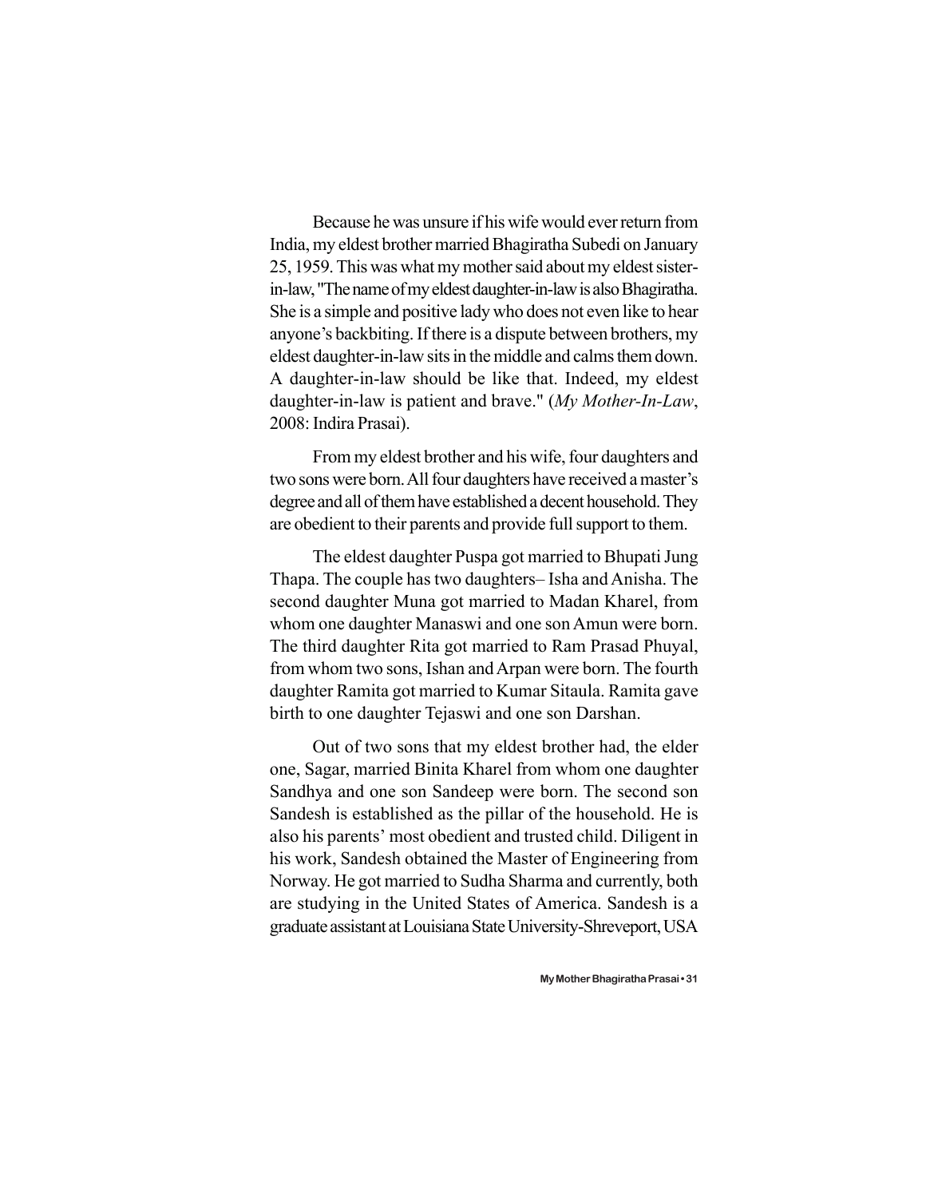Because he was unsure if his wife would ever return from India, my eldest brother married Bhagiratha Subedi on January 25, 1959. This was what my mother said about my eldest sister-in-law, "The name of my eldest daughter-in-law is also Bhagiratha. She is a simple and positive lady who does not even like to hear anyone's backbiting. If there is a dispute between brothers, my eldest daughter-in-law sits in the middle and calms them down. A daughter-in-law should be like that. Indeed, my eldest daughter-in-law is patient and brave." (*My Mother-In-Law*, 2008: Indira Prasai).

From my eldest brother and his wife, four daughters and two sons were born. All four daughters have received a master's degree and all of them have established a decent household. They are obedient to their parents and provide full support to them.

The eldest daughter Puspa got married to Bhupati Jung Thapa. The couple has two daughters– Isha and Anisha. The second daughter Muna got married to Madan Kharel, from whom one daughter Manaswi and one son Amun were born. The third daughter Rita got married to Ram Prasad Phuyal, from whom two sons, Ishan and Arpan were born. The fourth daughter Ramita got married to Kumar Sitaula. Ramita gave birth to one daughter Tejaswi and one son Darshan.

Out of two sons that my eldest brother had, the elder one, Sagar, married Binita Kharel from whom one daughter Sandhya and one son Sandeep were born. The second son Sandesh is established as the pillar of the household. He is also his parents' most obedient and trusted child. Diligent in his work, Sandesh obtained the Master of Engineering from Norway. He got married to Sudha Sharma and currently, both are studying in the United States of America. Sandesh is a graduate assistant at Louisiana State University-Shreveport, USA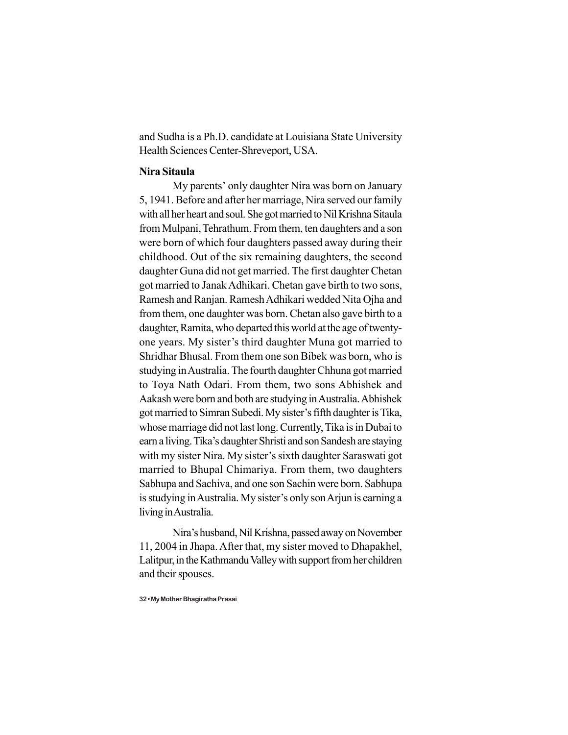and Sudha is a Ph.D. candidate at Louisiana State University Health Sciences Center-Shreveport, USA.

**Nira Sitaula**

My parents' only daughter Nira was born on January 5, 1941. Before and after her marriage, Nira served our family with all her heart and soul. She got married to Nil Krishna Sitaula from Mulpani, Tehrathum. From them, ten daughters and a son were born of which four daughters passed away during their childhood. Out of the six remaining daughters, the second daughter Guna did not get married. The first daughter Chetan got married to Janak Adhikari. Chetan gave birth to two sons, Ramesh and Ranjan. Ramesh Adhikari wedded Nita Ojha and from them, one daughter was born. Chetan also gave birth to a daughter, Ramita, who departed this world at the age of twenty-one years. My sister's third daughter Muna got married to Shridhar Bhusal. From them one son Bibek was born, who is studying in Australia. The fourth daughter Chhuna got married to Toya Nath Odari. From them, two sons Abhishek and Aakash were born and both are studying in Australia. Abhishek got married to Simran Subedi. My sister's fifth daughter is Tika, whose marriage did not last long. Currently, Tika is in Dubai to earn a living. Tika's daughter Shristi and son Sandesh are staying with my sister Nira. My sister's sixth daughter Saraswati got married to Bhupal Chimariya. From them, two daughters Sabhupa and Sachiva, and one son Sachin were born. Sabhupa is studying in Australia. My sister's only son Arjun is earning a living in Australia.

Nira's husband, Nil Krishna, passed away on November 11, 2004 in Jhapa. After that, my sister moved to Dhapakhel, Lalitpur, in the Kathmandu Valley with support from her children and their spouses.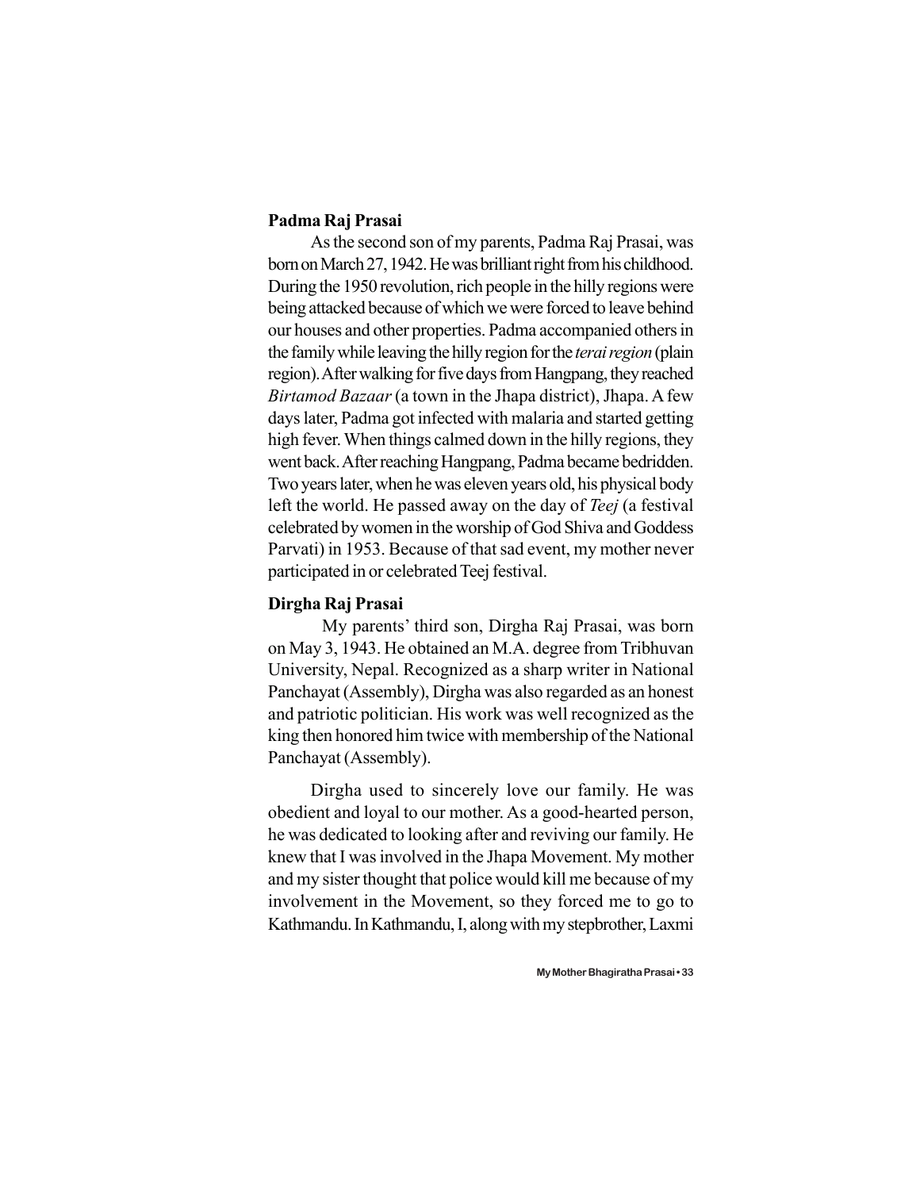**Padma Raj Prasai**

As the second son of my parents, Padma Raj Prasai, was born on March 27, 1942. He was brilliant right from his childhood. During the 1950 revolution, rich people in the hilly regions were being attacked because of which we were forced to leave behind our houses and other properties. Padma accompanied others in the family while leaving the hilly region for the *terai region* (plain region). After walking for five days from Hangpang, they reached *Birtamod Bazaar* (a town in the Jhapa district), Jhapa. A few days later, Padma got infected with malaria and started getting high fever. When things calmed down in the hilly regions, they went back. After reaching Hangpang, Padma became bedridden. Two years later, when he was eleven years old, his physical body left the world. He passed away on the day of *Teej* (a festival celebrated by women in the worship of God Shiva and Goddess Parvati) in 1953. Because of that sad event, my mother never participated in or celebrated Teej festival.

**Dirgha Raj Prasai**

My parents' third son, Dirgha Raj Prasai, was born on May 3, 1943. He obtained an M.A. degree from Tribhuvan University, Nepal. Recognized as a sharp writer in National Panchayat (Assembly), Dirgha was also regarded as an honest and patriotic politician. His work was well recognized as the king then honored him twice with membership of the National Panchayat (Assembly).

Dirgha used to sincerely love our family. He was obedient and loyal to our mother. As a good-hearted person, he was dedicated to looking after and reviving our family. He knew that I was involved in the Jhapa Movement. My mother and my sister thought that police would kill me because of my involvement in the Movement, so they forced me to go to Kathmandu. In Kathmandu, I, along with my stepbrother, Laxmi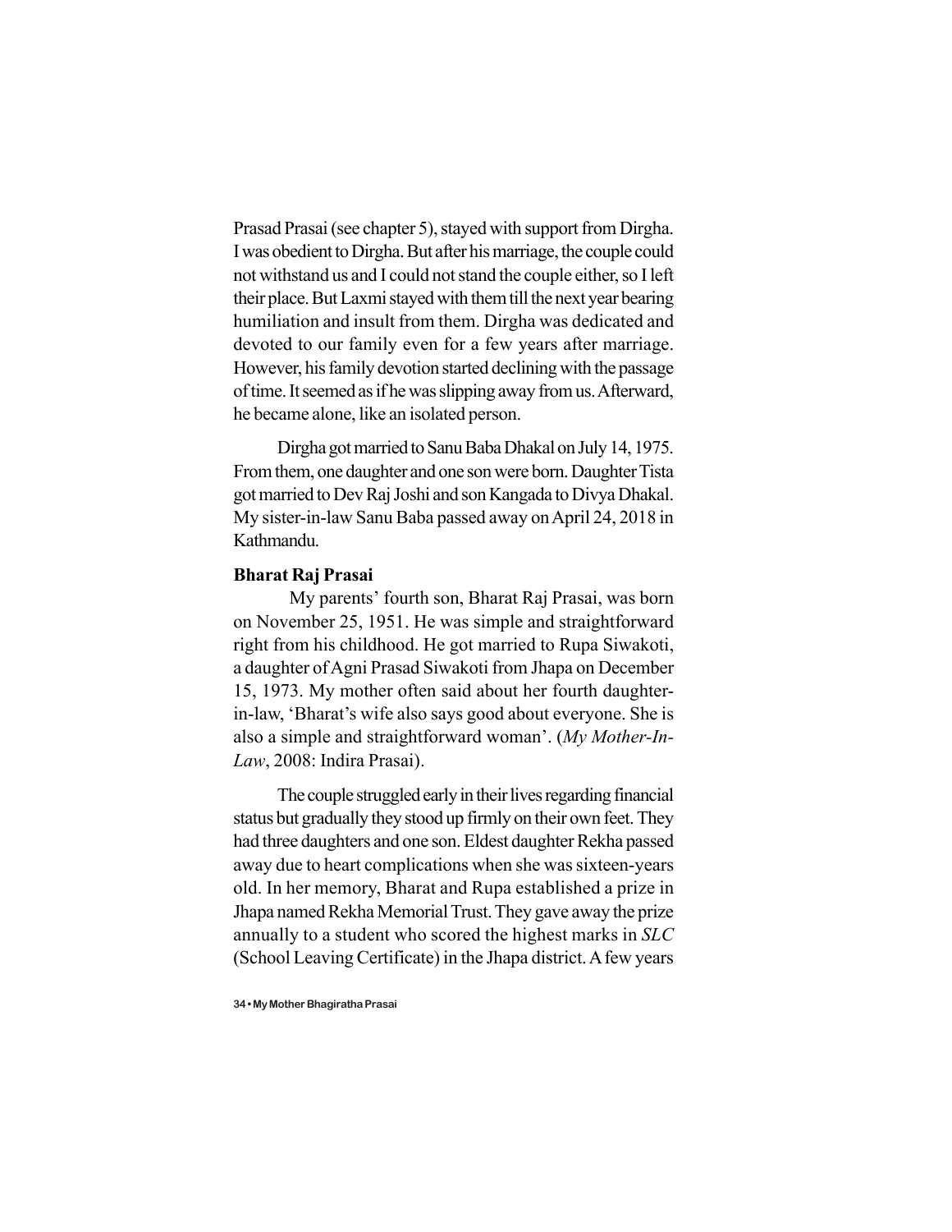Prasad Prasai (see chapter 5), stayed with support from Dirgha. I was obedient to Dirgha. But after his marriage, the couple could not withstand us and I could not stand the couple either, so I left their place. But Laxmi stayed with them till the next year bearing humiliation and insult from them. Dirgha was dedicated and devoted to our family even for a few years after marriage. However, his family devotion started declining with the passage of time. It seemed as if he was slipping away from us. Afterward, he became alone, like an isolated person.

Dirgha got married to Sanu Baba Dhakal on July 14, 1975. From them, one daughter and one son were born. Daughter Tista got married to Dev Raj Joshi and son Kangada to Divya Dhakal. My sister-in-law Sanu Baba passed away on April 24, 2018 in Kathmandu.

**Bharat Raj Prasai**

My parents' fourth son, Bharat Raj Prasai, was born on November 25, 1951. He was simple and straightforward right from his childhood. He got married to Rupa Siwakoti, a daughter of Agni Prasad Siwakoti from Jhapa on December 15, 1973. My mother often said about her fourth daughter-in-law, 'Bharat's wife also says good about everyone. She is also a simple and straightforward woman'. (*My Mother-In-Law*, 2008: Indira Prasai).

The couple struggled early in their lives regarding financial status but gradually they stood up firmly on their own feet. They had three daughters and one son. Eldest daughter Rekha passed away due to heart complications when she was sixteen-years old. In her memory, Bharat and Rupa established a prize in Jhapa named Rekha Memorial Trust. They gave away the prize annually to a student who scored the highest marks in *SLC* (School Leaving Certificate) in the Jhapa district. A few years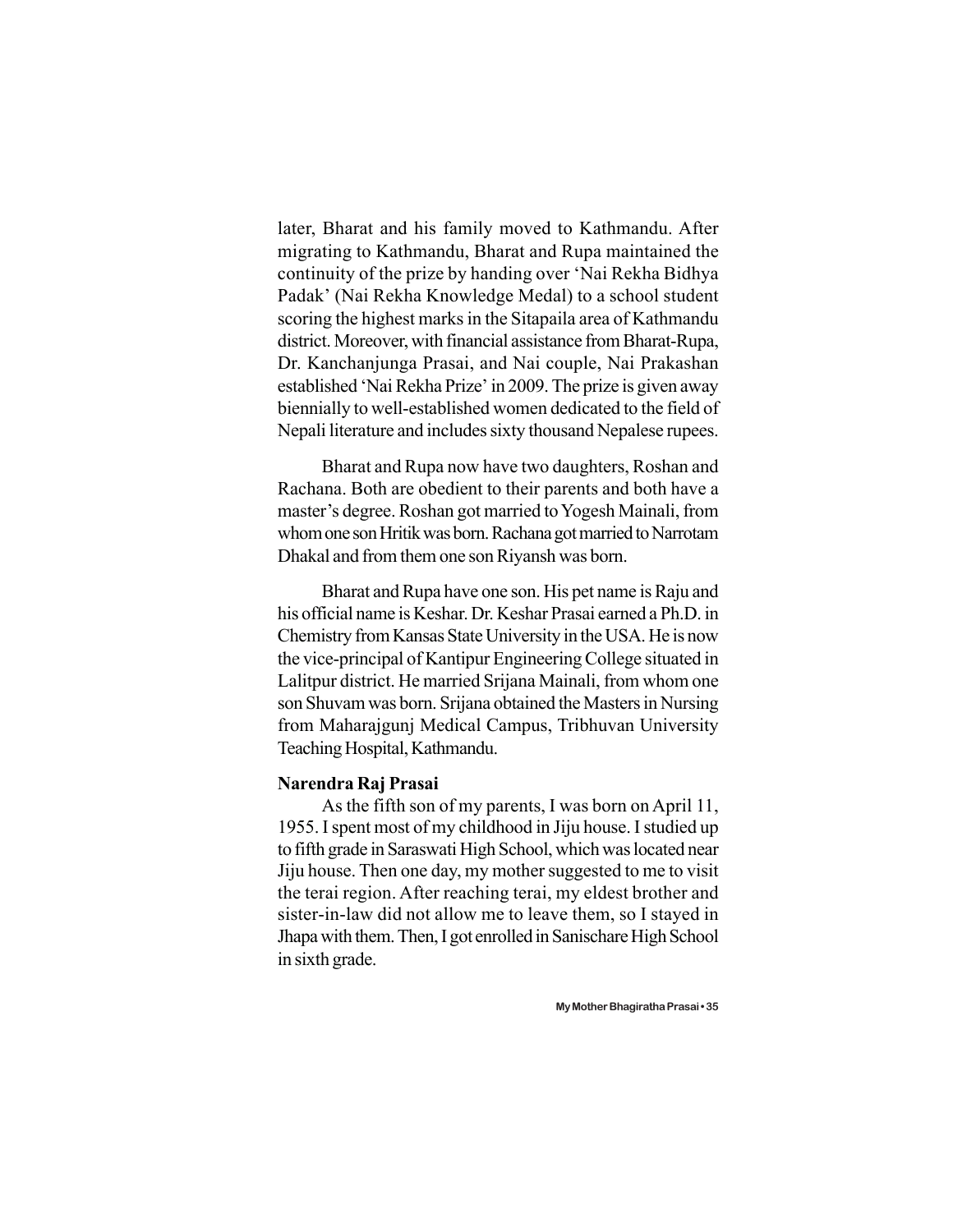later, Bharat and his family moved to Kathmandu. After migrating to Kathmandu, Bharat and Rupa maintained the continuity of the prize by handing over 'Nai Rekha Bidhya Padak' (Nai Rekha Knowledge Medal) to a school student scoring the highest marks in the Sitapaila area of Kathmandu district. Moreover, with financial assistance from Bharat-Rupa, Dr. Kanchanjunga Prasai, and Nai couple, Nai Prakashan established 'Nai Rekha Prize' in 2009. The prize is given away biennially to well-established women dedicated to the field of Nepali literature and includes sixty thousand Nepalese rupees.

Bharat and Rupa now have two daughters, Roshan and Rachana. Both are obedient to their parents and both have a master's degree. Roshan got married to Yogesh Mainali, from whom one son Hritik was born. Rachana got married to Narrotam Dhakal and from them one son Riyansh was born.

Bharat and Rupa have one son. His pet name is Raju and his official name is Keshar. Dr. Keshar Prasai earned a Ph.D. in Chemistry from Kansas State University in the USA. He is now the vice-principal of Kantipur Engineering College situated in Lalitpur district. He married Srijana Mainali, from whom one son Shuvam was born. Srijana obtained the Masters in Nursing from Maharajgunj Medical Campus, Tribhuvan University Teaching Hospital, Kathmandu.

**Narendra Raj Prasai**

As the fifth son of my parents, I was born on April 11, 1955. I spent most of my childhood in Jiju house. I studied up to fifth grade in Saraswati High School, which was located near Jiju house. Then one day, my mother suggested to me to visit the terai region. After reaching terai, my eldest brother and sister-in-law did not allow me to leave them, so I stayed in Jhapa with them. Then, I got enrolled in Sanischare High School in sixth grade.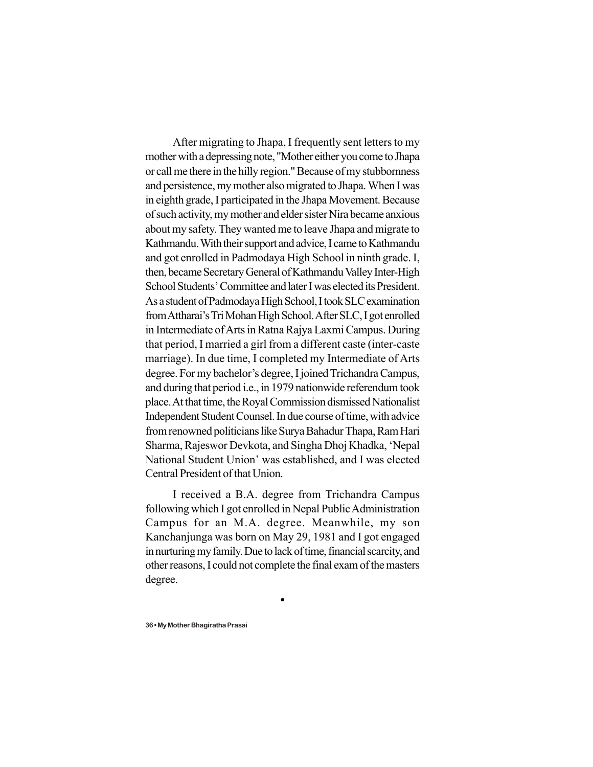After migrating to Jhapa, I frequently sent letters to my mother with a depressing note, "Mother either you come to Jhapa or call me there in the hilly region." Because of my stubbornness and persistence, my mother also migrated to Jhapa. When I was in eighth grade, I participated in the Jhapa Movement. Because of such activity, my mother and elder sister Nira became anxious about my safety. They wanted me to leave Jhapa and migrate to Kathmandu. With their support and advice, I came to Kathmandu and got enrolled in Padmodaya High School in ninth grade. I, then, became Secretary General of Kathmandu Valley Inter-High School Students' Committee and later I was elected its President. As a student of Padmodaya High School, I took SLC examination from Attharai's Tri Mohan High School. After SLC, I got enrolled in Intermediate of Arts in Ratna Rajya Laxmi Campus. During that period, I married a girl from a different caste (inter-caste marriage). In due time, I completed my Intermediate of Arts degree. For my bachelor's degree, I joined Trichandra Campus, and during that period i.e., in 1979 nationwide referendum took place. At that time, the Royal Commission dismissed Nationalist Independent Student Counsel. In due course of time, with advice from renowned politicians like Surya Bahadur Thapa, Ram Hari Sharma, Rajeswor Devkota, and Singha Dhoj Khadka, 'Nepal National Student Union' was established, and I was elected Central President of that Union.

I received a B.A. degree from Trichandra Campus following which I got enrolled in Nepal Public Administration Campus for an M.A. degree. Meanwhile, my son Kanchanjunga was born on May 29, 1981 and I got engaged in nurturing my family. Due to lack of time, financial scarcity, and other reasons, I could not complete the final exam of the masters degree.

•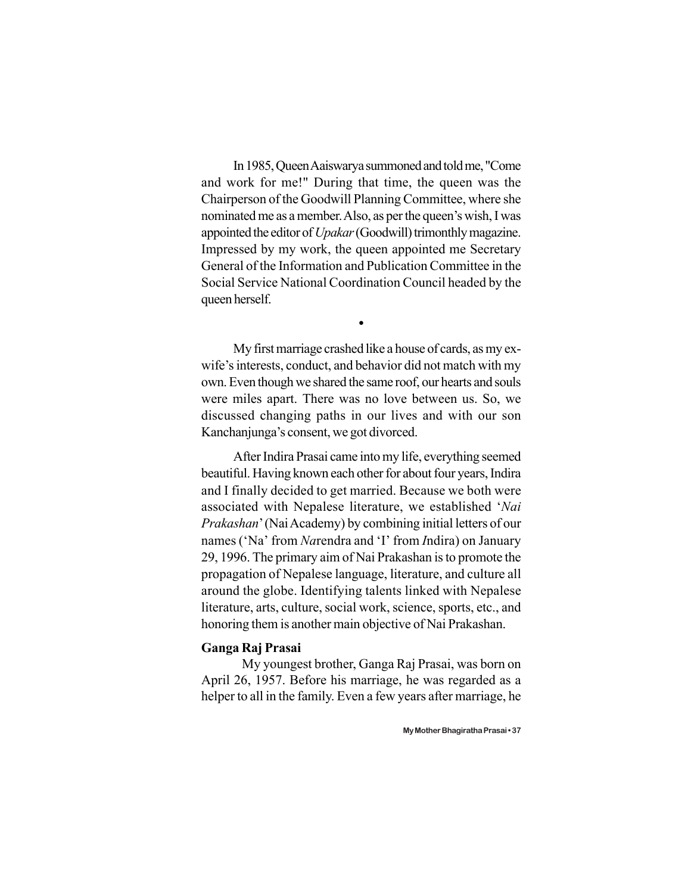In 1985, Queen Aaiswarya summoned and told me, "Come and work for me!" During that time, the queen was the Chairperson of the Goodwill Planning Committee, where she nominated me as a member. Also, as per the queen's wish, I was appointed the editor of *Upakar* (Goodwill) trimonthly magazine. Impressed by my work, the queen appointed me Secretary General of the Information and Publication Committee in the Social Service National Coordination Council headed by the queen herself.

•

My first marriage crashed like a house of cards, as my ex-wife's interests, conduct, and behavior did not match with my own. Even though we shared the same roof, our hearts and souls were miles apart. There was no love between us. So, we discussed changing paths in our lives and with our son Kanchanjunga's consent, we got divorced.

After Indira Prasai came into my life, everything seemed beautiful. Having known each other for about four years, Indira and I finally decided to get married. Because we both were associated with Nepalese literature, we established '*Nai Prakashan*' (Nai Academy) by combining initial letters of our names ('Na' from *Na*rendra and 'I' from *I*ndira) on January 29, 1996. The primary aim of Nai Prakashan is to promote the propagation of Nepalese language, literature, and culture all around the globe. Identifying talents linked with Nepalese literature, arts, culture, social work, science, sports, etc., and honoring them is another main objective of Nai Prakashan.

**Ganga Raj Prasai**

My youngest brother, Ganga Raj Prasai, was born on April 26, 1957. Before his marriage, he was regarded as a helper to all in the family. Even a few years after marriage, he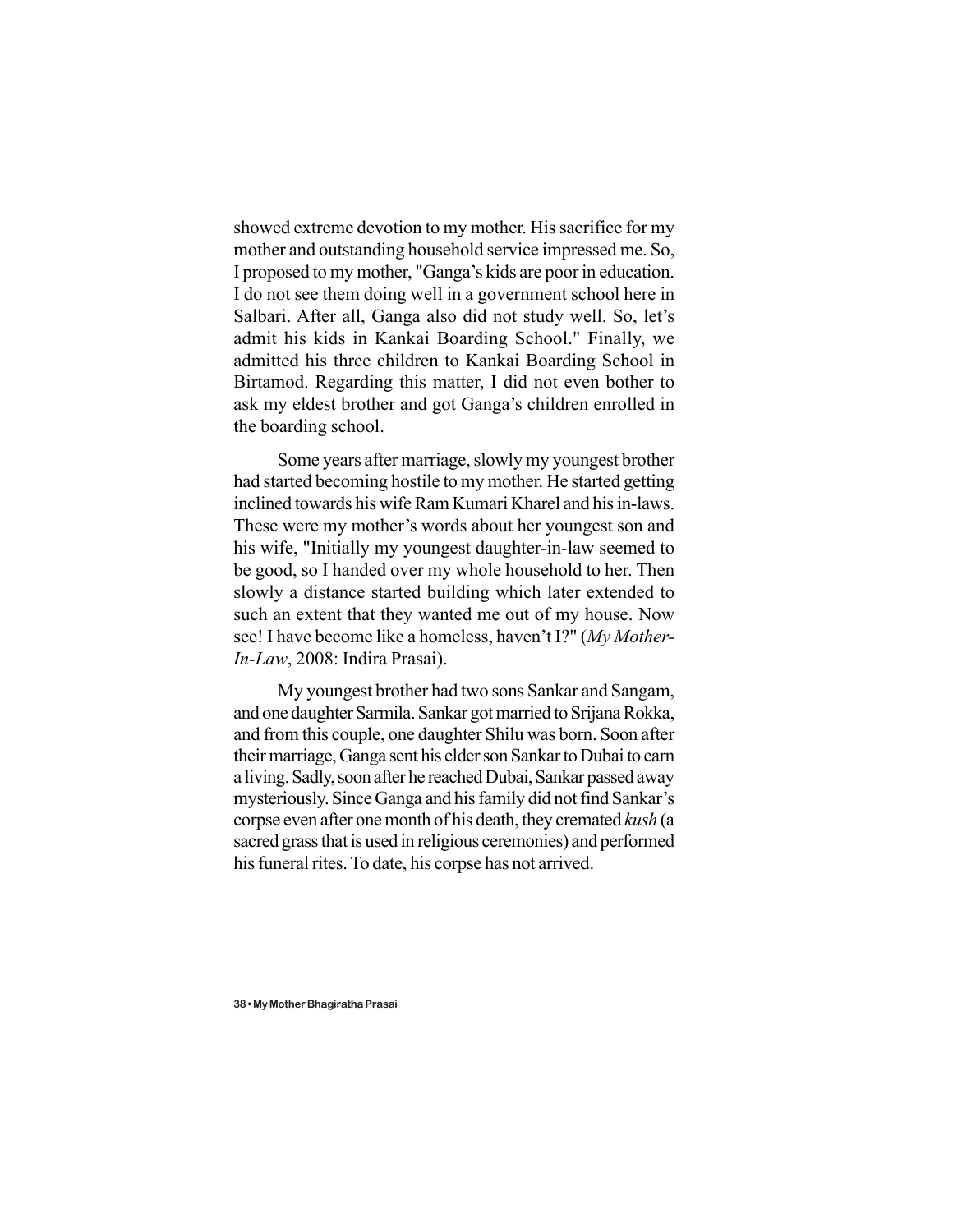showed extreme devotion to my mother. His sacrifice for my mother and outstanding household service impressed me. So, I proposed to my mother, "Ganga's kids are poor in education. I do not see them doing well in a government school here in Salbari. After all, Ganga also did not study well. So, let's admit his kids in Kankai Boarding School." Finally, we admitted his three children to Kankai Boarding School in Birtamod. Regarding this matter, I did not even bother to ask my eldest brother and got Ganga's children enrolled in the boarding school.

Some years after marriage, slowly my youngest brother had started becoming hostile to my mother. He started getting inclined towards his wife Ram Kumari Kharel and his in-laws. These were my mother's words about her youngest son and his wife, "Initially my youngest daughter-in-law seemed to be good, so I handed over my whole household to her. Then slowly a distance started building which later extended to such an extent that they wanted me out of my house. Now see! I have become like a homeless, haven't I?" (*My Mother-In-Law*, 2008: Indira Prasai).

My youngest brother had two sons Sankar and Sangam, and one daughter Sarmila. Sankar got married to Srijana Rokka, and from this couple, one daughter Shilu was born. Soon after their marriage, Ganga sent his elder son Sankar to Dubai to earn a living. Sadly, soon after he reached Dubai, Sankar passed away mysteriously. Since Ganga and his family did not find Sankar's corpse even after one month of his death, they cremated *kush* (a sacred grass that is used in religious ceremonies) and performed his funeral rites. To date, his corpse has not arrived.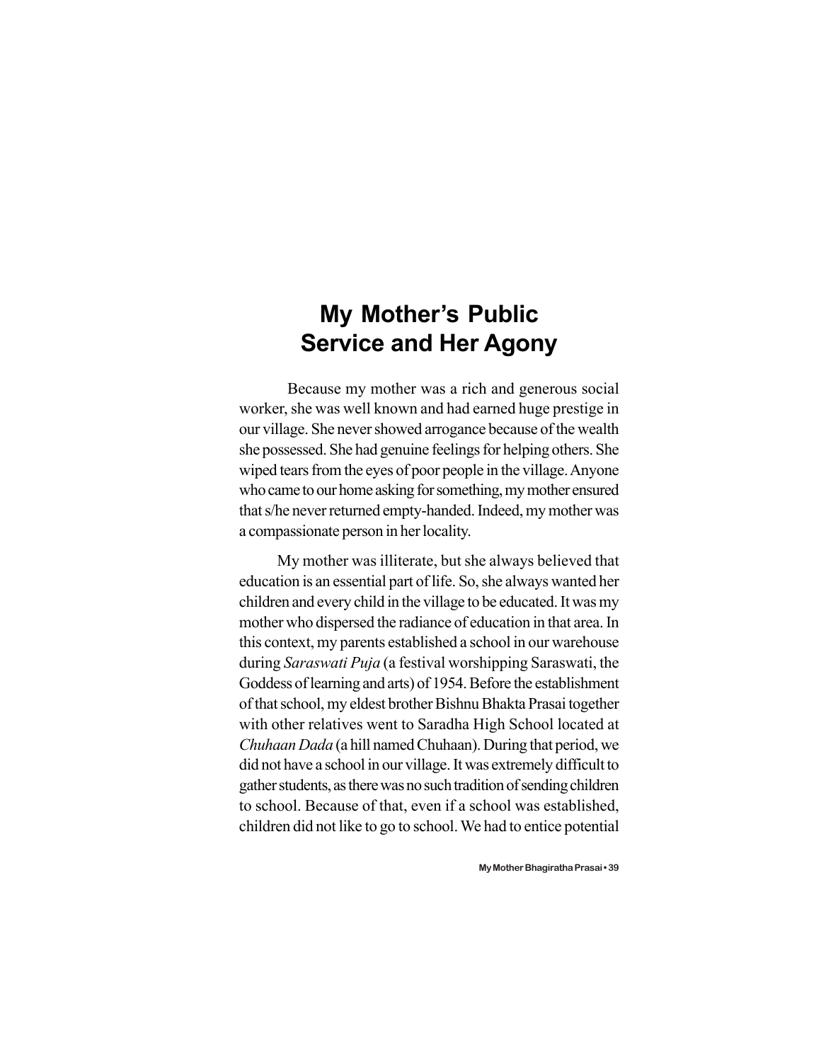# My Mother's Public Service and Her Agony

Because my mother was a rich and generous social worker, she was well known and had earned huge prestige in our village. She never showed arrogance because of the wealth she possessed. She had genuine feelings for helping others. She wiped tears from the eyes of poor people in the village. Anyone who came to our home asking for something, my mother ensured that s/he never returned empty-handed. Indeed, my mother was a compassionate person in her locality.

My mother was illiterate, but she always believed that education is an essential part of life. So, she always wanted her children and every child in the village to be educated. It was my mother who dispersed the radiance of education in that area. In this context, my parents established a school in our warehouse during *Saraswati Puja* (a festival worshipping Saraswati, the Goddess of learning and arts) of 1954. Before the establishment of that school, my eldest brother Bishnu Bhakta Prasai together with other relatives went to Saradha High School located at *Chuhaan Dada* (a hill named Chuhaan). During that period, we did not have a school in our village. It was extremely difficult to gather students, as there was no such tradition of sending children to school. Because of that, even if a school was established, children did not like to go to school. We had to entice potential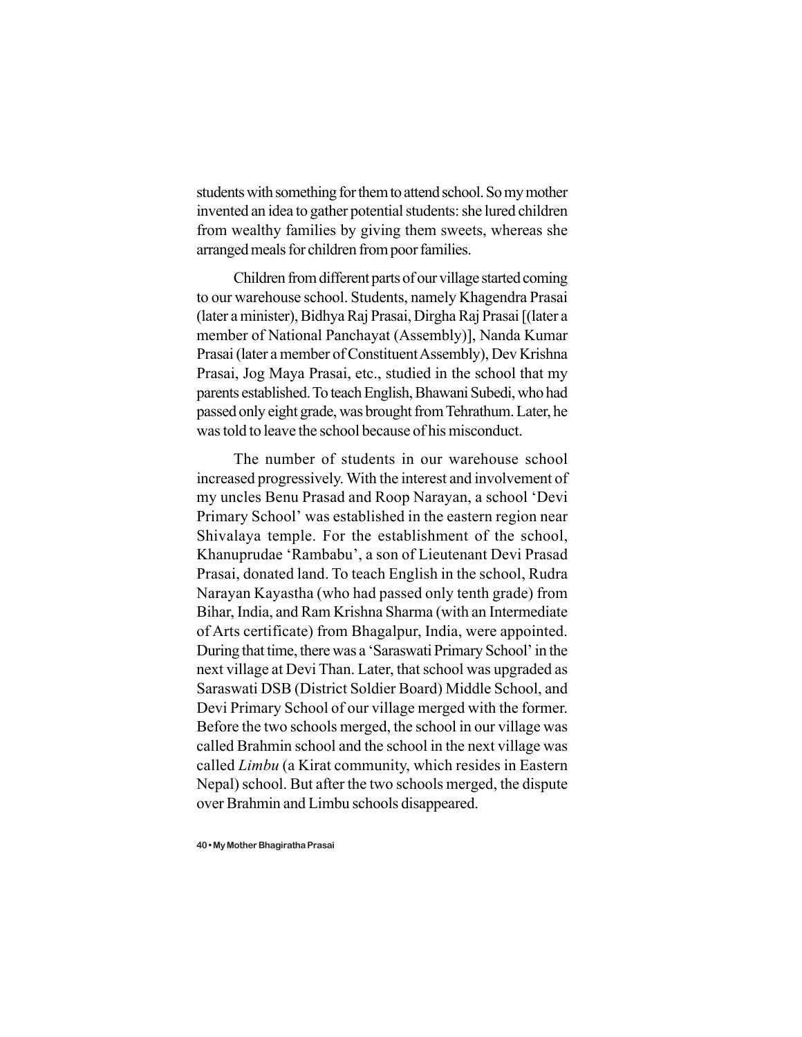students with something for them to attend school. So my mother invented an idea to gather potential students: she lured children from wealthy families by giving them sweets, whereas she arranged meals for children from poor families.

Children from different parts of our village started coming to our warehouse school. Students, namely Khagendra Prasai (later a minister), Bidhya Raj Prasai, Dirgha Raj Prasai [(later a member of National Panchayat (Assembly)], Nanda Kumar Prasai (later a member of Constituent Assembly), Dev Krishna Prasai, Jog Maya Prasai, etc., studied in the school that my parents established. To teach English, Bhawani Subedi, who had passed only eight grade, was brought from Tehrathum. Later, he was told to leave the school because of his misconduct.

The number of students in our warehouse school increased progressively. With the interest and involvement of my uncles Benu Prasad and Roop Narayan, a school 'Devi Primary School' was established in the eastern region near Shivalaya temple. For the establishment of the school, Khanuprudae 'Rambabu', a son of Lieutenant Devi Prasad Prasai, donated land. To teach English in the school, Rudra Narayan Kayastha (who had passed only tenth grade) from Bihar, India, and Ram Krishna Sharma (with an Intermediate of Arts certificate) from Bhagalpur, India, were appointed. During that time, there was a 'Saraswati Primary School' in the next village at Devi Than. Later, that school was upgraded as Saraswati DSB (District Soldier Board) Middle School, and Devi Primary School of our village merged with the former. Before the two schools merged, the school in our village was called Brahmin school and the school in the next village was called *Limbu* (a Kirat community, which resides in Eastern Nepal) school. But after the two schools merged, the dispute over Brahmin and Limbu schools disappeared.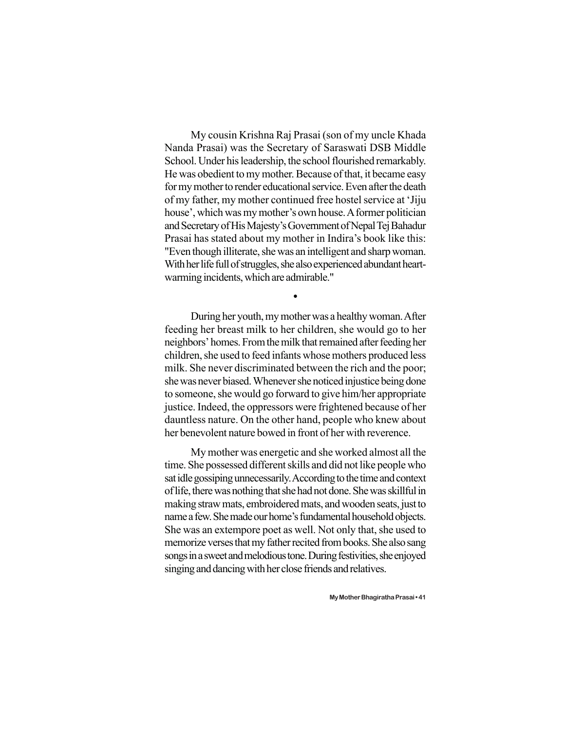My cousin Krishna Raj Prasai (son of my uncle Khada Nanda Prasai) was the Secretary of Saraswati DSB Middle School. Under his leadership, the school flourished remarkably. He was obedient to my mother. Because of that, it became easy for my mother to render educational service. Even after the death of my father, my mother continued free hostel service at 'Jiju house', which was my mother's own house. A former politician and Secretary of His Majesty's Government of Nepal Tej Bahadur Prasai has stated about my mother in Indira's book like this: "Even though illiterate, she was an intelligent and sharp woman. With her life full of struggles, she also experienced abundant heart-warming incidents, which are admirable."

•

During her youth, my mother was a healthy woman. After feeding her breast milk to her children, she would go to her neighbors' homes. From the milk that remained after feeding her children, she used to feed infants whose mothers produced less milk. She never discriminated between the rich and the poor; she was never biased. Whenever she noticed injustice being done to someone, she would go forward to give him/her appropriate justice. Indeed, the oppressors were frightened because of her dauntless nature. On the other hand, people who knew about her benevolent nature bowed in front of her with reverence.

My mother was energetic and she worked almost all the time. She possessed different skills and did not like people who sat idle gossiping unnecessarily. According to the time and context of life, there was nothing that she had not done. She was skillful in making straw mats, embroidered mats, and wooden seats, just to name a few. She made our home's fundamental household objects. She was an extempore poet as well. Not only that, she used to memorize verses that my father recited from books. She also sang songs in a sweet and melodious tone. During festivities, she enjoyed singing and dancing with her close friends and relatives.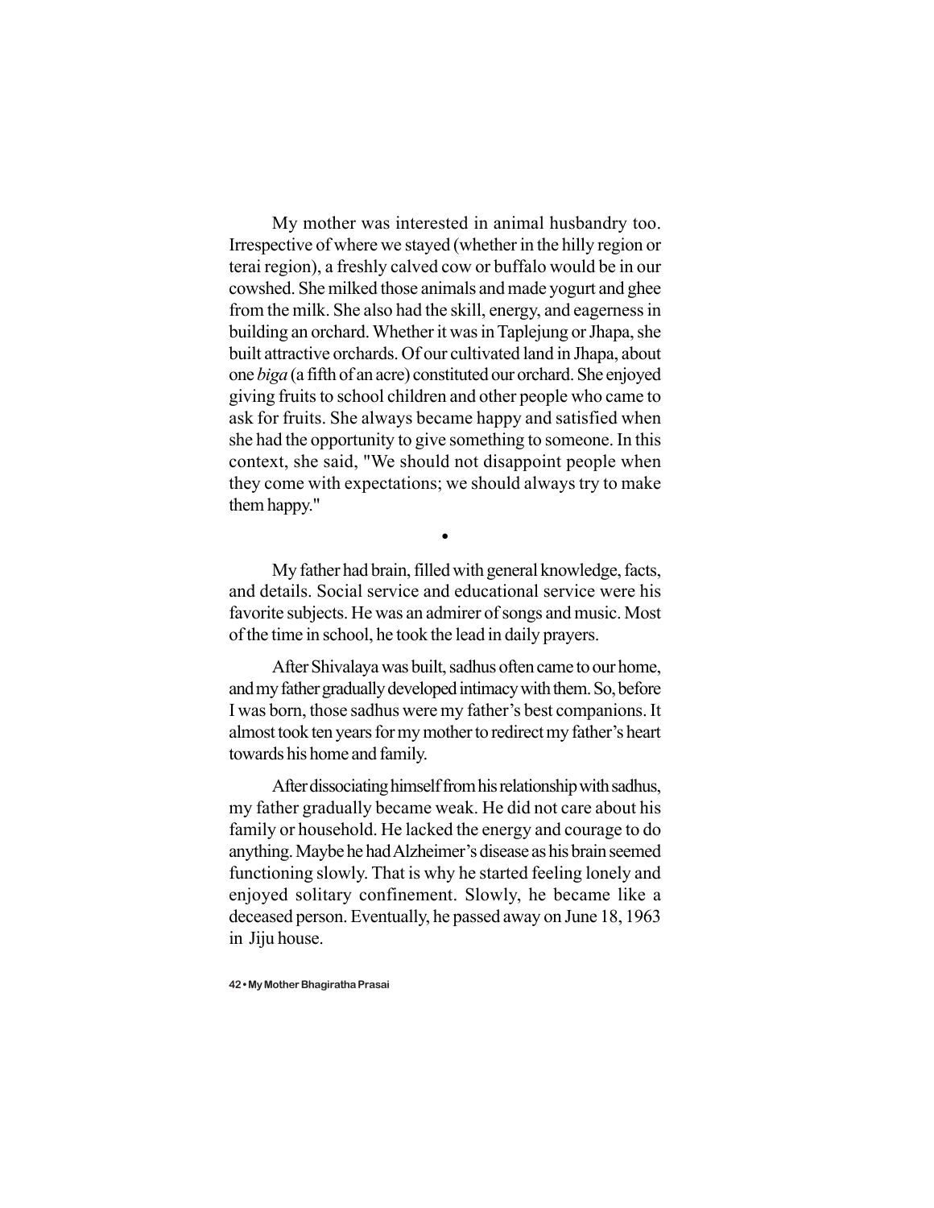My mother was interested in animal husbandry too. Irrespective of where we stayed (whether in the hilly region or terai region), a freshly calved cow or buffalo would be in our cowshed. She milked those animals and made yogurt and ghee from the milk. She also had the skill, energy, and eagerness in building an orchard. Whether it was in Taplejung or Jhapa, she built attractive orchards. Of our cultivated land in Jhapa, about one *biga* (a fifth of an acre) constituted our orchard. She enjoyed giving fruits to school children and other people who came to ask for fruits. She always became happy and satisfied when she had the opportunity to give something to someone. In this context, she said, "We should not disappoint people when they come with expectations; we should always try to make them happy."

•

My father had brain, filled with general knowledge, facts, and details. Social service and educational service were his favorite subjects. He was an admirer of songs and music. Most of the time in school, he took the lead in daily prayers.

After Shivalaya was built, sadhus often came to our home, and my father gradually developed intimacy with them. So, before I was born, those sadhus were my father's best companions. It almost took ten years for my mother to redirect my father's heart towards his home and family.

After dissociating himself from his relationship with sadhus, my father gradually became weak. He did not care about his family or household. He lacked the energy and courage to do anything. Maybe he had Alzheimer's disease as his brain seemed functioning slowly. That is why he started feeling lonely and enjoyed solitary confinement. Slowly, he became like a deceased person. Eventually, he passed away on June 18, 1963 in Jiju house.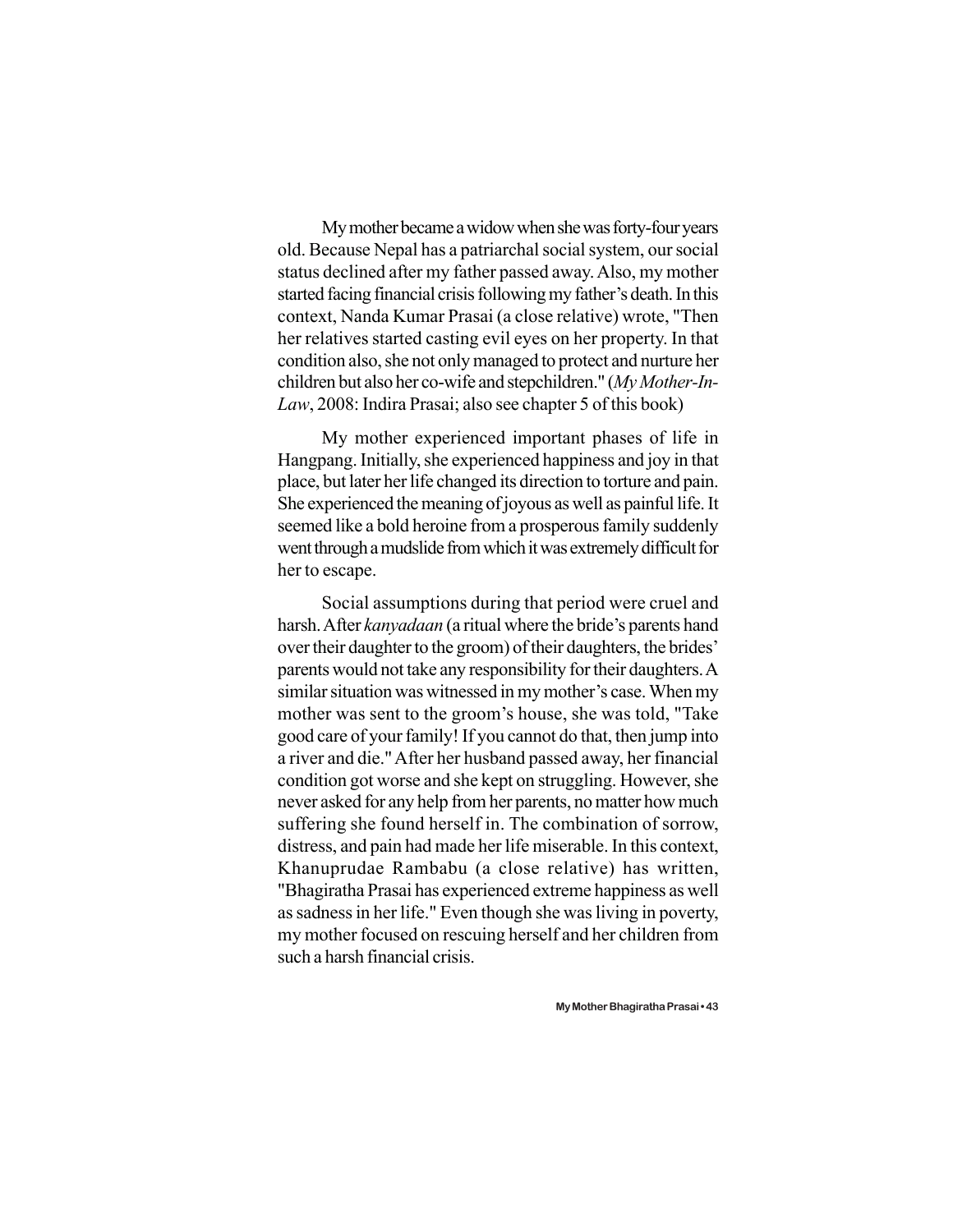My mother became a widow when she was forty-four years old. Because Nepal has a patriarchal social system, our social status declined after my father passed away. Also, my mother started facing financial crisis following my father's death. In this context, Nanda Kumar Prasai (a close relative) wrote, "Then her relatives started casting evil eyes on her property. In that condition also, she not only managed to protect and nurture her children but also her co-wife and stepchildren." (*My Mother-In-Law*, 2008: Indira Prasai; also see chapter 5 of this book)

My mother experienced important phases of life in Hangpang. Initially, she experienced happiness and joy in that place, but later her life changed its direction to torture and pain. She experienced the meaning of joyous as well as painful life. It seemed like a bold heroine from a prosperous family suddenly went through a mudslide from which it was extremely difficult for her to escape.

Social assumptions during that period were cruel and harsh. After *kanyadaan* (a ritual where the bride's parents hand over their daughter to the groom) of their daughters, the brides' parents would not take any responsibility for their daughters. A similar situation was witnessed in my mother's case. When my mother was sent to the groom's house, she was told, "Take good care of your family! If you cannot do that, then jump into a river and die." After her husband passed away, her financial condition got worse and she kept on struggling. However, she never asked for any help from her parents, no matter how much suffering she found herself in. The combination of sorrow, distress, and pain had made her life miserable. In this context, Khanuprudae Rambabu (a close relative) has written, "Bhagiratha Prasai has experienced extreme happiness as well as sadness in her life." Even though she was living in poverty, my mother focused on rescuing herself and her children from such a harsh financial crisis.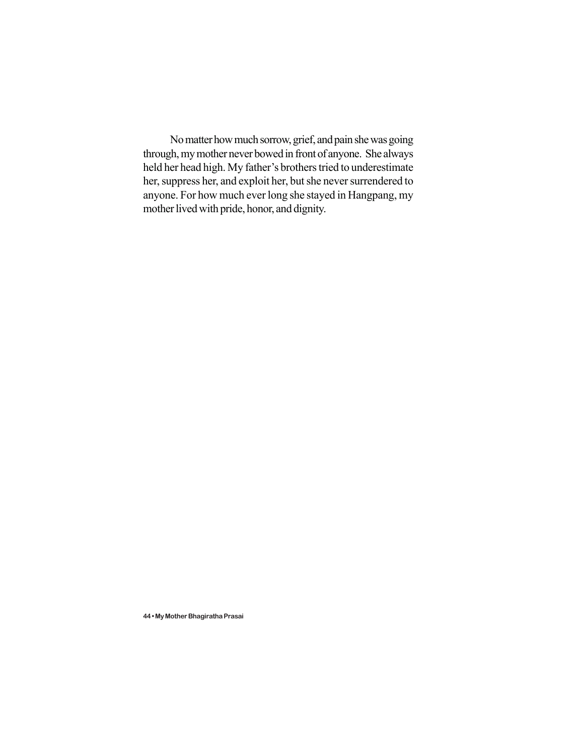No matter how much sorrow, grief, and pain she was going through, my mother never bowed in front of anyone. She always held her head high. My father's brothers tried to underestimate her, suppress her, and exploit her, but she never surrendered to anyone. For how much ever long she stayed in Hangpang, my mother lived with pride, honor, and dignity.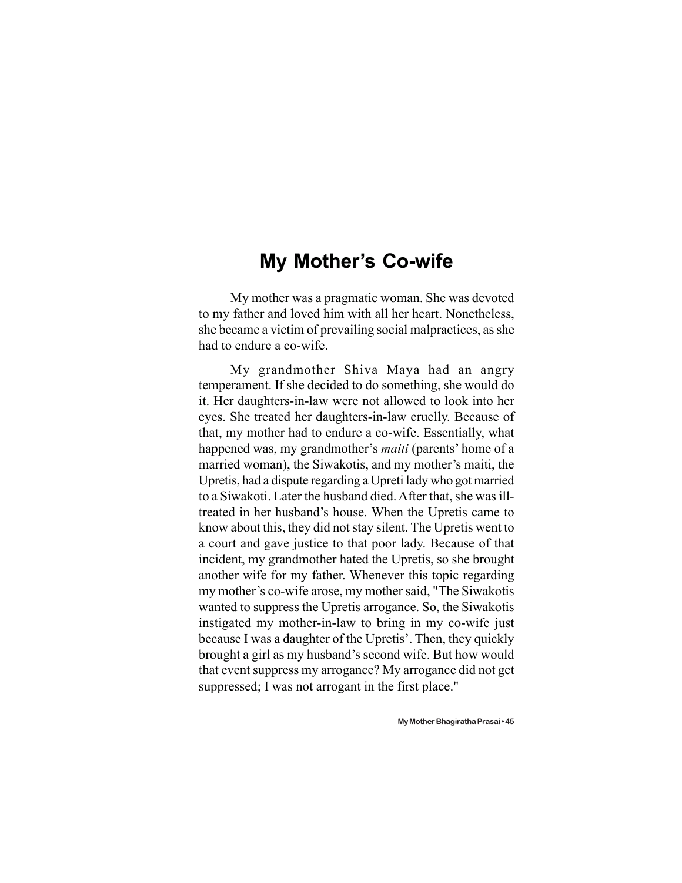# My Mother's Co-wife

My mother was a pragmatic woman. She was devoted to my father and loved him with all her heart. Nonetheless, she became a victim of prevailing social malpractices, as she had to endure a co-wife.

My grandmother Shiva Maya had an angry temperament. If she decided to do something, she would do it. Her daughters-in-law were not allowed to look into her eyes. She treated her daughters-in-law cruelly. Because of that, my mother had to endure a co-wife. Essentially, what happened was, my grandmother's *maiti* (parents' home of a married woman), the Siwakotis, and my mother's maiti, the Upretis, had a dispute regarding a Upreti lady who got married to a Siwakoti. Later the husband died. After that, she was ill-treated in her husband's house. When the Upretis came to know about this, they did not stay silent. The Upretis went to a court and gave justice to that poor lady. Because of that incident, my grandmother hated the Upretis, so she brought another wife for my father. Whenever this topic regarding my mother's co-wife arose, my mother said, "The Siwakotis wanted to suppress the Upretis arrogance. So, the Siwakotis instigated my mother-in-law to bring in my co-wife just because I was a daughter of the Upretis'. Then, they quickly brought a girl as my husband's second wife. But how would that event suppress my arrogance? My arrogance did not get suppressed; I was not arrogant in the first place."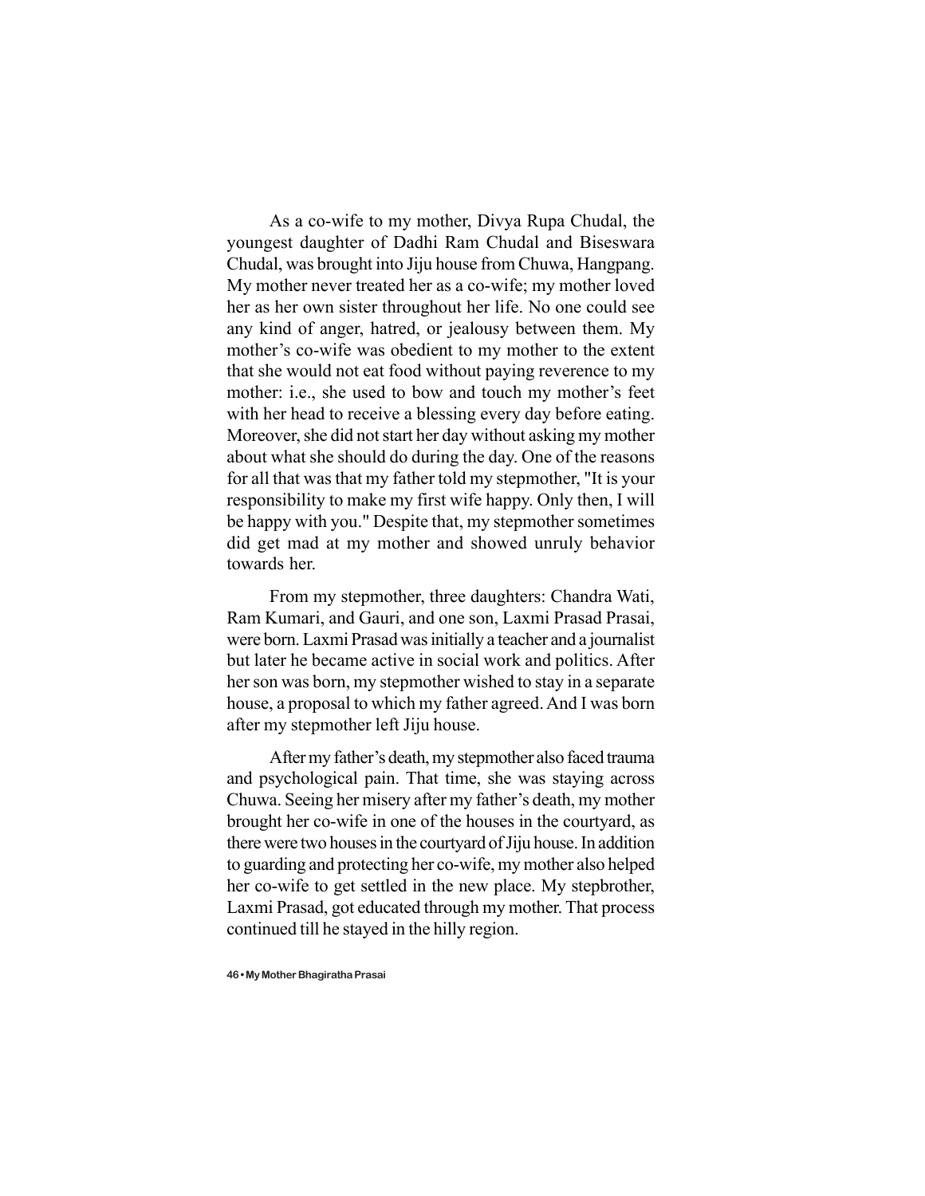As a co-wife to my mother, Divya Rupa Chudal, the youngest daughter of Dadhi Ram Chudal and Biseswara Chudal, was brought into Jiju house from Chuwa, Hangpang. My mother never treated her as a co-wife; my mother loved her as her own sister throughout her life. No one could see any kind of anger, hatred, or jealousy between them. My mother's co-wife was obedient to my mother to the extent that she would not eat food without paying reverence to my mother: i.e., she used to bow and touch my mother's feet with her head to receive a blessing every day before eating. Moreover, she did not start her day without asking my mother about what she should do during the day. One of the reasons for all that was that my father told my stepmother, "It is your responsibility to make my first wife happy. Only then, I will be happy with you." Despite that, my stepmother sometimes did get mad at my mother and showed unruly behavior towards her.

From my stepmother, three daughters: Chandra Wati, Ram Kumari, and Gauri, and one son, Laxmi Prasad Prasai, were born. Laxmi Prasad was initially a teacher and a journalist but later he became active in social work and politics. After her son was born, my stepmother wished to stay in a separate house, a proposal to which my father agreed. And I was born after my stepmother left Jiju house.

After my father's death, my stepmother also faced trauma and psychological pain. That time, she was staying across Chuwa. Seeing her misery after my father's death, my mother brought her co-wife in one of the houses in the courtyard, as there were two houses in the courtyard of Jiju house. In addition to guarding and protecting her co-wife, my mother also helped her co-wife to get settled in the new place. My stepbrother, Laxmi Prasad, got educated through my mother. That process continued till he stayed in the hilly region.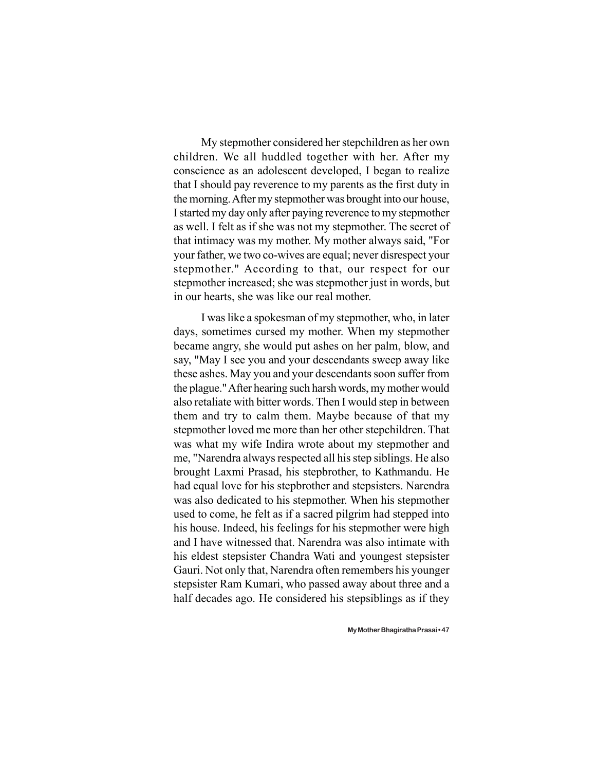My stepmother considered her stepchildren as her own children. We all huddled together with her. After my conscience as an adolescent developed, I began to realize that I should pay reverence to my parents as the first duty in the morning. After my stepmother was brought into our house, I started my day only after paying reverence to my stepmother as well. I felt as if she was not my stepmother. The secret of that intimacy was my mother. My mother always said, "For your father, we two co-wives are equal; never disrespect your stepmother." According to that, our respect for our stepmother increased; she was stepmother just in words, but in our hearts, she was like our real mother.

I was like a spokesman of my stepmother, who, in later days, sometimes cursed my mother. When my stepmother became angry, she would put ashes on her palm, blow, and say, "May I see you and your descendants sweep away like these ashes. May you and your descendants soon suffer from the plague." After hearing such harsh words, my mother would also retaliate with bitter words. Then I would step in between them and try to calm them. Maybe because of that my stepmother loved me more than her other stepchildren. That was what my wife Indira wrote about my stepmother and me, "Narendra always respected all his step siblings. He also brought Laxmi Prasad, his stepbrother, to Kathmandu. He had equal love for his stepbrother and stepsisters. Narendra was also dedicated to his stepmother. When his stepmother used to come, he felt as if a sacred pilgrim had stepped into his house. Indeed, his feelings for his stepmother were high and I have witnessed that. Narendra was also intimate with his eldest stepsister Chandra Wati and youngest stepsister Gauri. Not only that, Narendra often remembers his younger stepsister Ram Kumari, who passed away about three and a half decades ago. He considered his stepsiblings as if they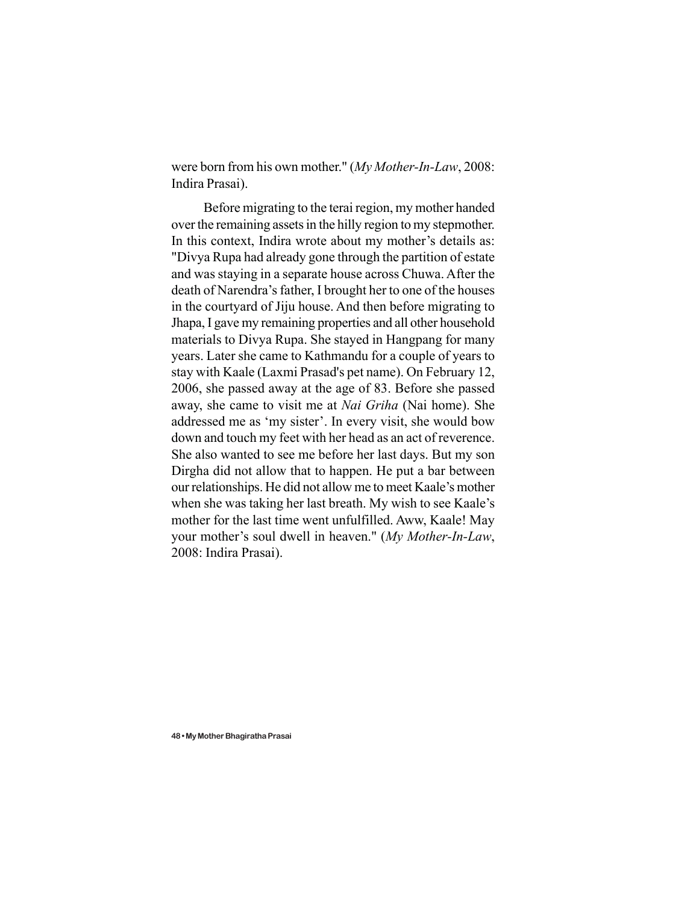were born from his own mother." (*My Mother-In-Law*, 2008: Indira Prasai).

Before migrating to the terai region, my mother handed over the remaining assets in the hilly region to my stepmother. In this context, Indira wrote about my mother's details as: "Divya Rupa had already gone through the partition of estate and was staying in a separate house across Chuwa. After the death of Narendra's father, I brought her to one of the houses in the courtyard of Jiju house. And then before migrating to Jhapa, I gave my remaining properties and all other household materials to Divya Rupa. She stayed in Hangpang for many years. Later she came to Kathmandu for a couple of years to stay with Kaale (Laxmi Prasad's pet name). On February 12, 2006, she passed away at the age of 83. Before she passed away, she came to visit me at *Nai Griha* (Nai home). She addressed me as 'my sister'. In every visit, she would bow down and touch my feet with her head as an act of reverence. She also wanted to see me before her last days. But my son Dirgha did not allow that to happen. He put a bar between our relationships. He did not allow me to meet Kaale's mother when she was taking her last breath. My wish to see Kaale's mother for the last time went unfulfilled. Aww, Kaale! May your mother's soul dwell in heaven." (*My Mother-In-Law*, 2008: Indira Prasai).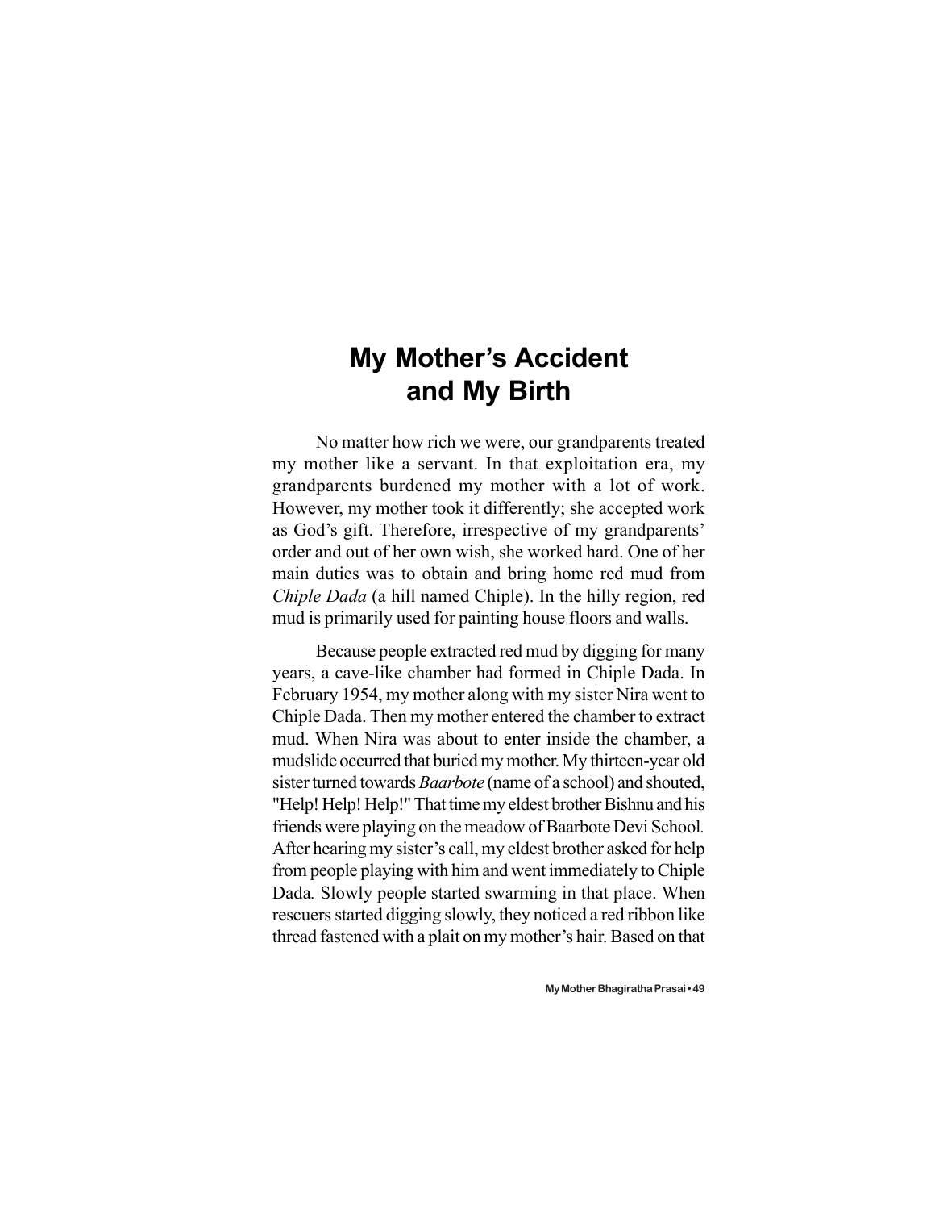# My Mother's Accident and My Birth

No matter how rich we were, our grandparents treated my mother like a servant. In that exploitation era, my grandparents burdened my mother with a lot of work. However, my mother took it differently; she accepted work as God's gift. Therefore, irrespective of my grandparents' order and out of her own wish, she worked hard. One of her main duties was to obtain and bring home red mud from *Chiple Dada* (a hill named Chiple). In the hilly region, red mud is primarily used for painting house floors and walls.

Because people extracted red mud by digging for many years, a cave-like chamber had formed in Chiple Dada. In February 1954, my mother along with my sister Nira went to Chiple Dada. Then my mother entered the chamber to extract mud. When Nira was about to enter inside the chamber, a mudslide occurred that buried my mother. My thirteen-year old sister turned towards *Baarbote* (name of a school) and shouted, "Help! Help! Help!" That time my eldest brother Bishnu and his friends were playing on the meadow of Baarbote Devi School. After hearing my sister's call, my eldest brother asked for help from people playing with him and went immediately to Chiple Dada. Slowly people started swarming in that place. When rescuers started digging slowly, they noticed a red ribbon like thread fastened with a plait on my mother's hair. Based on that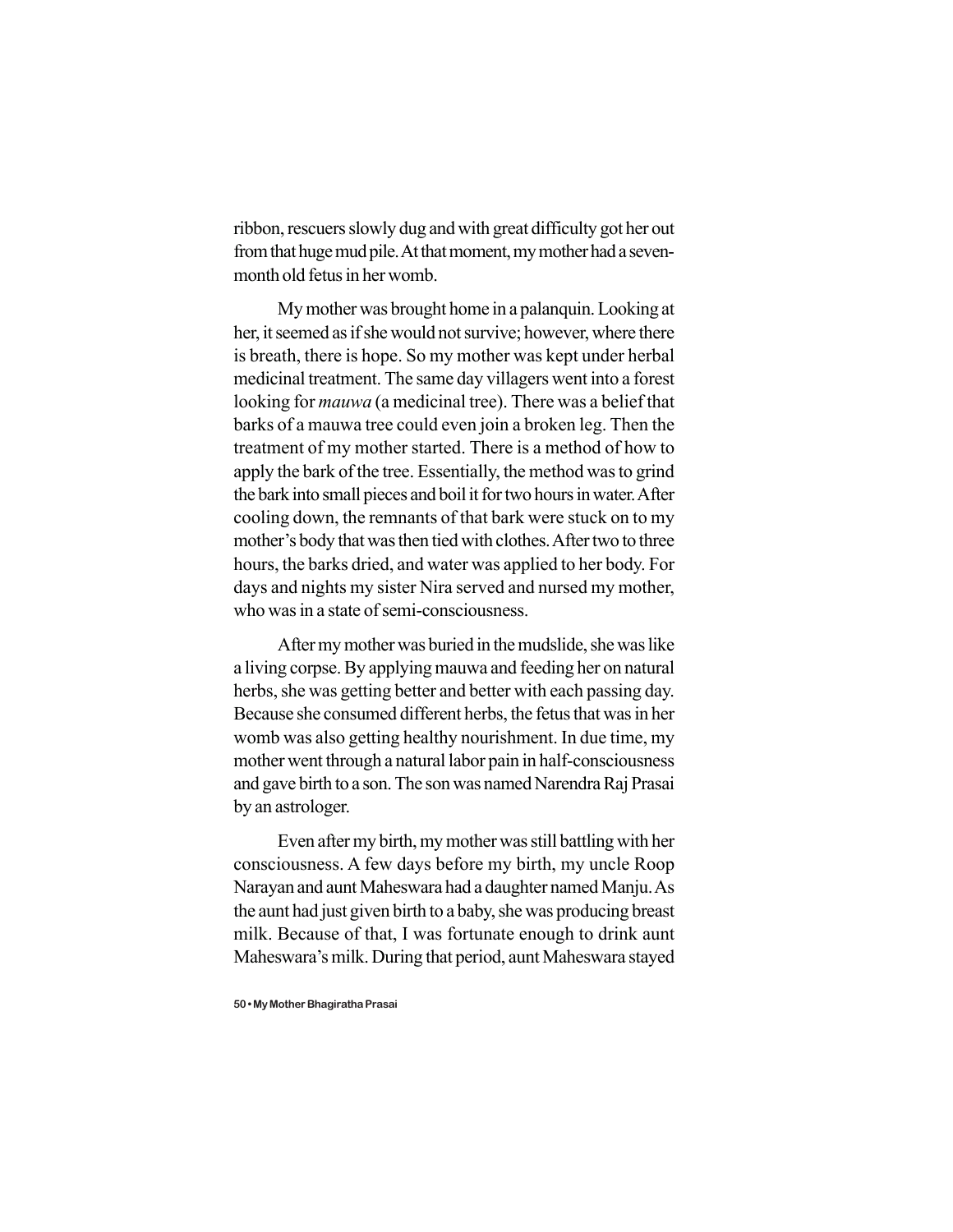ribbon, rescuers slowly dug and with great difficulty got her out from that huge mud pile. At that moment, my mother had a seven-month old fetus in her womb.

My mother was brought home in a palanquin. Looking at her, it seemed as if she would not survive; however, where there is breath, there is hope. So my mother was kept under herbal medicinal treatment. The same day villagers went into a forest looking for *mauwa* (a medicinal tree). There was a belief that barks of a mauwa tree could even join a broken leg. Then the treatment of my mother started. There is a method of how to apply the bark of the tree. Essentially, the method was to grind the bark into small pieces and boil it for two hours in water. After cooling down, the remnants of that bark were stuck on to my mother's body that was then tied with clothes. After two to three hours, the barks dried, and water was applied to her body. For days and nights my sister Nira served and nursed my mother, who was in a state of semi-consciousness.

After my mother was buried in the mudslide, she was like a living corpse. By applying mauwa and feeding her on natural herbs, she was getting better and better with each passing day. Because she consumed different herbs, the fetus that was in her womb was also getting healthy nourishment. In due time, my mother went through a natural labor pain in half-consciousness and gave birth to a son. The son was named Narendra Raj Prasai by an astrologer.

Even after my birth, my mother was still battling with her consciousness. A few days before my birth, my uncle Roop Narayan and aunt Maheswara had a daughter named Manju. As the aunt had just given birth to a baby, she was producing breast milk. Because of that, I was fortunate enough to drink aunt Maheswara's milk. During that period, aunt Maheswara stayed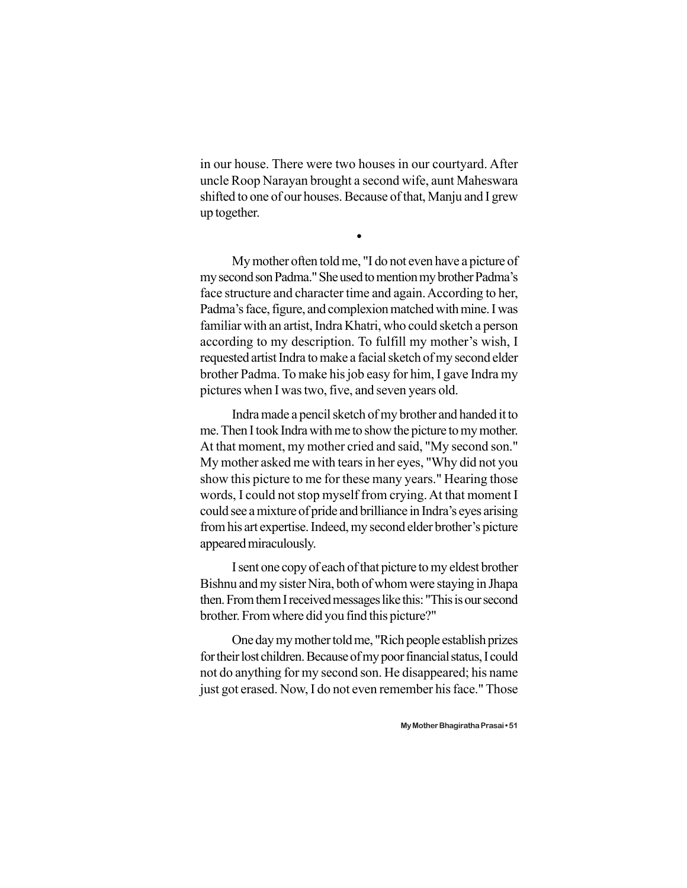in our house. There were two houses in our courtyard. After uncle Roop Narayan brought a second wife, aunt Maheswara shifted to one of our houses. Because of that, Manju and I grew up together.

•

My mother often told me, "I do not even have a picture of my second son Padma." She used to mention my brother Padma's face structure and character time and again. According to her, Padma's face, figure, and complexion matched with mine. I was familiar with an artist, Indra Khatri, who could sketch a person according to my description. To fulfill my mother's wish, I requested artist Indra to make a facial sketch of my second elder brother Padma. To make his job easy for him, I gave Indra my pictures when I was two, five, and seven years old.

Indra made a pencil sketch of my brother and handed it to me. Then I took Indra with me to show the picture to my mother. At that moment, my mother cried and said, "My second son." My mother asked me with tears in her eyes, "Why did not you show this picture to me for these many years." Hearing those words, I could not stop myself from crying. At that moment I could see a mixture of pride and brilliance in Indra's eyes arising from his art expertise. Indeed, my second elder brother's picture appeared miraculously.

I sent one copy of each of that picture to my eldest brother Bishnu and my sister Nira, both of whom were staying in Jhapa then. From them I received messages like this: "This is our second brother. From where did you find this picture?"

One day my mother told me, "Rich people establish prizes for their lost children. Because of my poor financial status, I could not do anything for my second son. He disappeared; his name just got erased. Now, I do not even remember his face." Those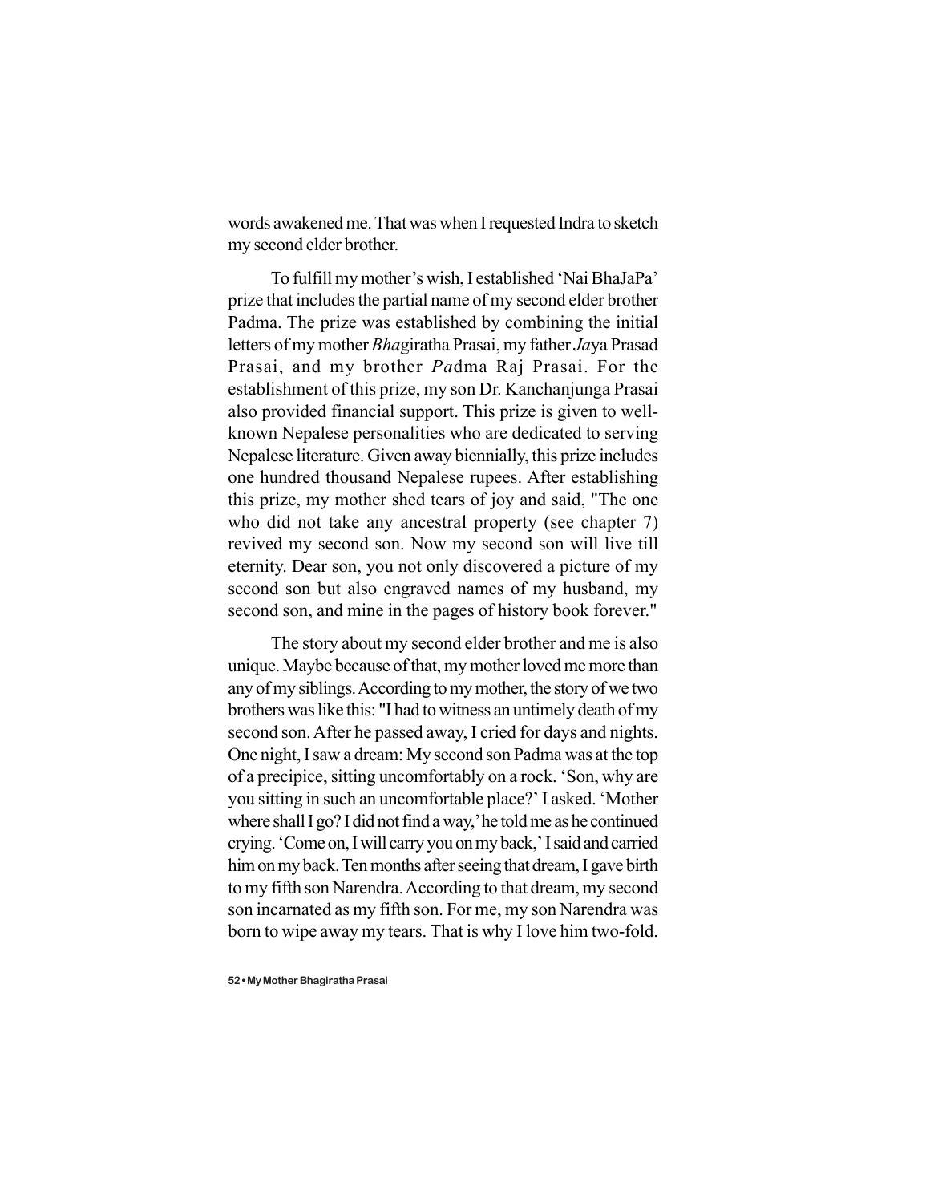words awakened me. That was when I requested Indra to sketch my second elder brother.

To fulfill my mother's wish, I established 'Nai BhaJaPa' prize that includes the partial name of my second elder brother Padma. The prize was established by combining the initial letters of my mother *Bha*giratha Prasai, my father *Ja*ya Prasad Prasai, and my brother *Pa*dma Raj Prasai. For the establishment of this prize, my son Dr. Kanchanjunga Prasai also provided financial support. This prize is given to well-known Nepalese personalities who are dedicated to serving Nepalese literature. Given away biennially, this prize includes one hundred thousand Nepalese rupees. After establishing this prize, my mother shed tears of joy and said, "The one who did not take any ancestral property (see chapter 7) revived my second son. Now my second son will live till eternity. Dear son, you not only discovered a picture of my second son but also engraved names of my husband, my second son, and mine in the pages of history book forever."

The story about my second elder brother and me is also unique. Maybe because of that, my mother loved me more than any of my siblings. According to my mother, the story of we two brothers was like this: "I had to witness an untimely death of my second son. After he passed away, I cried for days and nights. One night, I saw a dream: My second son Padma was at the top of a precipice, sitting uncomfortably on a rock. 'Son, why are you sitting in such an uncomfortable place?' I asked. 'Mother where shall I go? I did not find a way,' he told me as he continued crying. 'Come on, I will carry you on my back,' I said and carried him on my back. Ten months after seeing that dream, I gave birth to my fifth son Narendra. According to that dream, my second son incarnated as my fifth son. For me, my son Narendra was born to wipe away my tears. That is why I love him two-fold.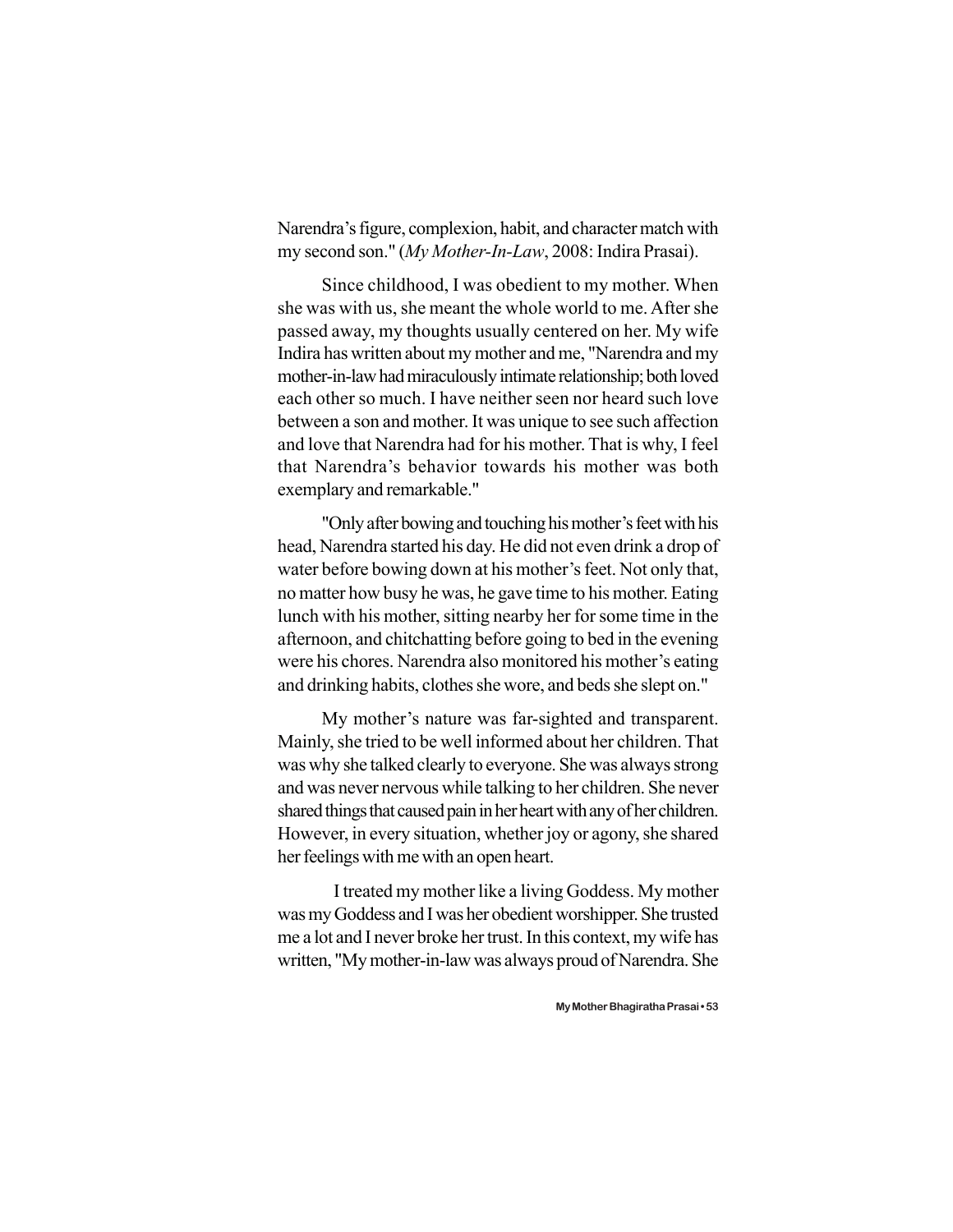Narendra's figure, complexion, habit, and character match with my second son." (*My Mother-In-Law*, 2008: Indira Prasai).

Since childhood, I was obedient to my mother. When she was with us, she meant the whole world to me. After she passed away, my thoughts usually centered on her. My wife Indira has written about my mother and me, "Narendra and my mother-in-law had miraculously intimate relationship; both loved each other so much. I have neither seen nor heard such love between a son and mother. It was unique to see such affection and love that Narendra had for his mother. That is why, I feel that Narendra's behavior towards his mother was both exemplary and remarkable."

"Only after bowing and touching his mother's feet with his head, Narendra started his day. He did not even drink a drop of water before bowing down at his mother's feet. Not only that, no matter how busy he was, he gave time to his mother. Eating lunch with his mother, sitting nearby her for some time in the afternoon, and chitchatting before going to bed in the evening were his chores. Narendra also monitored his mother's eating and drinking habits, clothes she wore, and beds she slept on."

My mother's nature was far-sighted and transparent. Mainly, she tried to be well informed about her children. That was why she talked clearly to everyone. She was always strong and was never nervous while talking to her children. She never shared things that caused pain in her heart with any of her children. However, in every situation, whether joy or agony, she shared her feelings with me with an open heart.

I treated my mother like a living Goddess. My mother was my Goddess and I was her obedient worshipper. She trusted me a lot and I never broke her trust. In this context, my wife has written, "My mother-in-law was always proud of Narendra. She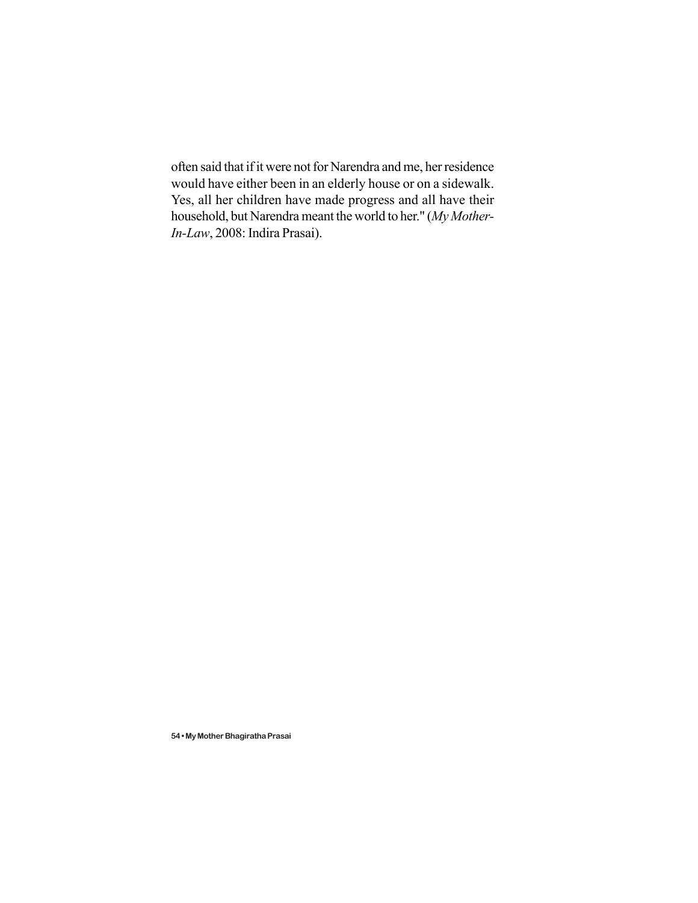often said that if it were not for Narendra and me, her residence would have either been in an elderly house or on a sidewalk. Yes, all her children have made progress and all have their household, but Narendra meant the world to her." (*My Mother-In-Law*, 2008: Indira Prasai).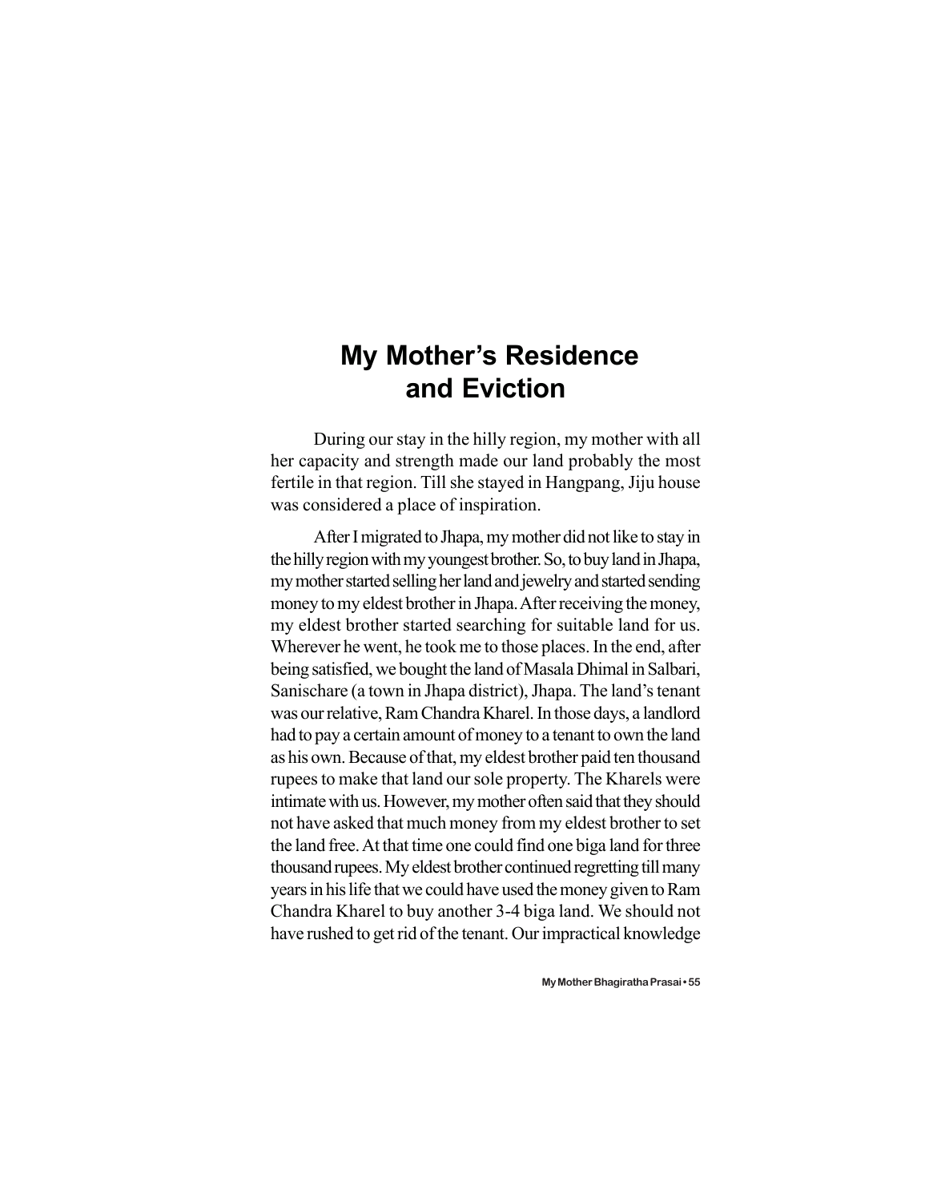# My Mother's Residence and Eviction

During our stay in the hilly region, my mother with all her capacity and strength made our land probably the most fertile in that region. Till she stayed in Hangpang, Jiju house was considered a place of inspiration.

After I migrated to Jhapa, my mother did not like to stay in the hilly region with my youngest brother. So, to buy land in Jhapa, my mother started selling her land and jewelry and started sending money to my eldest brother in Jhapa. After receiving the money, my eldest brother started searching for suitable land for us. Wherever he went, he took me to those places. In the end, after being satisfied, we bought the land of Masala Dhimal in Salbari, Sanischare (a town in Jhapa district), Jhapa. The land's tenant was our relative, Ram Chandra Kharel. In those days, a landlord had to pay a certain amount of money to a tenant to own the land as his own. Because of that, my eldest brother paid ten thousand rupees to make that land our sole property. The Kharels were intimate with us. However, my mother often said that they should not have asked that much money from my eldest brother to set the land free. At that time one could find one biga land for three thousand rupees. My eldest brother continued regretting till many years in his life that we could have used the money given to Ram Chandra Kharel to buy another 3-4 biga land. We should not have rushed to get rid of the tenant. Our impractical knowledge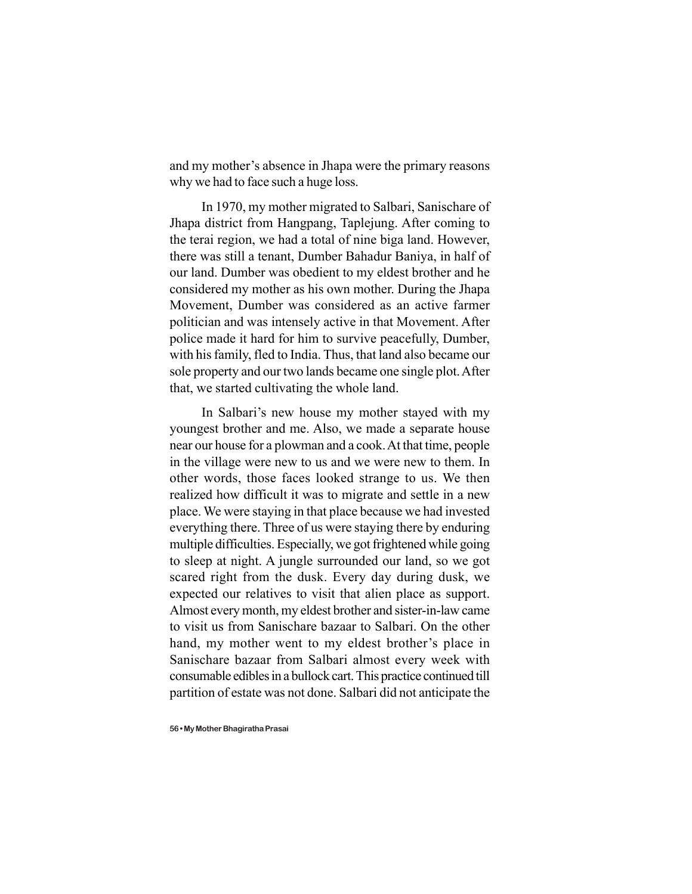and my mother's absence in Jhapa were the primary reasons why we had to face such a huge loss.

In 1970, my mother migrated to Salbari, Sanischare of Jhapa district from Hangpang, Taplejung. After coming to the terai region, we had a total of nine biga land. However, there was still a tenant, Dumber Bahadur Baniya, in half of our land. Dumber was obedient to my eldest brother and he considered my mother as his own mother. During the Jhapa Movement, Dumber was considered as an active farmer politician and was intensely active in that Movement. After police made it hard for him to survive peacefully, Dumber, with his family, fled to India. Thus, that land also became our sole property and our two lands became one single plot. After that, we started cultivating the whole land.

In Salbari's new house my mother stayed with my youngest brother and me. Also, we made a separate house near our house for a plowman and a cook. At that time, people in the village were new to us and we were new to them. In other words, those faces looked strange to us. We then realized how difficult it was to migrate and settle in a new place. We were staying in that place because we had invested everything there. Three of us were staying there by enduring multiple difficulties. Especially, we got frightened while going to sleep at night. A jungle surrounded our land, so we got scared right from the dusk. Every day during dusk, we expected our relatives to visit that alien place as support. Almost every month, my eldest brother and sister-in-law came to visit us from Sanischare bazaar to Salbari. On the other hand, my mother went to my eldest brother's place in Sanischare bazaar from Salbari almost every week with consumable edibles in a bullock cart. This practice continued till partition of estate was not done. Salbari did not anticipate the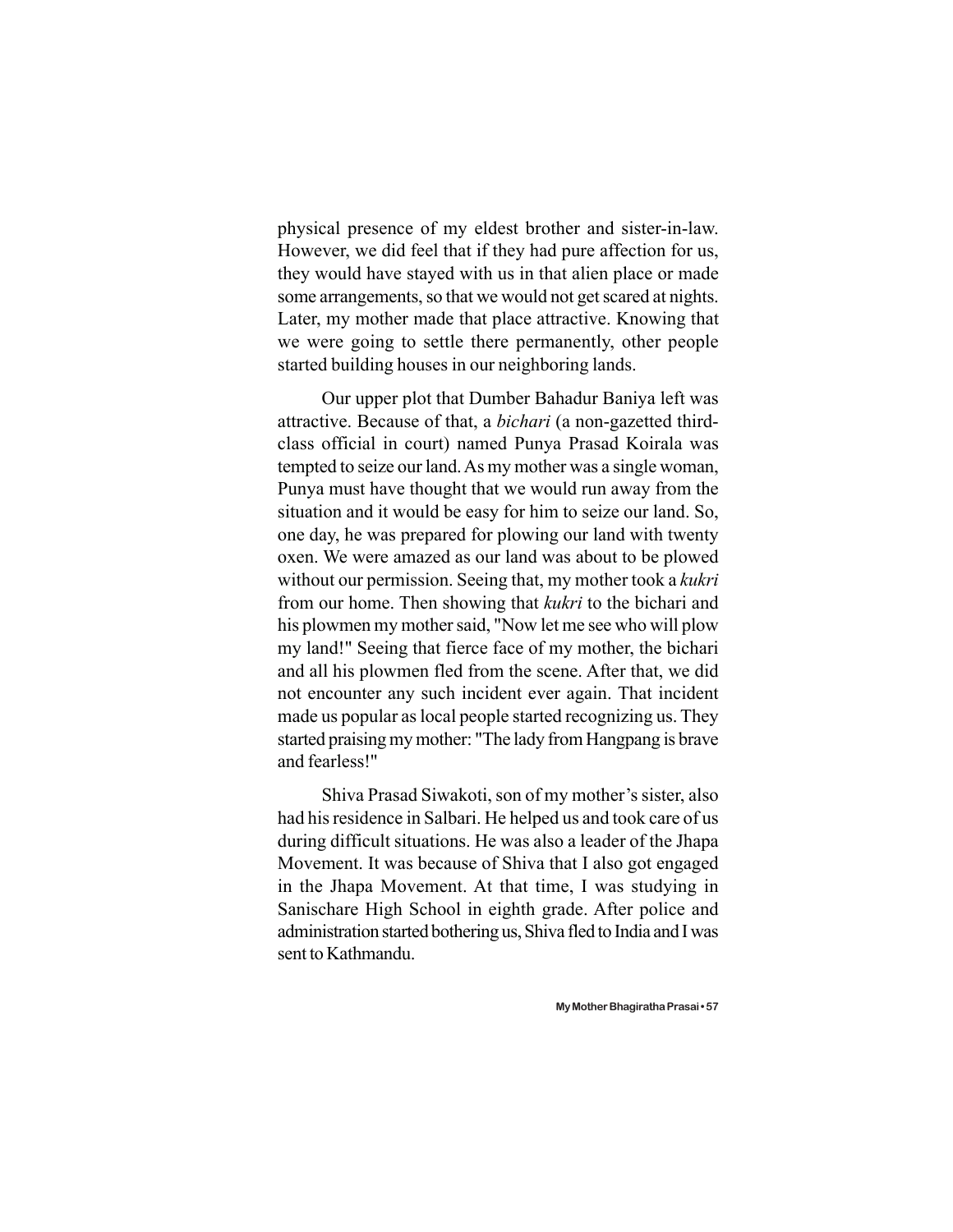physical presence of my eldest brother and sister-in-law. However, we did feel that if they had pure affection for us, they would have stayed with us in that alien place or made some arrangements, so that we would not get scared at nights. Later, my mother made that place attractive. Knowing that we were going to settle there permanently, other people started building houses in our neighboring lands.

Our upper plot that Dumber Bahadur Baniya left was attractive. Because of that, a *bichari* (a non-gazetted third-class official in court) named Punya Prasad Koirala was tempted to seize our land. As my mother was a single woman, Punya must have thought that we would run away from the situation and it would be easy for him to seize our land. So, one day, he was prepared for plowing our land with twenty oxen. We were amazed as our land was about to be plowed without our permission. Seeing that, my mother took a *kukri* from our home. Then showing that *kukri* to the bichari and his plowmen my mother said, "Now let me see who will plow my land!" Seeing that fierce face of my mother, the bichari and all his plowmen fled from the scene. After that, we did not encounter any such incident ever again. That incident made us popular as local people started recognizing us. They started praising my mother: "The lady from Hangpang is brave and fearless!"

Shiva Prasad Siwakoti, son of my mother's sister, also had his residence in Salbari. He helped us and took care of us during difficult situations. He was also a leader of the Jhapa Movement. It was because of Shiva that I also got engaged in the Jhapa Movement. At that time, I was studying in Sanischare High School in eighth grade. After police and administration started bothering us, Shiva fled to India and I was sent to Kathmandu.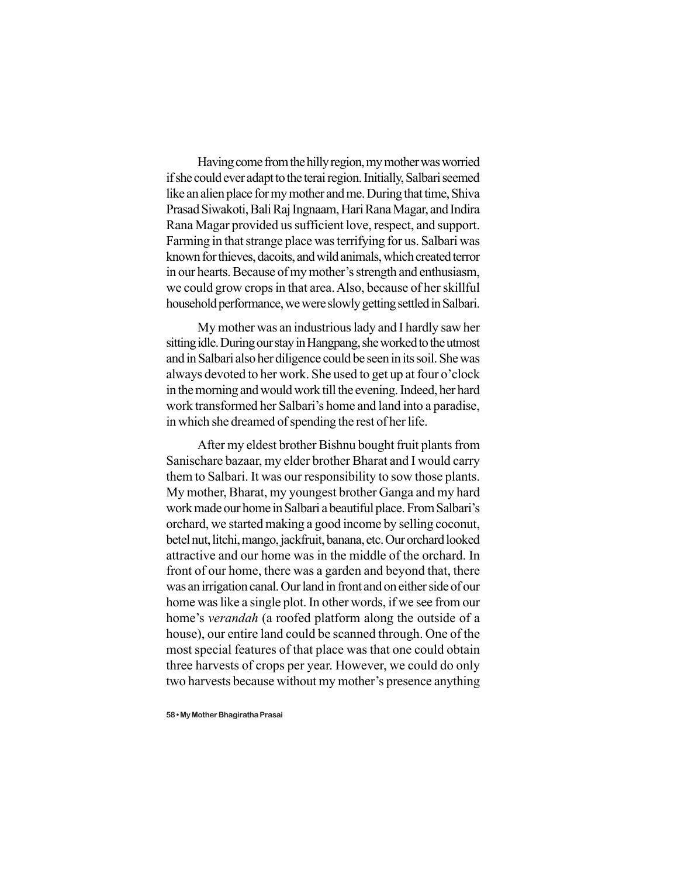Having come from the hilly region, my mother was worried if she could ever adapt to the terai region. Initially, Salbari seemed like an alien place for my mother and me. During that time, Shiva Prasad Siwakoti, Bali Raj Ingnaam, Hari Rana Magar, and Indira Rana Magar provided us sufficient love, respect, and support. Farming in that strange place was terrifying for us. Salbari was known for thieves, dacoits, and wild animals, which created terror in our hearts. Because of my mother's strength and enthusiasm, we could grow crops in that area. Also, because of her skillful household performance, we were slowly getting settled in Salbari.

My mother was an industrious lady and I hardly saw her sitting idle. During our stay in Hangpang, she worked to the utmost and in Salbari also her diligence could be seen in its soil. She was always devoted to her work. She used to get up at four o'clock in the morning and would work till the evening. Indeed, her hard work transformed her Salbari's home and land into a paradise, in which she dreamed of spending the rest of her life.

After my eldest brother Bishnu bought fruit plants from Sanischare bazaar, my elder brother Bharat and I would carry them to Salbari. It was our responsibility to sow those plants. My mother, Bharat, my youngest brother Ganga and my hard work made our home in Salbari a beautiful place. From Salbari's orchard, we started making a good income by selling coconut, betel nut, litchi, mango, jackfruit, banana, etc. Our orchard looked attractive and our home was in the middle of the orchard. In front of our home, there was a garden and beyond that, there was an irrigation canal. Our land in front and on either side of our home was like a single plot. In other words, if we see from our home's *verandah* (a roofed platform along the outside of a house), our entire land could be scanned through. One of the most special features of that place was that one could obtain three harvests of crops per year. However, we could do only two harvests because without my mother's presence anything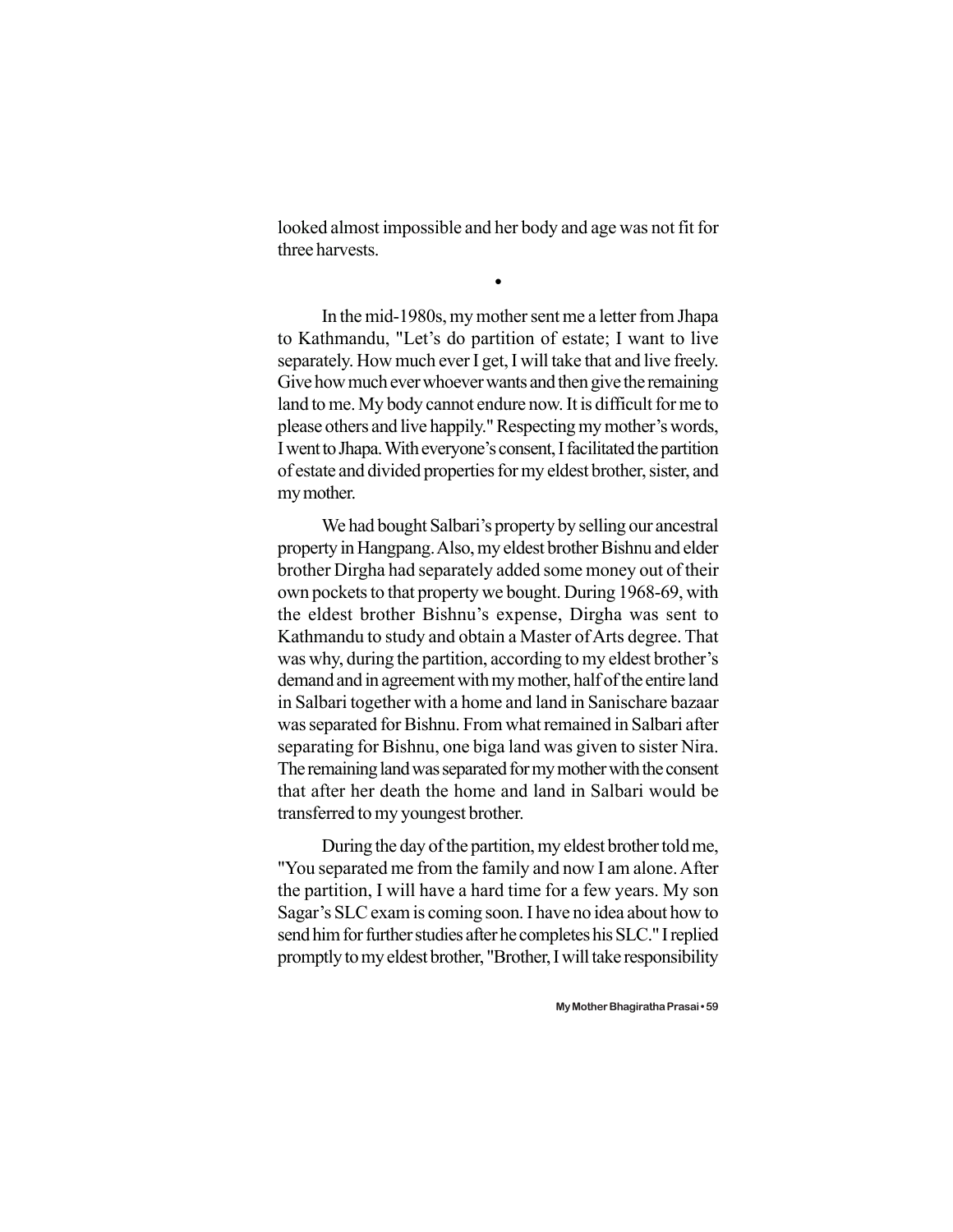looked almost impossible and her body and age was not fit for three harvests.

•

In the mid-1980s, my mother sent me a letter from Jhapa to Kathmandu, "Let's do partition of estate; I want to live separately. How much ever I get, I will take that and live freely. Give how much ever whoever wants and then give the remaining land to me. My body cannot endure now. It is difficult for me to please others and live happily." Respecting my mother's words, I went to Jhapa. With everyone's consent, I facilitated the partition of estate and divided properties for my eldest brother, sister, and my mother.

We had bought Salbari's property by selling our ancestral property in Hangpang. Also, my eldest brother Bishnu and elder brother Dirgha had separately added some money out of their own pockets to that property we bought. During 1968-69, with the eldest brother Bishnu's expense, Dirgha was sent to Kathmandu to study and obtain a Master of Arts degree. That was why, during the partition, according to my eldest brother's demand and in agreement with my mother, half of the entire land in Salbari together with a home and land in Sanischare bazaar was separated for Bishnu. From what remained in Salbari after separating for Bishnu, one biga land was given to sister Nira. The remaining land was separated for my mother with the consent that after her death the home and land in Salbari would be transferred to my youngest brother.

During the day of the partition, my eldest brother told me, "You separated me from the family and now I am alone. After the partition, I will have a hard time for a few years. My son Sagar's SLC exam is coming soon. I have no idea about how to send him for further studies after he completes his SLC." I replied promptly to my eldest brother, "Brother, I will take responsibility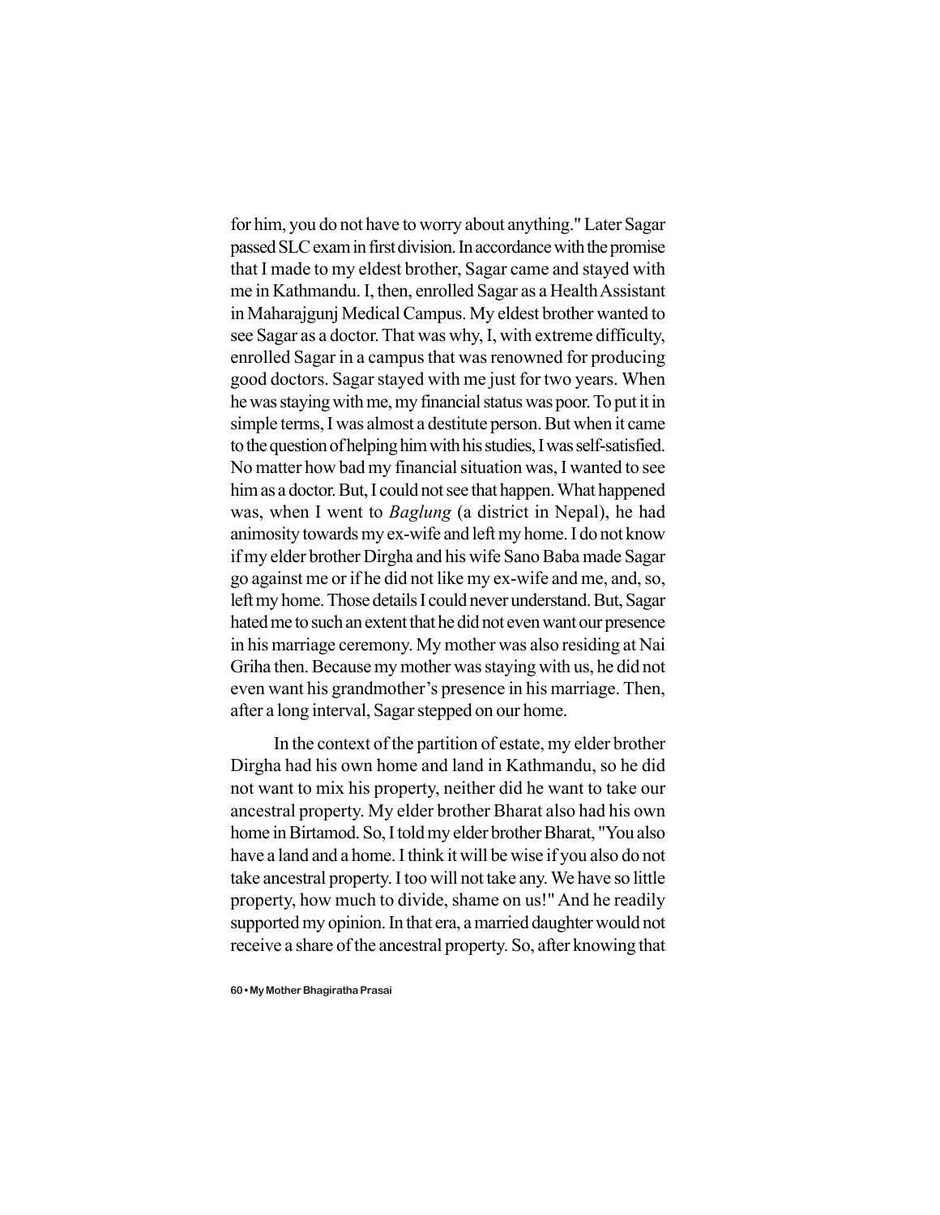for him, you do not have to worry about anything." Later Sagar passed SLC exam in first division. In accordance with the promise that I made to my eldest brother, Sagar came and stayed with me in Kathmandu. I, then, enrolled Sagar as a Health Assistant in Maharajgunj Medical Campus. My eldest brother wanted to see Sagar as a doctor. That was why, I, with extreme difficulty, enrolled Sagar in a campus that was renowned for producing good doctors. Sagar stayed with me just for two years. When he was staying with me, my financial status was poor. To put it in simple terms, I was almost a destitute person. But when it came to the question of helping him with his studies, I was self-satisfied. No matter how bad my financial situation was, I wanted to see him as a doctor. But, I could not see that happen. What happened was, when I went to *Baglung* (a district in Nepal), he had animosity towards my ex-wife and left my home. I do not know if my elder brother Dirgha and his wife Sano Baba made Sagar go against me or if he did not like my ex-wife and me, and, so, left my home. Those details I could never understand. But, Sagar hated me to such an extent that he did not even want our presence in his marriage ceremony. My mother was also residing at Nai Griha then. Because my mother was staying with us, he did not even want his grandmother's presence in his marriage. Then, after a long interval, Sagar stepped on our home.

In the context of the partition of estate, my elder brother Dirgha had his own home and land in Kathmandu, so he did not want to mix his property, neither did he want to take our ancestral property. My elder brother Bharat also had his own home in Birtamod. So, I told my elder brother Bharat, "You also have a land and a home. I think it will be wise if you also do not take ancestral property. I too will not take any. We have so little property, how much to divide, shame on us!" And he readily supported my opinion. In that era, a married daughter would not receive a share of the ancestral property. So, after knowing that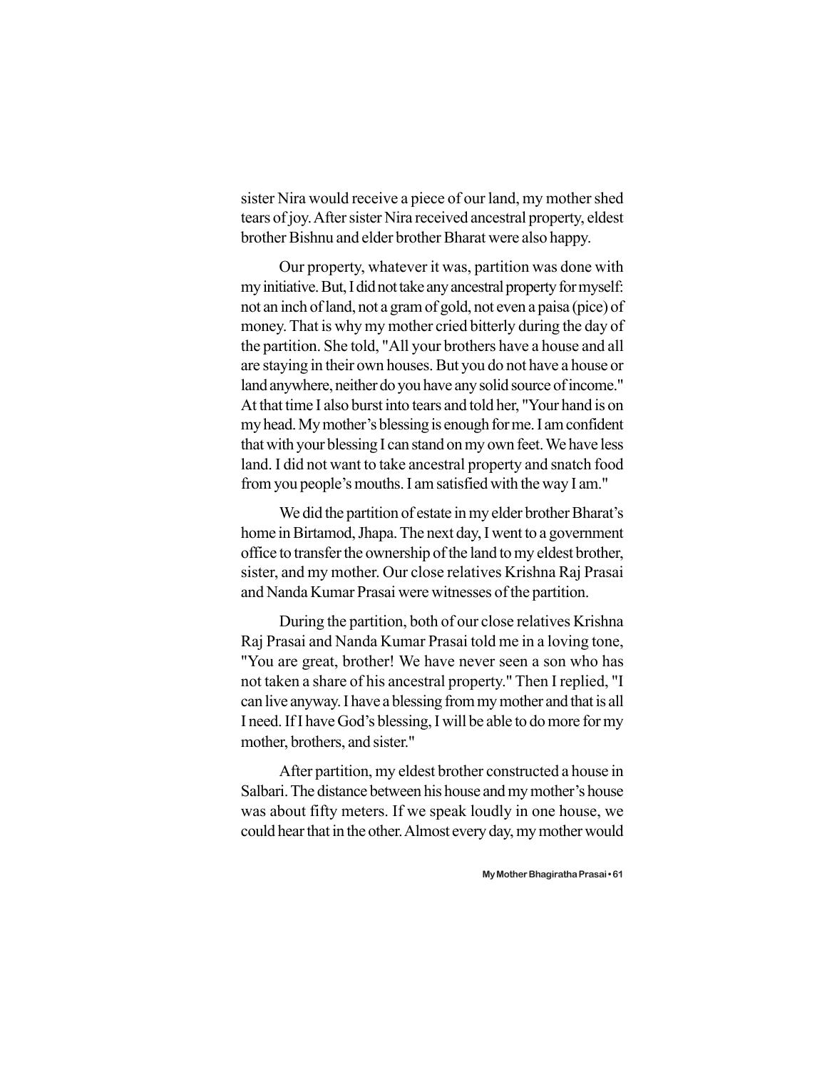sister Nira would receive a piece of our land, my mother shed tears of joy. After sister Nira received ancestral property, eldest brother Bishnu and elder brother Bharat were also happy.

Our property, whatever it was, partition was done with my initiative. But, I did not take any ancestral property for myself: not an inch of land, not a gram of gold, not even a paisa (pice) of money. That is why my mother cried bitterly during the day of the partition. She told, "All your brothers have a house and all are staying in their own houses. But you do not have a house or land anywhere, neither do you have any solid source of income." At that time I also burst into tears and told her, "Your hand is on my head. My mother's blessing is enough for me. I am confident that with your blessing I can stand on my own feet. We have less land. I did not want to take ancestral property and snatch food from you people's mouths. I am satisfied with the way I am."

We did the partition of estate in my elder brother Bharat's home in Birtamod, Jhapa. The next day, I went to a government office to transfer the ownership of the land to my eldest brother, sister, and my mother. Our close relatives Krishna Raj Prasai and Nanda Kumar Prasai were witnesses of the partition.

During the partition, both of our close relatives Krishna Raj Prasai and Nanda Kumar Prasai told me in a loving tone, "You are great, brother! We have never seen a son who has not taken a share of his ancestral property." Then I replied, "I can live anyway. I have a blessing from my mother and that is all I need. If I have God's blessing, I will be able to do more for my mother, brothers, and sister."

After partition, my eldest brother constructed a house in Salbari. The distance between his house and my mother's house was about fifty meters. If we speak loudly in one house, we could hear that in the other. Almost every day, my mother would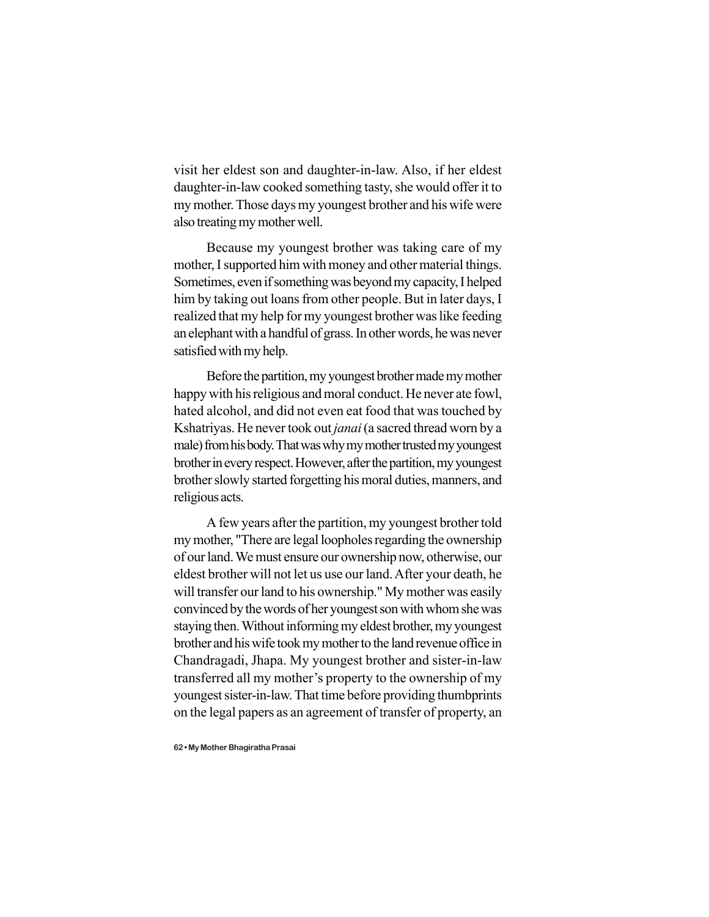visit her eldest son and daughter-in-law. Also, if her eldest daughter-in-law cooked something tasty, she would offer it to my mother. Those days my youngest brother and his wife were also treating my mother well.

Because my youngest brother was taking care of my mother, I supported him with money and other material things. Sometimes, even if something was beyond my capacity, I helped him by taking out loans from other people. But in later days, I realized that my help for my youngest brother was like feeding an elephant with a handful of grass. In other words, he was never satisfied with my help.

Before the partition, my youngest brother made my mother happy with his religious and moral conduct. He never ate fowl, hated alcohol, and did not even eat food that was touched by Kshatriyas. He never took out *janai* (a sacred thread worn by a male) from his body. That was why my mother trusted my youngest brother in every respect. However, after the partition, my youngest brother slowly started forgetting his moral duties, manners, and religious acts.

A few years after the partition, my youngest brother told my mother, "There are legal loopholes regarding the ownership of our land. We must ensure our ownership now, otherwise, our eldest brother will not let us use our land. After your death, he will transfer our land to his ownership." My mother was easily convinced by the words of her youngest son with whom she was staying then. Without informing my eldest brother, my youngest brother and his wife took my mother to the land revenue office in Chandragadi, Jhapa. My youngest brother and sister-in-law transferred all my mother's property to the ownership of my youngest sister-in-law. That time before providing thumbprints on the legal papers as an agreement of transfer of property, an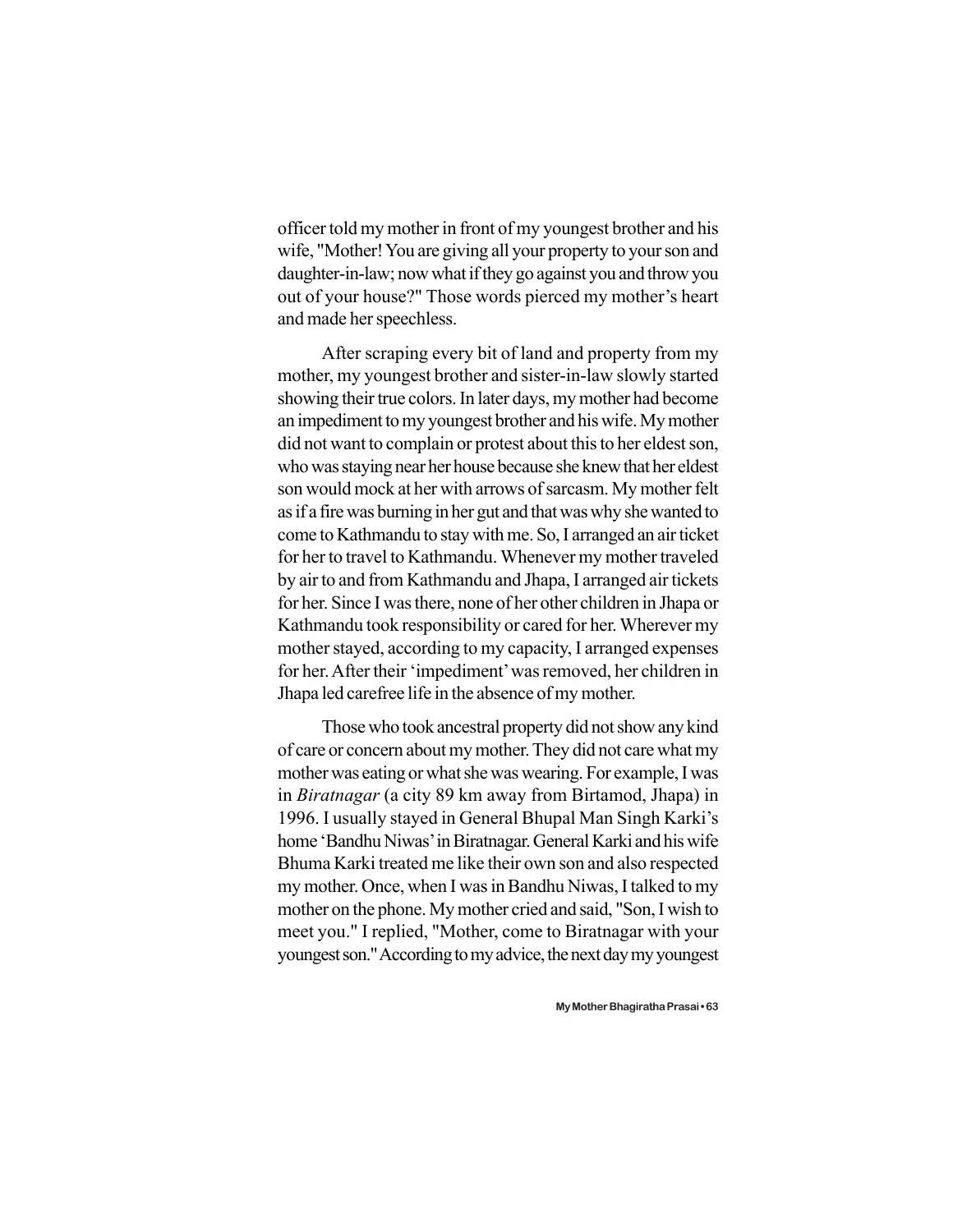officer told my mother in front of my youngest brother and his wife, "Mother! You are giving all your property to your son and daughter-in-law; now what if they go against you and throw you out of your house?" Those words pierced my mother's heart and made her speechless.

After scraping every bit of land and property from my mother, my youngest brother and sister-in-law slowly started showing their true colors. In later days, my mother had become an impediment to my youngest brother and his wife. My mother did not want to complain or protest about this to her eldest son, who was staying near her house because she knew that her eldest son would mock at her with arrows of sarcasm. My mother felt as if a fire was burning in her gut and that was why she wanted to come to Kathmandu to stay with me. So, I arranged an air ticket for her to travel to Kathmandu. Whenever my mother traveled by air to and from Kathmandu and Jhapa, I arranged air tickets for her. Since I was there, none of her other children in Jhapa or Kathmandu took responsibility or cared for her. Wherever my mother stayed, according to my capacity, I arranged expenses for her. After their 'impediment' was removed, her children in Jhapa led carefree life in the absence of my mother.

Those who took ancestral property did not show any kind of care or concern about my mother. They did not care what my mother was eating or what she was wearing. For example, I was in *Biratnagar* (a city 89 km away from Birtamod, Jhapa) in 1996. I usually stayed in General Bhupal Man Singh Karki's home 'Bandhu Niwas' in Biratnagar. General Karki and his wife Bhuma Karki treated me like their own son and also respected my mother. Once, when I was in Bandhu Niwas, I talked to my mother on the phone. My mother cried and said, "Son, I wish to meet you." I replied, "Mother, come to Biratnagar with your youngest son." According to my advice, the next day my youngest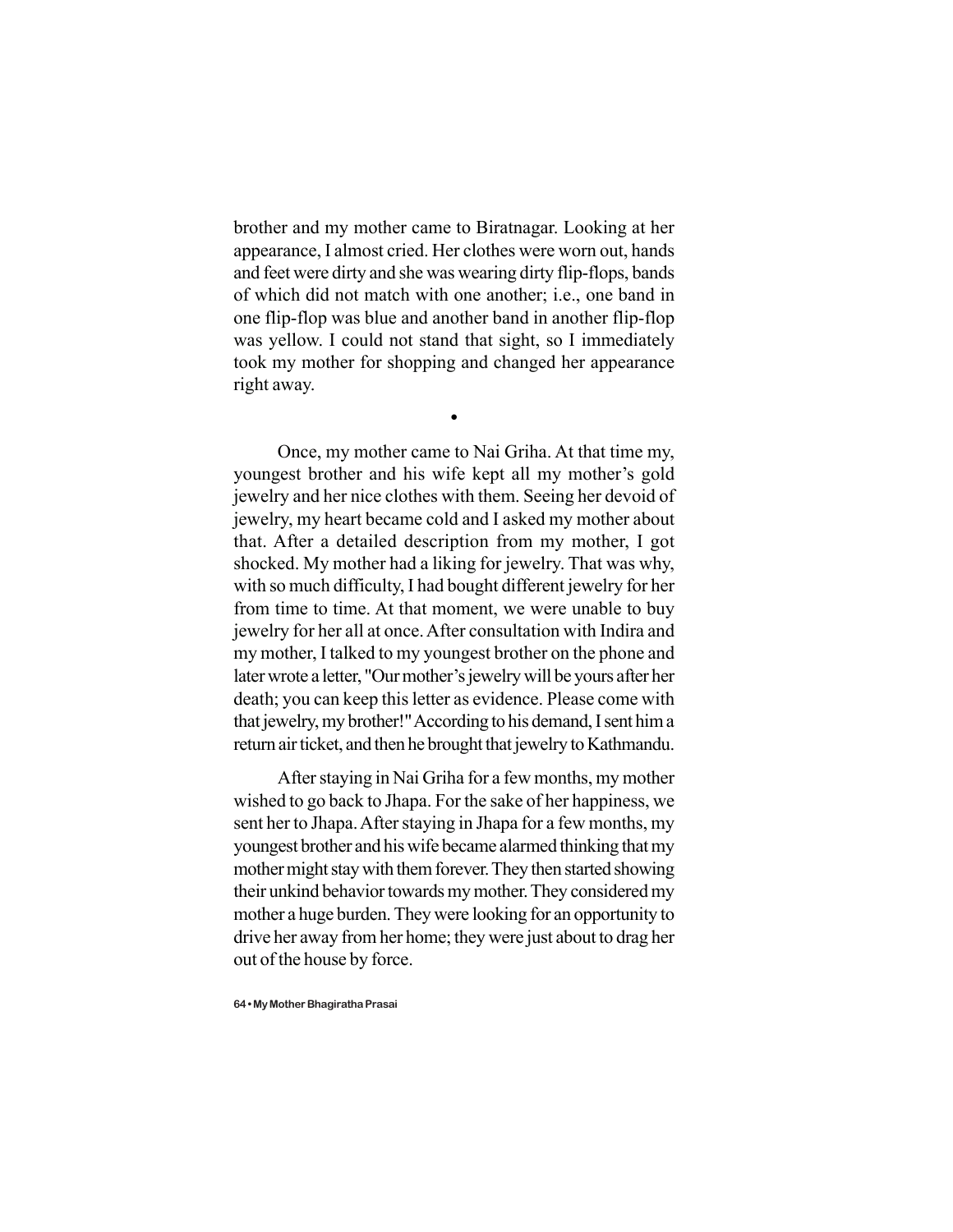brother and my mother came to Biratnagar. Looking at her appearance, I almost cried. Her clothes were worn out, hands and feet were dirty and she was wearing dirty flip-flops, bands of which did not match with one another; i.e., one band in one flip-flop was blue and another band in another flip-flop was yellow. I could not stand that sight, so I immediately took my mother for shopping and changed her appearance right away.

•

Once, my mother came to Nai Griha. At that time my, youngest brother and his wife kept all my mother's gold jewelry and her nice clothes with them. Seeing her devoid of jewelry, my heart became cold and I asked my mother about that. After a detailed description from my mother, I got shocked. My mother had a liking for jewelry. That was why, with so much difficulty, I had bought different jewelry for her from time to time. At that moment, we were unable to buy jewelry for her all at once. After consultation with Indira and my mother, I talked to my youngest brother on the phone and later wrote a letter, "Our mother's jewelry will be yours after her death; you can keep this letter as evidence. Please come with that jewelry, my brother!" According to his demand, I sent him a return air ticket, and then he brought that jewelry to Kathmandu.

After staying in Nai Griha for a few months, my mother wished to go back to Jhapa. For the sake of her happiness, we sent her to Jhapa. After staying in Jhapa for a few months, my youngest brother and his wife became alarmed thinking that my mother might stay with them forever. They then started showing their unkind behavior towards my mother. They considered my mother a huge burden. They were looking for an opportunity to drive her away from her home; they were just about to drag her out of the house by force.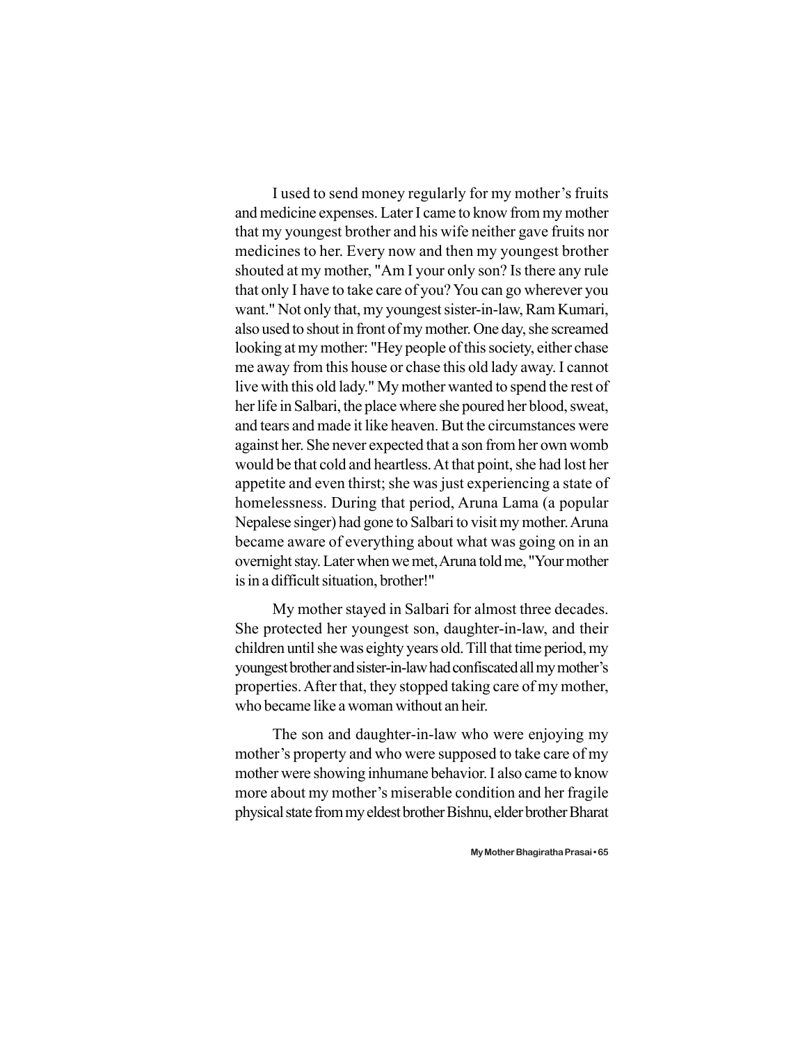I used to send money regularly for my mother's fruits and medicine expenses. Later I came to know from my mother that my youngest brother and his wife neither gave fruits nor medicines to her. Every now and then my youngest brother shouted at my mother, "Am I your only son? Is there any rule that only I have to take care of you? You can go wherever you want." Not only that, my youngest sister-in-law, Ram Kumari, also used to shout in front of my mother. One day, she screamed looking at my mother: "Hey people of this society, either chase me away from this house or chase this old lady away. I cannot live with this old lady." My mother wanted to spend the rest of her life in Salbari, the place where she poured her blood, sweat, and tears and made it like heaven. But the circumstances were against her. She never expected that a son from her own womb would be that cold and heartless. At that point, she had lost her appetite and even thirst; she was just experiencing a state of homelessness. During that period, Aruna Lama (a popular Nepalese singer) had gone to Salbari to visit my mother. Aruna became aware of everything about what was going on in an overnight stay. Later when we met, Aruna told me, "Your mother is in a difficult situation, brother!"

My mother stayed in Salbari for almost three decades. She protected her youngest son, daughter-in-law, and their children until she was eighty years old. Till that time period, my youngest brother and sister-in-law had confiscated all my mother's properties. After that, they stopped taking care of my mother, who became like a woman without an heir.

The son and daughter-in-law who were enjoying my mother's property and who were supposed to take care of my mother were showing inhumane behavior. I also came to know more about my mother's miserable condition and her fragile physical state from my eldest brother Bishnu, elder brother Bharat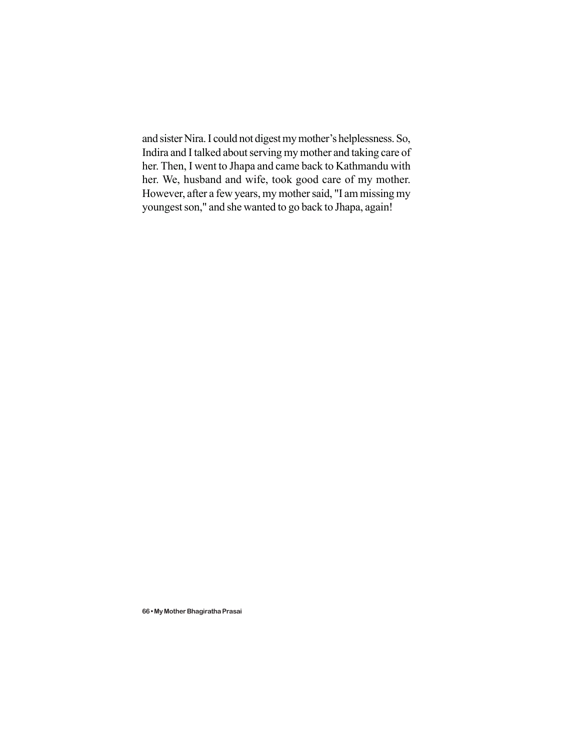and sister Nira. I could not digest my mother's helplessness. So, Indira and I talked about serving my mother and taking care of her. Then, I went to Jhapa and came back to Kathmandu with her. We, husband and wife, took good care of my mother. However, after a few years, my mother said, "I am missing my youngest son," and she wanted to go back to Jhapa, again!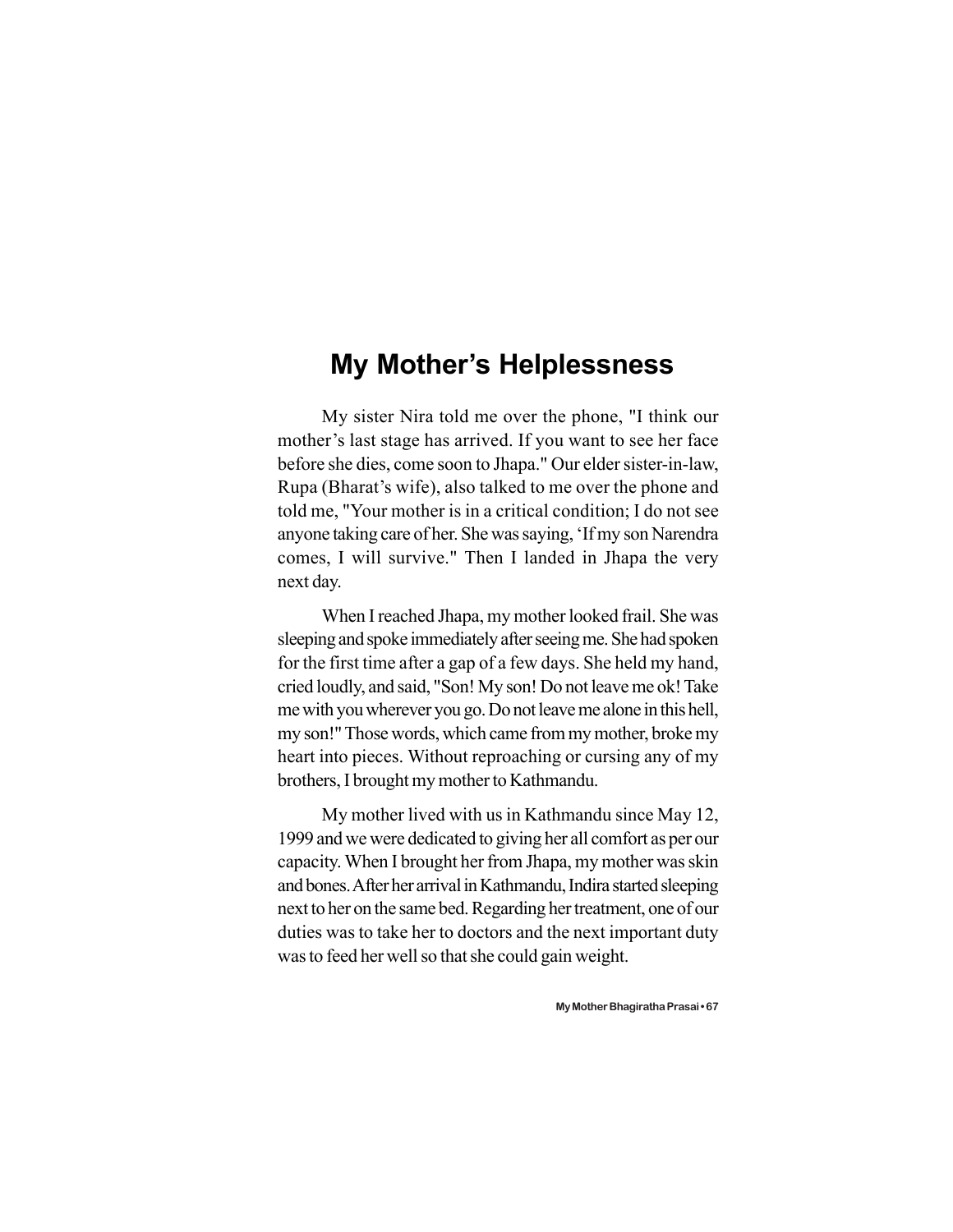# My Mother's Helplessness

My sister Nira told me over the phone, "I think our mother's last stage has arrived. If you want to see her face before she dies, come soon to Jhapa." Our elder sister-in-law, Rupa (Bharat's wife), also talked to me over the phone and told me, "Your mother is in a critical condition; I do not see anyone taking care of her. She was saying, 'If my son Narendra comes, I will survive." Then I landed in Jhapa the very next day.

When I reached Jhapa, my mother looked frail. She was sleeping and spoke immediately after seeing me. She had spoken for the first time after a gap of a few days. She held my hand, cried loudly, and said, "Son! My son! Do not leave me ok! Take me with you wherever you go. Do not leave me alone in this hell, my son!" Those words, which came from my mother, broke my heart into pieces. Without reproaching or cursing any of my brothers, I brought my mother to Kathmandu.

My mother lived with us in Kathmandu since May 12, 1999 and we were dedicated to giving her all comfort as per our capacity. When I brought her from Jhapa, my mother was skin and bones. After her arrival in Kathmandu, Indira started sleeping next to her on the same bed. Regarding her treatment, one of our duties was to take her to doctors and the next important duty was to feed her well so that she could gain weight.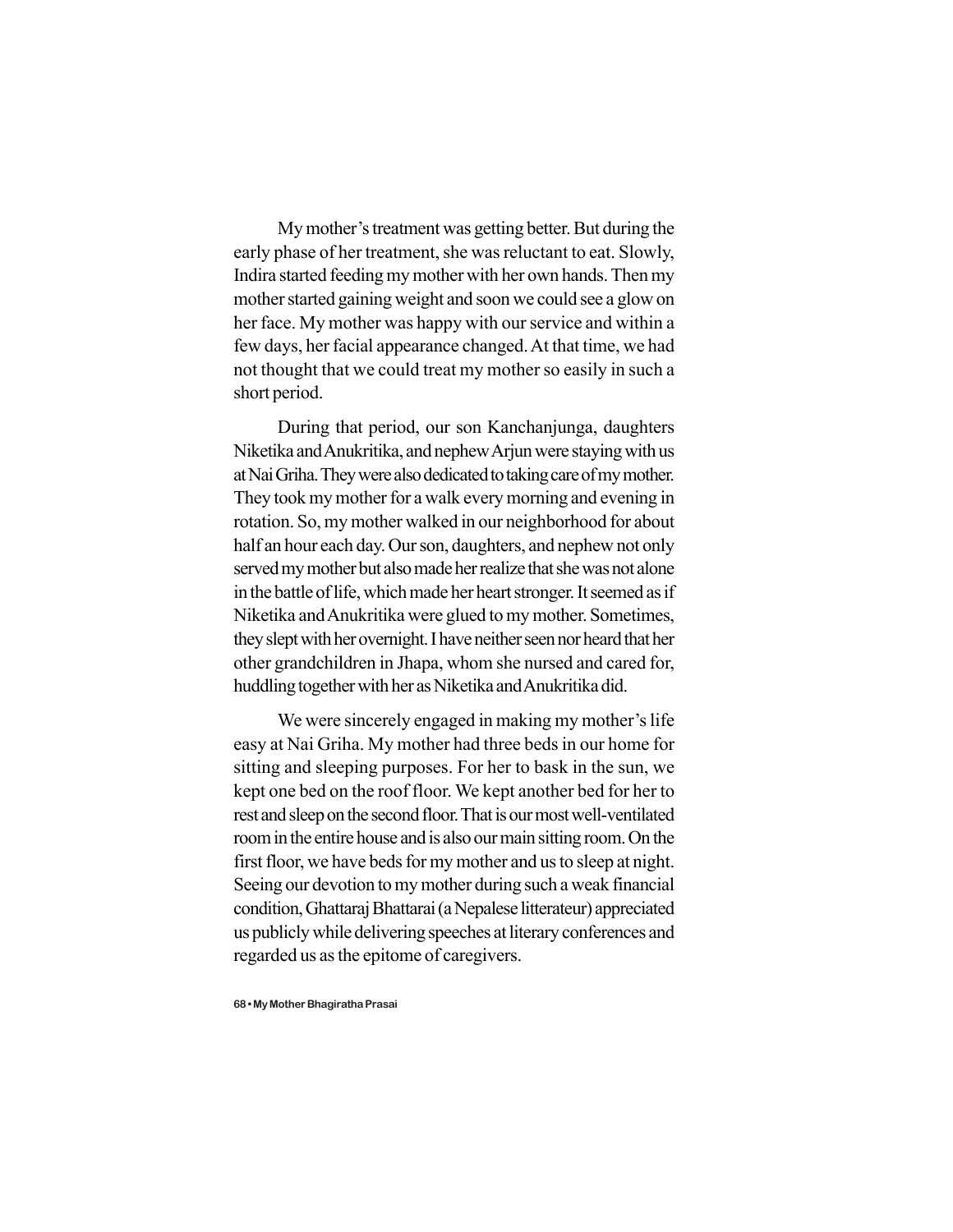My mother's treatment was getting better. But during the early phase of her treatment, she was reluctant to eat. Slowly, Indira started feeding my mother with her own hands. Then my mother started gaining weight and soon we could see a glow on her face. My mother was happy with our service and within a few days, her facial appearance changed. At that time, we had not thought that we could treat my mother so easily in such a short period.

During that period, our son Kanchanjunga, daughters Niketika and Anukritika, and nephew Arjun were staying with us at Nai Griha. They were also dedicated to taking care of my mother. They took my mother for a walk every morning and evening in rotation. So, my mother walked in our neighborhood for about half an hour each day. Our son, daughters, and nephew not only served my mother but also made her realize that she was not alone in the battle of life, which made her heart stronger. It seemed as if Niketika and Anukritika were glued to my mother. Sometimes, they slept with her overnight. I have neither seen nor heard that her other grandchildren in Jhapa, whom she nursed and cared for, huddling together with her as Niketika and Anukritika did.

We were sincerely engaged in making my mother's life easy at Nai Griha. My mother had three beds in our home for sitting and sleeping purposes. For her to bask in the sun, we kept one bed on the roof floor. We kept another bed for her to rest and sleep on the second floor. That is our most well-ventilated room in the entire house and is also our main sitting room. On the first floor, we have beds for my mother and us to sleep at night. Seeing our devotion to my mother during such a weak financial condition, Ghattaraj Bhattarai (a Nepalese litterateur) appreciated us publicly while delivering speeches at literary conferences and regarded us as the epitome of caregivers.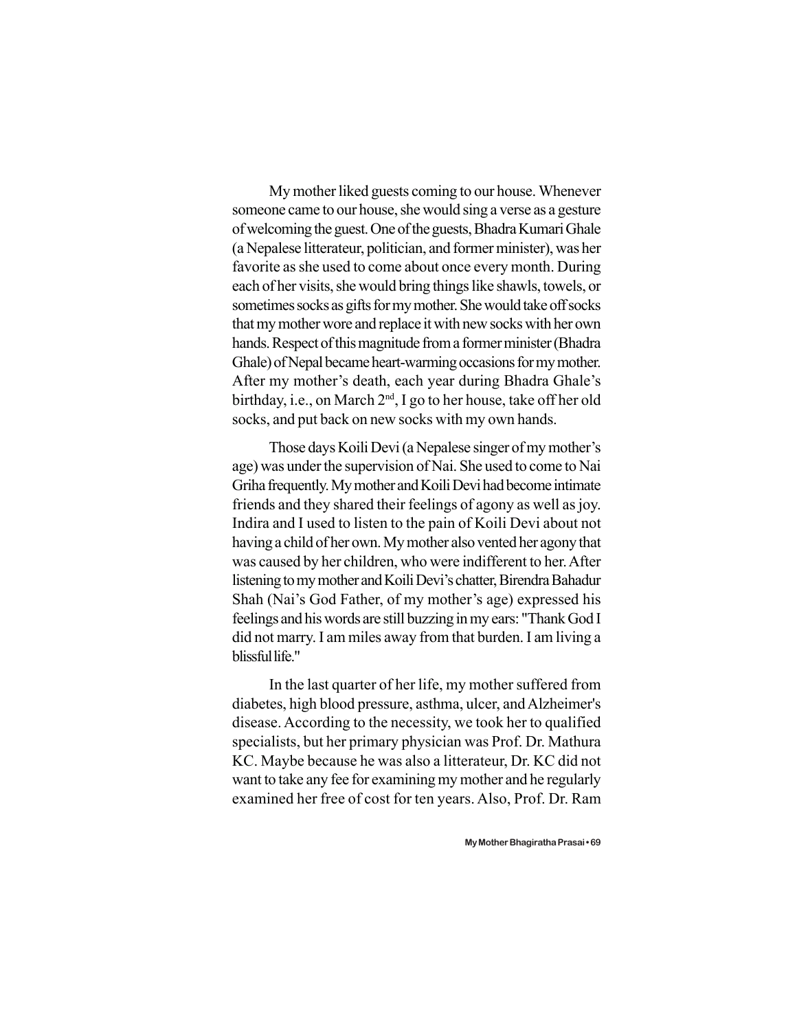My mother liked guests coming to our house. Whenever someone came to our house, she would sing a verse as a gesture of welcoming the guest. One of the guests, Bhadra Kumari Ghale (a Nepalese litterateur, politician, and former minister), was her favorite as she used to come about once every month. During each of her visits, she would bring things like shawls, towels, or sometimes socks as gifts for my mother. She would take off socks that my mother wore and replace it with new socks with her own hands. Respect of this magnitude from a former minister (Bhadra Ghale) of Nepal became heart-warming occasions for my mother. After my mother's death, each year during Bhadra Ghale's birthday, i.e., on March 2nd, I go to her house, take off her old socks, and put back on new socks with my own hands.

Those days Koili Devi (a Nepalese singer of my mother's age) was under the supervision of Nai. She used to come to Nai Griha frequently. My mother and Koili Devi had become intimate friends and they shared their feelings of agony as well as joy. Indira and I used to listen to the pain of Koili Devi about not having a child of her own. My mother also vented her agony that was caused by her children, who were indifferent to her. After listening to my mother and Koili Devi's chatter, Birendra Bahadur Shah (Nai's God Father, of my mother's age) expressed his feelings and his words are still buzzing in my ears: "Thank God I did not marry. I am miles away from that burden. I am living a blissful life."

In the last quarter of her life, my mother suffered from diabetes, high blood pressure, asthma, ulcer, and Alzheimer's disease. According to the necessity, we took her to qualified specialists, but her primary physician was Prof. Dr. Mathura KC. Maybe because he was also a litterateur, Dr. KC did not want to take any fee for examining my mother and he regularly examined her free of cost for ten years. Also, Prof. Dr. Ram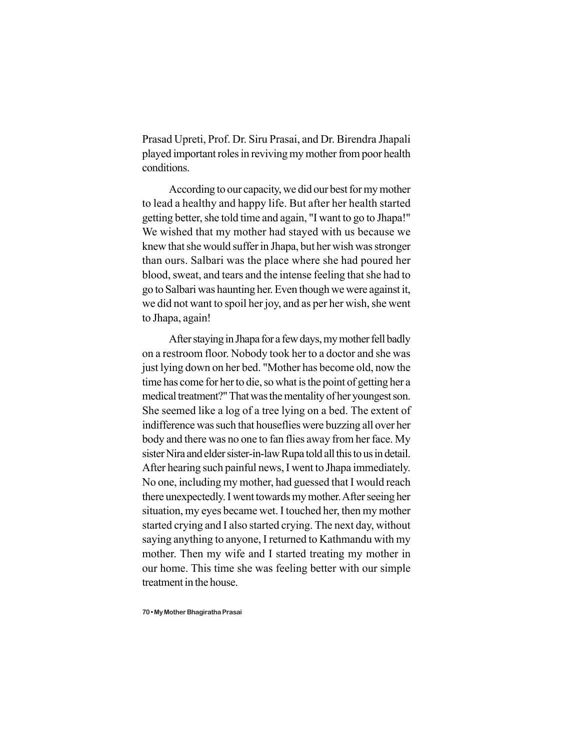Prasad Upreti, Prof. Dr. Siru Prasai, and Dr. Birendra Jhapali played important roles in reviving my mother from poor health conditions.

According to our capacity, we did our best for my mother to lead a healthy and happy life. But after her health started getting better, she told time and again, "I want to go to Jhapa!" We wished that my mother had stayed with us because we knew that she would suffer in Jhapa, but her wish was stronger than ours. Salbari was the place where she had poured her blood, sweat, and tears and the intense feeling that she had to go to Salbari was haunting her. Even though we were against it, we did not want to spoil her joy, and as per her wish, she went to Jhapa, again!

After staying in Jhapa for a few days, my mother fell badly on a restroom floor. Nobody took her to a doctor and she was just lying down on her bed. "Mother has become old, now the time has come for her to die, so what is the point of getting her a medical treatment?" That was the mentality of her youngest son. She seemed like a log of a tree lying on a bed. The extent of indifference was such that houseflies were buzzing all over her body and there was no one to fan flies away from her face. My sister Nira and elder sister-in-law Rupa told all this to us in detail. After hearing such painful news, I went to Jhapa immediately. No one, including my mother, had guessed that I would reach there unexpectedly. I went towards my mother. After seeing her situation, my eyes became wet. I touched her, then my mother started crying and I also started crying. The next day, without saying anything to anyone, I returned to Kathmandu with my mother. Then my wife and I started treating my mother in our home. This time she was feeling better with our simple treatment in the house.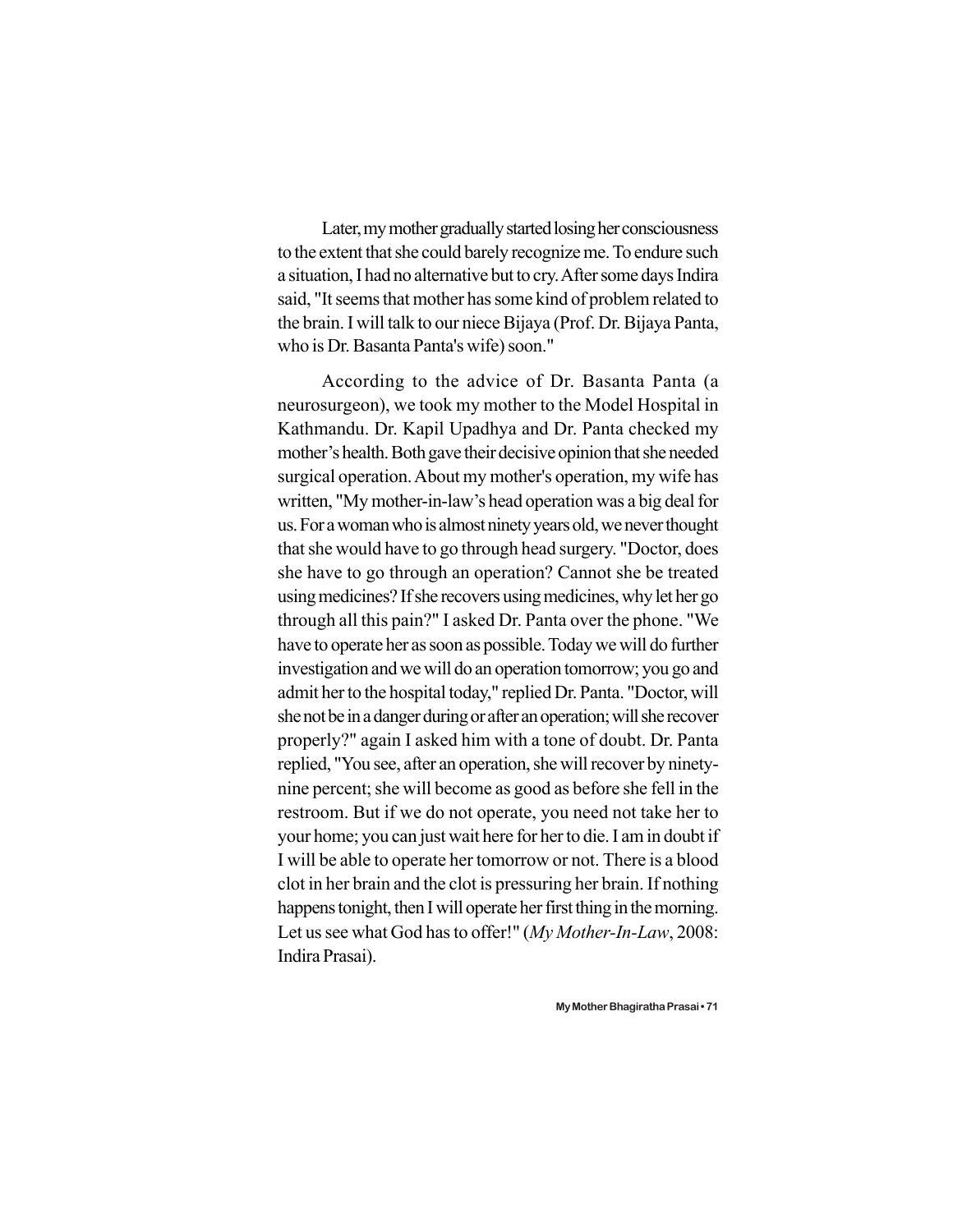Later, my mother gradually started losing her consciousness to the extent that she could barely recognize me. To endure such a situation, I had no alternative but to cry. After some days Indira said, "It seems that mother has some kind of problem related to the brain. I will talk to our niece Bijaya (Prof. Dr. Bijaya Panta, who is Dr. Basanta Panta's wife) soon."

According to the advice of Dr. Basanta Panta (a neurosurgeon), we took my mother to the Model Hospital in Kathmandu. Dr. Kapil Upadhya and Dr. Panta checked my mother's health. Both gave their decisive opinion that she needed surgical operation. About my mother's operation, my wife has written, "My mother-in-law's head operation was a big deal for us. For a woman who is almost ninety years old, we never thought that she would have to go through head surgery. "Doctor, does she have to go through an operation? Cannot she be treated using medicines? If she recovers using medicines, why let her go through all this pain?" I asked Dr. Panta over the phone. "We have to operate her as soon as possible. Today we will do further investigation and we will do an operation tomorrow; you go and admit her to the hospital today," replied Dr. Panta. "Doctor, will she not be in a danger during or after an operation; will she recover properly?" again I asked him with a tone of doubt. Dr. Panta replied, "You see, after an operation, she will recover by ninety-nine percent; she will become as good as before she fell in the restroom. But if we do not operate, you need not take her to your home; you can just wait here for her to die. I am in doubt if I will be able to operate her tomorrow or not. There is a blood clot in her brain and the clot is pressuring her brain. If nothing happens tonight, then I will operate her first thing in the morning. Let us see what God has to offer!" (*My Mother-In-Law*, 2008: Indira Prasai).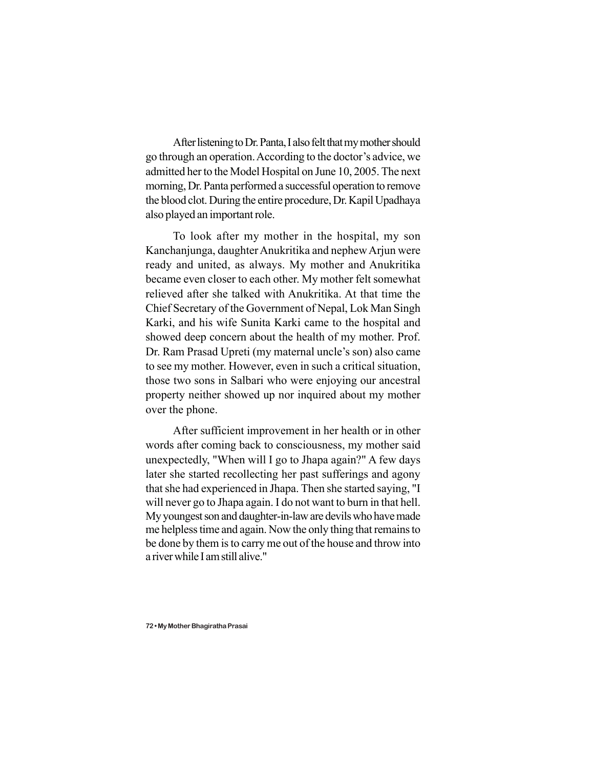After listening to Dr. Panta, I also felt that my mother should go through an operation. According to the doctor's advice, we admitted her to the Model Hospital on June 10, 2005. The next morning, Dr. Panta performed a successful operation to remove the blood clot. During the entire procedure, Dr. Kapil Upadhaya also played an important role.

To look after my mother in the hospital, my son Kanchanjunga, daughter Anukritika and nephew Arjun were ready and united, as always. My mother and Anukritika became even closer to each other. My mother felt somewhat relieved after she talked with Anukritika. At that time the Chief Secretary of the Government of Nepal, Lok Man Singh Karki, and his wife Sunita Karki came to the hospital and showed deep concern about the health of my mother. Prof. Dr. Ram Prasad Upreti (my maternal uncle's son) also came to see my mother. However, even in such a critical situation, those two sons in Salbari who were enjoying our ancestral property neither showed up nor inquired about my mother over the phone.

After sufficient improvement in her health or in other words after coming back to consciousness, my mother said unexpectedly, "When will I go to Jhapa again?" A few days later she started recollecting her past sufferings and agony that she had experienced in Jhapa. Then she started saying, "I will never go to Jhapa again. I do not want to burn in that hell. My youngest son and daughter-in-law are devils who have made me helpless time and again. Now the only thing that remains to be done by them is to carry me out of the house and throw into a river while I am still alive."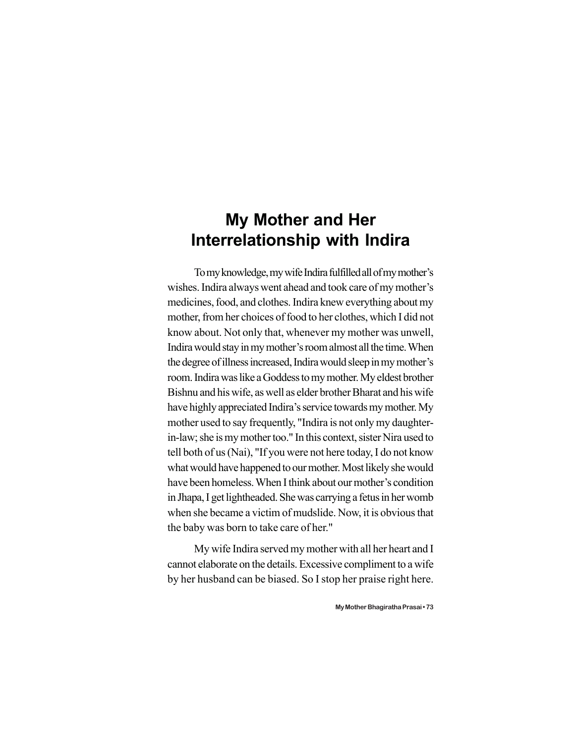# My Mother and Her Interrelationship with Indira

To my knowledge, my wife Indira fulfilled all of my mother's wishes. Indira always went ahead and took care of my mother's medicines, food, and clothes. Indira knew everything about my mother, from her choices of food to her clothes, which I did not know about. Not only that, whenever my mother was unwell, Indira would stay in my mother's room almost all the time. When the degree of illness increased, Indira would sleep in my mother's room. Indira was like a Goddess to my mother. My eldest brother Bishnu and his wife, as well as elder brother Bharat and his wife have highly appreciated Indira's service towards my mother. My mother used to say frequently, "Indira is not only my daughter-in-law; she is my mother too." In this context, sister Nira used to tell both of us (Nai), "If you were not here today, I do not know what would have happened to our mother. Most likely she would have been homeless. When I think about our mother's condition in Jhapa, I get lightheaded. She was carrying a fetus in her womb when she became a victim of mudslide. Now, it is obvious that the baby was born to take care of her."

My wife Indira served my mother with all her heart and I cannot elaborate on the details. Excessive compliment to a wife by her husband can be biased. So I stop her praise right here.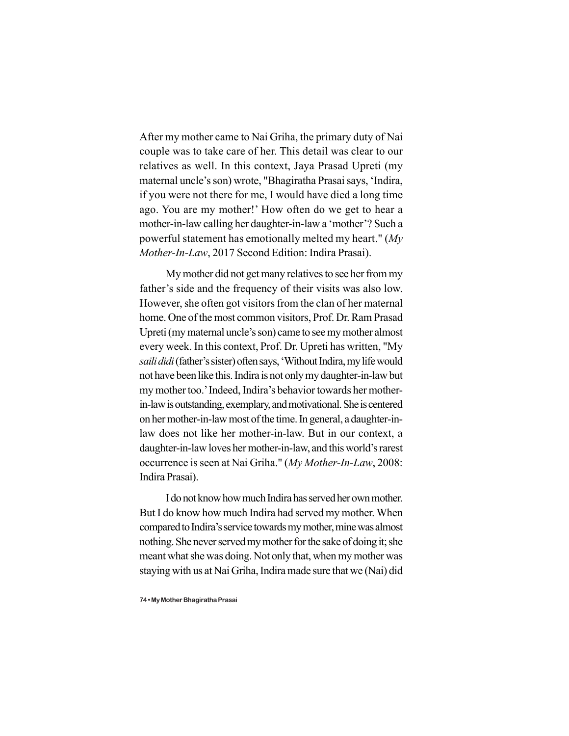After my mother came to Nai Griha, the primary duty of Nai couple was to take care of her. This detail was clear to our relatives as well. In this context, Jaya Prasad Upreti (my maternal uncle's son) wrote, "Bhagiratha Prasai says, 'Indira, if you were not there for me, I would have died a long time ago. You are my mother!' How often do we get to hear a mother-in-law calling her daughter-in-law a 'mother'? Such a powerful statement has emotionally melted my heart." (*My Mother-In-Law*, 2017 Second Edition: Indira Prasai).

My mother did not get many relatives to see her from my father's side and the frequency of their visits was also low. However, she often got visitors from the clan of her maternal home. One of the most common visitors, Prof. Dr. Ram Prasad Upreti (my maternal uncle's son) came to see my mother almost every week. In this context, Prof. Dr. Upreti has written, "My *saili didi* (father's sister) often says, 'Without Indira, my life would not have been like this. Indira is not only my daughter-in-law but my mother too.' Indeed, Indira's behavior towards her mother-in-law is outstanding, exemplary, and motivational. She is centered on her mother-in-law most of the time. In general, a daughter-in-law does not like her mother-in-law. But in our context, a daughter-in-law loves her mother-in-law, and this world's rarest occurrence is seen at Nai Griha." (*My Mother-In-Law*, 2008: Indira Prasai).

I do not know how much Indira has served her own mother. But I do know how much Indira had served my mother. When compared to Indira's service towards my mother, mine was almost nothing. She never served my mother for the sake of doing it; she meant what she was doing. Not only that, when my mother was staying with us at Nai Griha, Indira made sure that we (Nai) did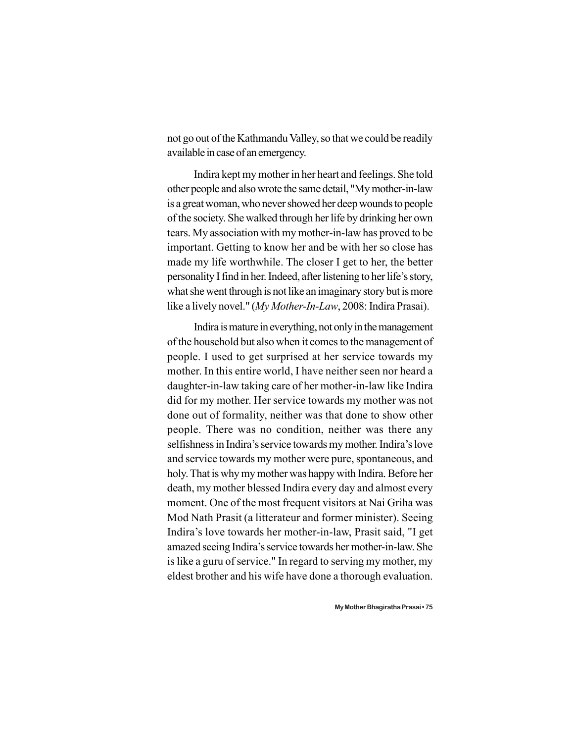not go out of the Kathmandu Valley, so that we could be readily available in case of an emergency.

Indira kept my mother in her heart and feelings. She told other people and also wrote the same detail, "My mother-in-law is a great woman, who never showed her deep wounds to people of the society. She walked through her life by drinking her own tears. My association with my mother-in-law has proved to be important. Getting to know her and be with her so close has made my life worthwhile. The closer I get to her, the better personality I find in her. Indeed, after listening to her life's story, what she went through is not like an imaginary story but is more like a lively novel." (*My Mother-In-Law*, 2008: Indira Prasai).

Indira is mature in everything, not only in the management of the household but also when it comes to the management of people. I used to get surprised at her service towards my mother. In this entire world, I have neither seen nor heard a daughter-in-law taking care of her mother-in-law like Indira did for my mother. Her service towards my mother was not done out of formality, neither was that done to show other people. There was no condition, neither was there any selfishness in Indira's service towards my mother. Indira's love and service towards my mother were pure, spontaneous, and holy. That is why my mother was happy with Indira. Before her death, my mother blessed Indira every day and almost every moment. One of the most frequent visitors at Nai Griha was Mod Nath Prasit (a litterateur and former minister). Seeing Indira's love towards her mother-in-law, Prasit said, "I get amazed seeing Indira's service towards her mother-in-law. She is like a guru of service." In regard to serving my mother, my eldest brother and his wife have done a thorough evaluation.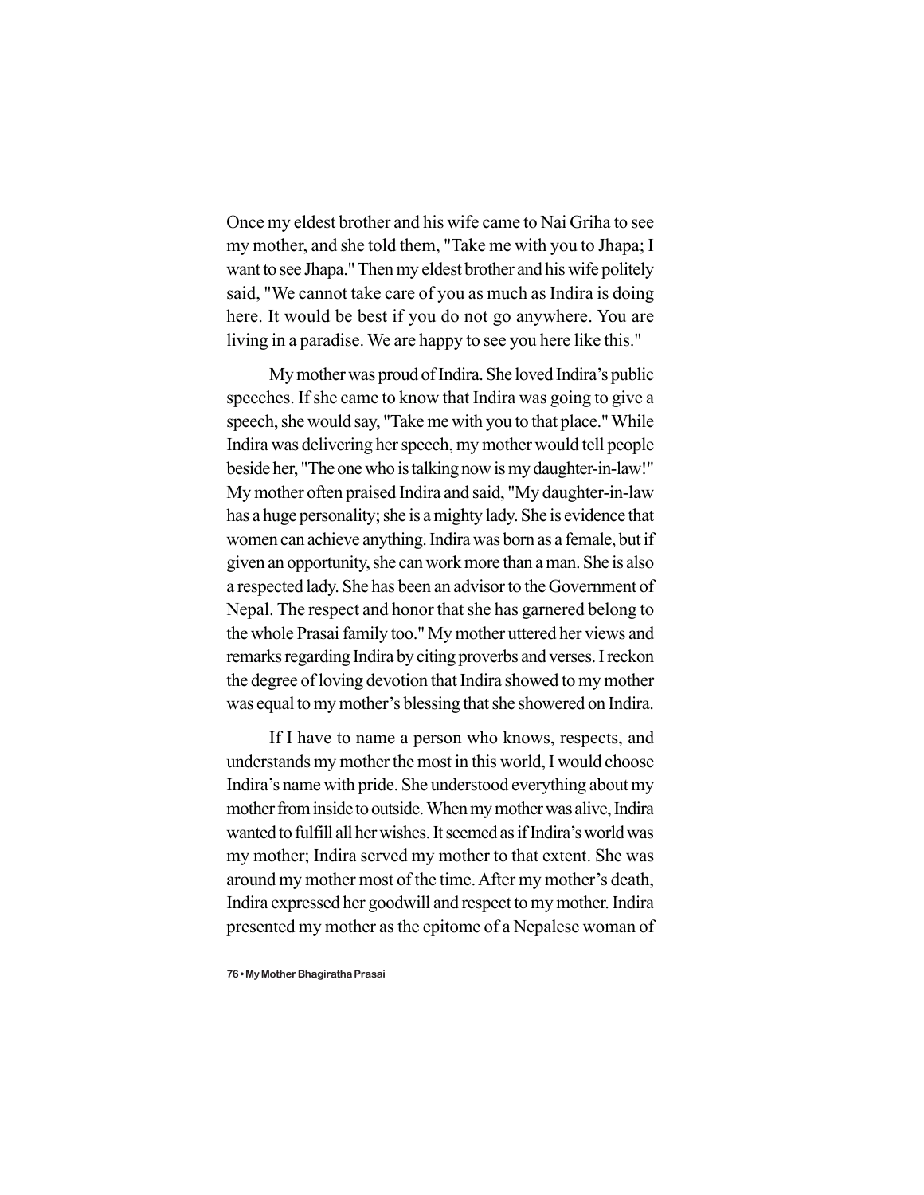Once my eldest brother and his wife came to Nai Griha to see my mother, and she told them, "Take me with you to Jhapa; I want to see Jhapa." Then my eldest brother and his wife politely said, "We cannot take care of you as much as Indira is doing here. It would be best if you do not go anywhere. You are living in a paradise. We are happy to see you here like this."

My mother was proud of Indira. She loved Indira's public speeches. If she came to know that Indira was going to give a speech, she would say, "Take me with you to that place." While Indira was delivering her speech, my mother would tell people beside her, "The one who is talking now is my daughter-in-law!" My mother often praised Indira and said, "My daughter-in-law has a huge personality; she is a mighty lady. She is evidence that women can achieve anything. Indira was born as a female, but if given an opportunity, she can work more than a man. She is also a respected lady. She has been an advisor to the Government of Nepal. The respect and honor that she has garnered belong to the whole Prasai family too." My mother uttered her views and remarks regarding Indira by citing proverbs and verses. I reckon the degree of loving devotion that Indira showed to my mother was equal to my mother's blessing that she showered on Indira.

If I have to name a person who knows, respects, and understands my mother the most in this world, I would choose Indira's name with pride. She understood everything about my mother from inside to outside. When my mother was alive, Indira wanted to fulfill all her wishes. It seemed as if Indira's world was my mother; Indira served my mother to that extent. She was around my mother most of the time. After my mother's death, Indira expressed her goodwill and respect to my mother. Indira presented my mother as the epitome of a Nepalese woman of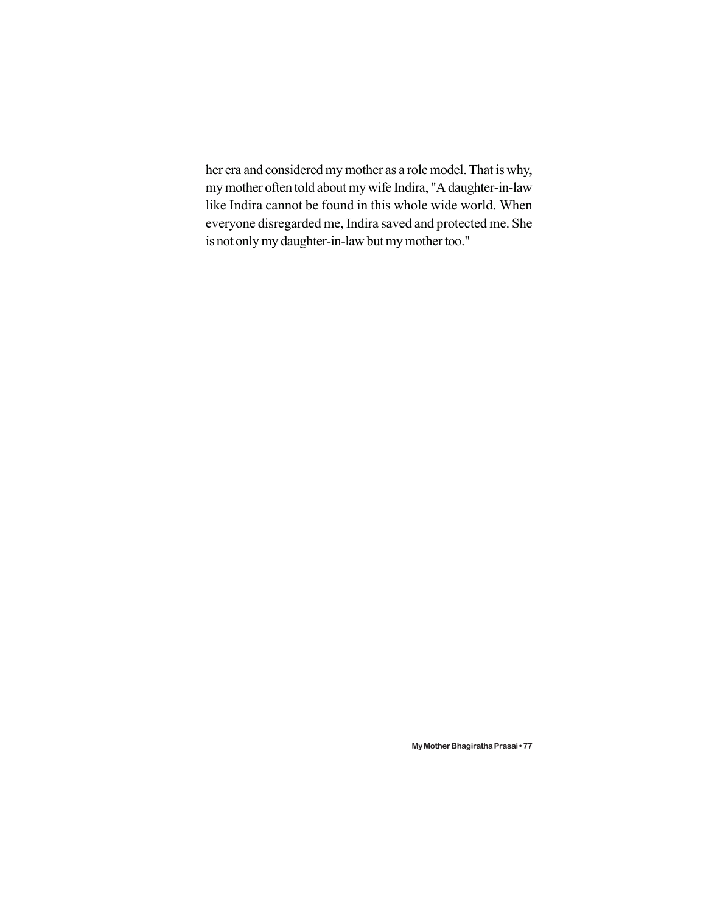her era and considered my mother as a role model. That is why, my mother often told about my wife Indira, "A daughter-in-law like Indira cannot be found in this whole wide world. When everyone disregarded me, Indira saved and protected me. She is not only my daughter-in-law but my mother too."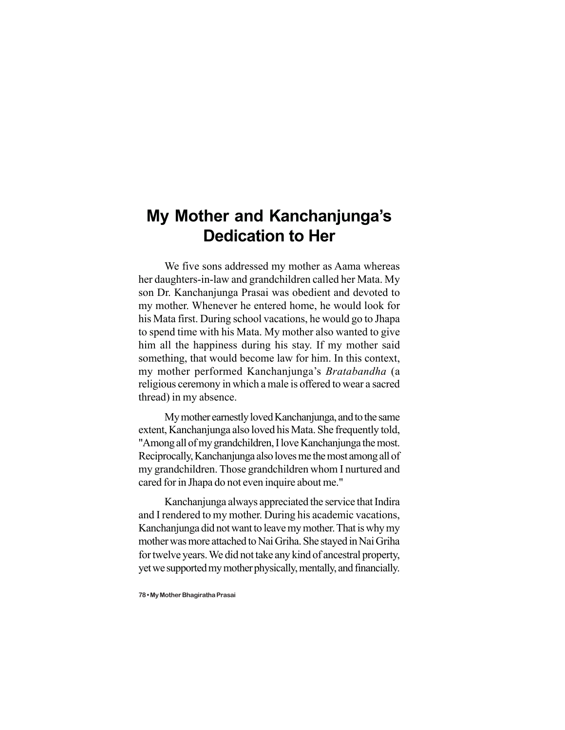# My Mother and Kanchanjunga's Dedication to Her

We five sons addressed my mother as Aama whereas her daughters-in-law and grandchildren called her Mata. My son Dr. Kanchanjunga Prasai was obedient and devoted to my mother. Whenever he entered home, he would look for his Mata first. During school vacations, he would go to Jhapa to spend time with his Mata. My mother also wanted to give him all the happiness during his stay. If my mother said something, that would become law for him. In this context, my mother performed Kanchanjunga's *Bratabandha* (a religious ceremony in which a male is offered to wear a sacred thread) in my absence.

My mother earnestly loved Kanchanjunga, and to the same extent, Kanchanjunga also loved his Mata. She frequently told, "Among all of my grandchildren, I love Kanchanjunga the most. Reciprocally, Kanchanjunga also loves me the most among all of my grandchildren. Those grandchildren whom I nurtured and cared for in Jhapa do not even inquire about me."

Kanchanjunga always appreciated the service that Indira and I rendered to my mother. During his academic vacations, Kanchanjunga did not want to leave my mother. That is why my mother was more attached to Nai Griha. She stayed in Nai Griha for twelve years. We did not take any kind of ancestral property, yet we supported my mother physically, mentally, and financially.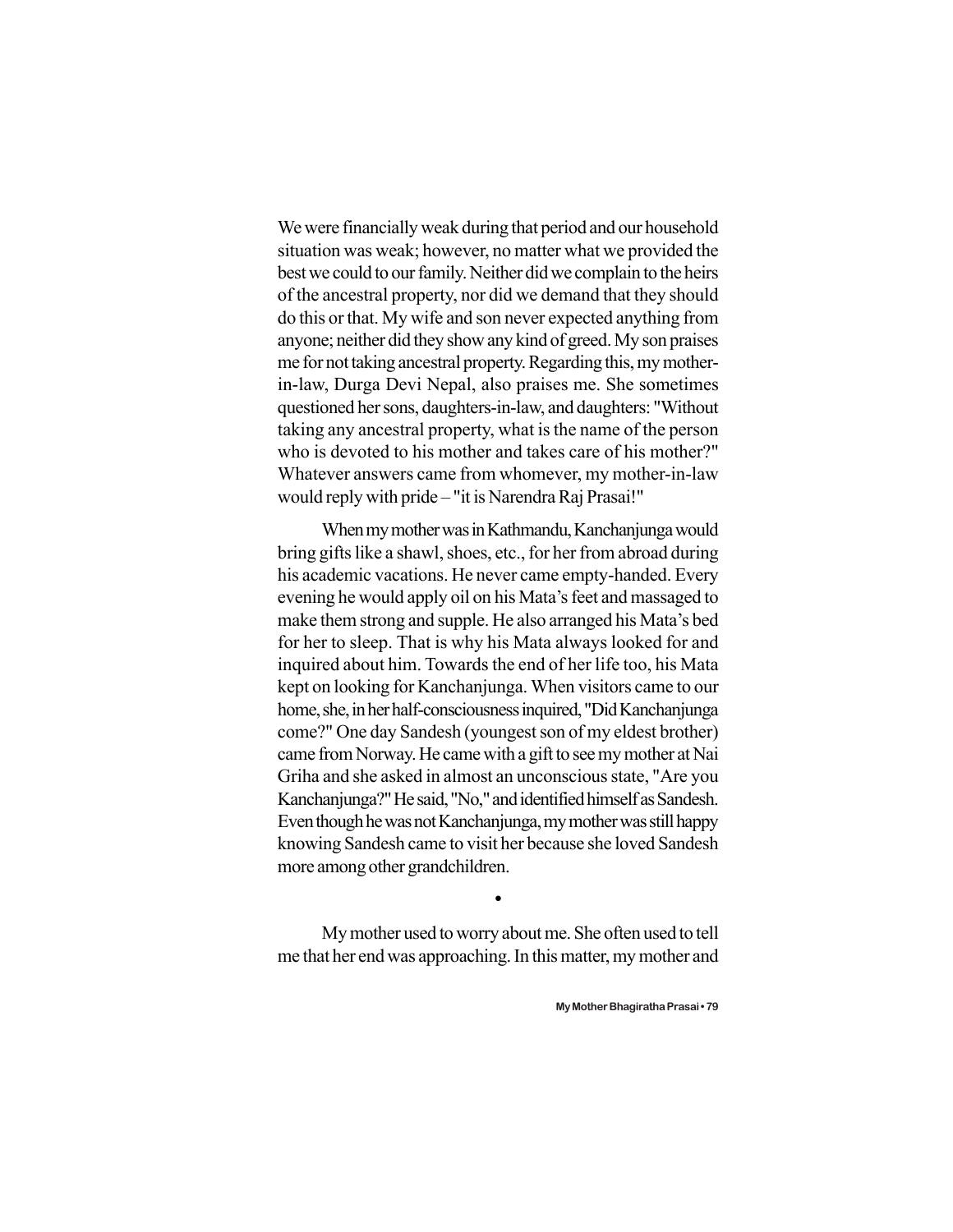We were financially weak during that period and our household situation was weak; however, no matter what we provided the best we could to our family. Neither did we complain to the heirs of the ancestral property, nor did we demand that they should do this or that. My wife and son never expected anything from anyone; neither did they show any kind of greed. My son praises me for not taking ancestral property. Regarding this, my mother-in-law, Durga Devi Nepal, also praises me. She sometimes questioned her sons, daughters-in-law, and daughters: "Without taking any ancestral property, what is the name of the person who is devoted to his mother and takes care of his mother?" Whatever answers came from whomever, my mother-in-law would reply with pride – "it is Narendra Raj Prasai!"

When my mother was in Kathmandu, Kanchanjunga would bring gifts like a shawl, shoes, etc., for her from abroad during his academic vacations. He never came empty-handed. Every evening he would apply oil on his Mata's feet and massaged to make them strong and supple. He also arranged his Mata's bed for her to sleep. That is why his Mata always looked for and inquired about him. Towards the end of her life too, his Mata kept on looking for Kanchanjunga. When visitors came to our home, she, in her half-consciousness inquired, "Did Kanchanjunga come?" One day Sandesh (youngest son of my eldest brother) came from Norway. He came with a gift to see my mother at Nai Griha and she asked in almost an unconscious state, "Are you Kanchanjunga?" He said, "No," and identified himself as Sandesh. Even though he was not Kanchanjunga, my mother was still happy knowing Sandesh came to visit her because she loved Sandesh more among other grandchildren.

•

My mother used to worry about me. She often used to tell me that her end was approaching. In this matter, my mother and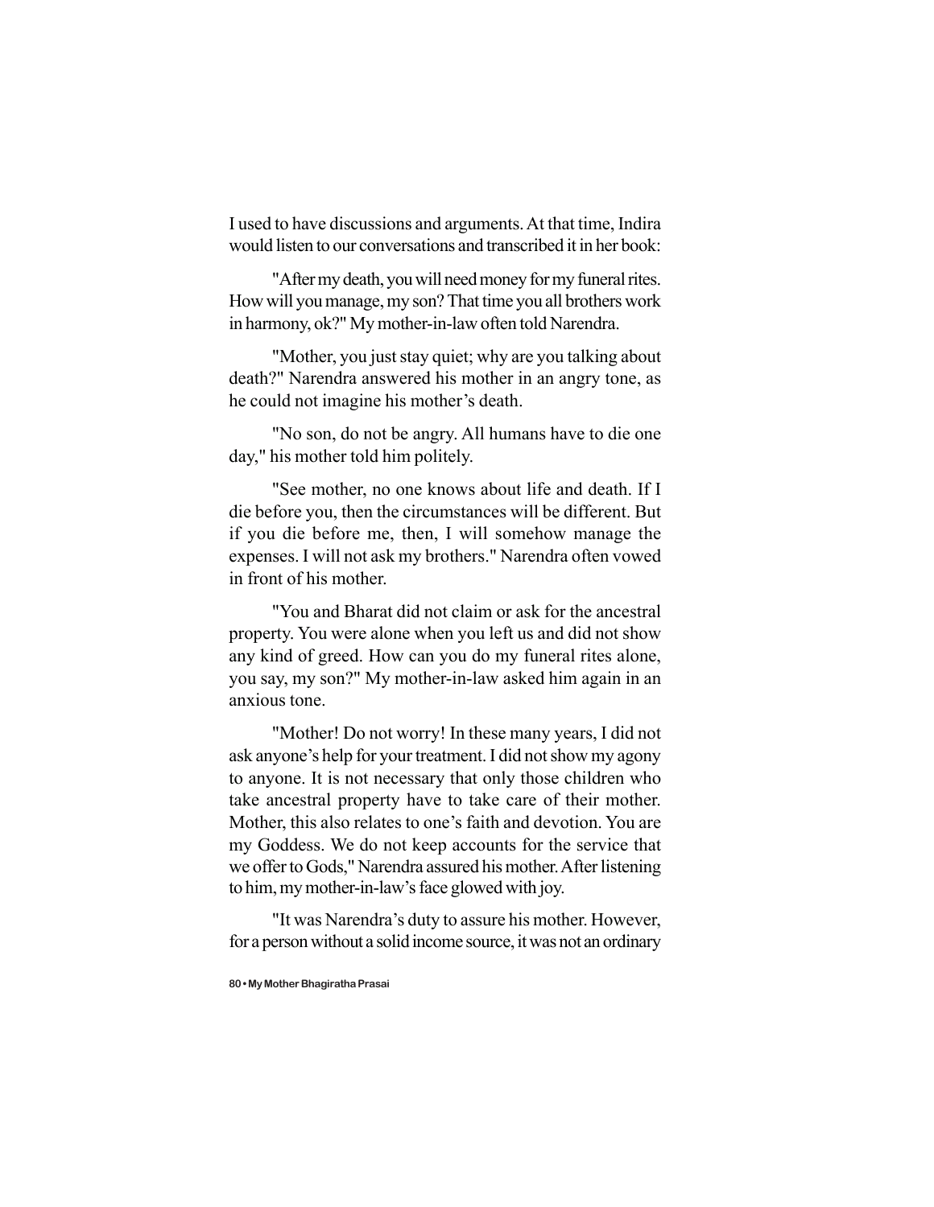I used to have discussions and arguments. At that time, Indira would listen to our conversations and transcribed it in her book:

"After my death, you will need money for my funeral rites. How will you manage, my son? That time you all brothers work in harmony, ok?" My mother-in-law often told Narendra.

"Mother, you just stay quiet; why are you talking about death?" Narendra answered his mother in an angry tone, as he could not imagine his mother's death.

"No son, do not be angry. All humans have to die one day," his mother told him politely.

"See mother, no one knows about life and death. If I die before you, then the circumstances will be different. But if you die before me, then, I will somehow manage the expenses. I will not ask my brothers." Narendra often vowed in front of his mother.

"You and Bharat did not claim or ask for the ancestral property. You were alone when you left us and did not show any kind of greed. How can you do my funeral rites alone, you say, my son?" My mother-in-law asked him again in an anxious tone.

"Mother! Do not worry! In these many years, I did not ask anyone's help for your treatment. I did not show my agony to anyone. It is not necessary that only those children who take ancestral property have to take care of their mother. Mother, this also relates to one's faith and devotion. You are my Goddess. We do not keep accounts for the service that we offer to Gods," Narendra assured his mother. After listening to him, my mother-in-law's face glowed with joy.

"It was Narendra's duty to assure his mother. However, for a person without a solid income source, it was not an ordinary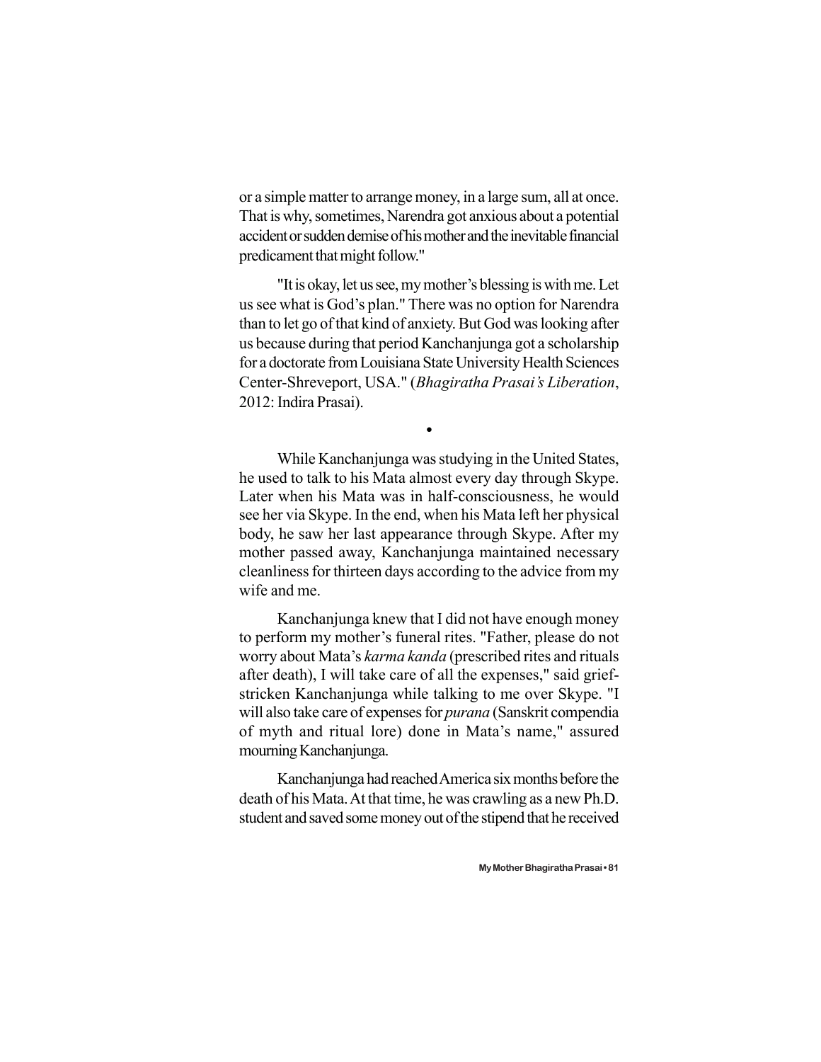or a simple matter to arrange money, in a large sum, all at once. That is why, sometimes, Narendra got anxious about a potential accident or sudden demise of his mother and the inevitable financial predicament that might follow."

"It is okay, let us see, my mother's blessing is with me. Let us see what is God's plan." There was no option for Narendra than to let go of that kind of anxiety. But God was looking after us because during that period Kanchanjunga got a scholarship for a doctorate from Louisiana State University Health Sciences Center-Shreveport, USA." (*Bhagiratha Prasai's Liberation*, 2012: Indira Prasai).

•

While Kanchanjunga was studying in the United States, he used to talk to his Mata almost every day through Skype. Later when his Mata was in half-consciousness, he would see her via Skype. In the end, when his Mata left her physical body, he saw her last appearance through Skype. After my mother passed away, Kanchanjunga maintained necessary cleanliness for thirteen days according to the advice from my wife and me.

Kanchanjunga knew that I did not have enough money to perform my mother's funeral rites. "Father, please do not worry about Mata's *karma kanda* (prescribed rites and rituals after death), I will take care of all the expenses," said grief-stricken Kanchanjunga while talking to me over Skype. "I will also take care of expenses for *purana* (Sanskrit compendia of myth and ritual lore) done in Mata's name," assured mourning Kanchanjunga.

Kanchanjunga had reached America six months before the death of his Mata. At that time, he was crawling as a new Ph.D. student and saved some money out of the stipend that he received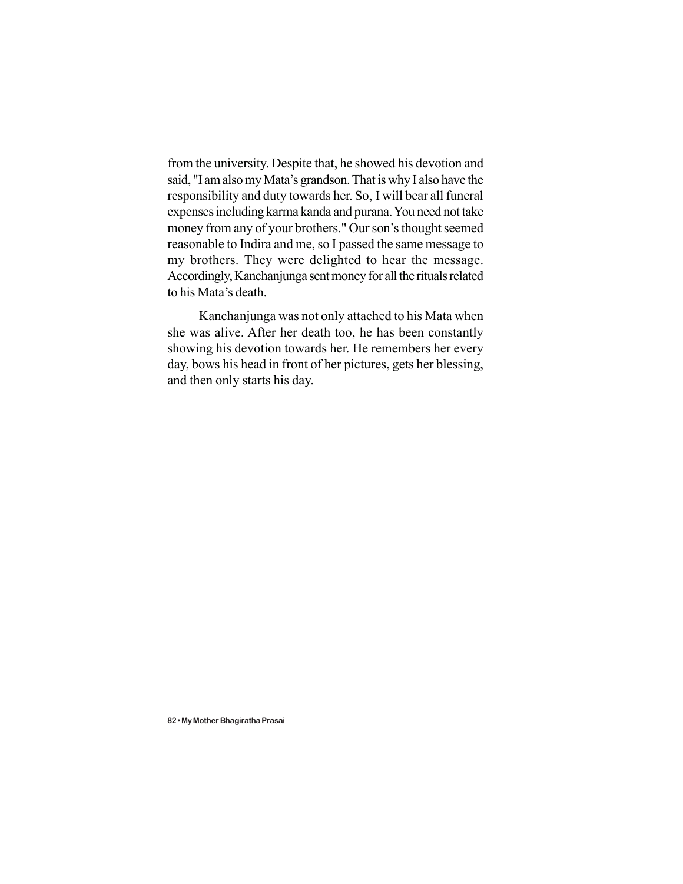from the university. Despite that, he showed his devotion and said, "I am also my Mata's grandson. That is why I also have the responsibility and duty towards her. So, I will bear all funeral expenses including karma kanda and purana. You need not take money from any of your brothers." Our son's thought seemed reasonable to Indira and me, so I passed the same message to my brothers. They were delighted to hear the message. Accordingly, Kanchanjunga sent money for all the rituals related to his Mata's death.

Kanchanjunga was not only attached to his Mata when she was alive. After her death too, he has been constantly showing his devotion towards her. He remembers her every day, bows his head in front of her pictures, gets her blessing, and then only starts his day.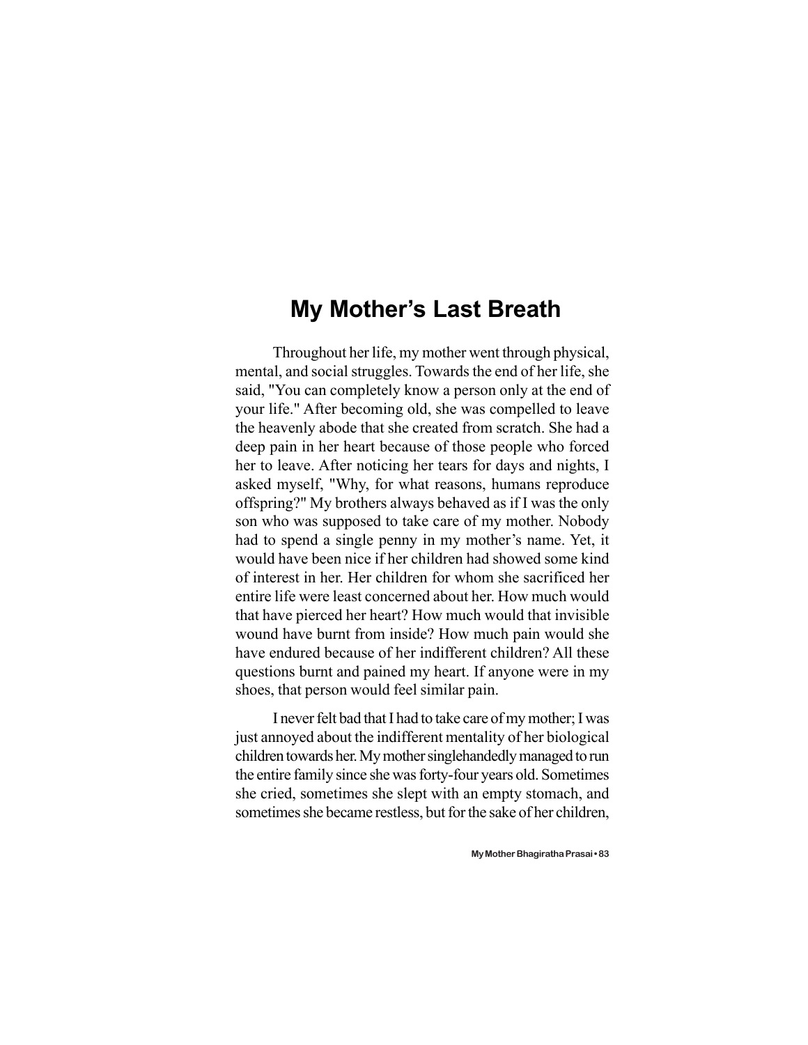# My Mother's Last Breath

Throughout her life, my mother went through physical, mental, and social struggles. Towards the end of her life, she said, "You can completely know a person only at the end of your life." After becoming old, she was compelled to leave the heavenly abode that she created from scratch. She had a deep pain in her heart because of those people who forced her to leave. After noticing her tears for days and nights, I asked myself, "Why, for what reasons, humans reproduce offspring?" My brothers always behaved as if I was the only son who was supposed to take care of my mother. Nobody had to spend a single penny in my mother's name. Yet, it would have been nice if her children had showed some kind of interest in her. Her children for whom she sacrificed her entire life were least concerned about her. How much would that have pierced her heart? How much would that invisible wound have burnt from inside? How much pain would she have endured because of her indifferent children? All these questions burnt and pained my heart. If anyone were in my shoes, that person would feel similar pain.

I never felt bad that I had to take care of my mother; I was just annoyed about the indifferent mentality of her biological children towards her. My mother singlehandedly managed to run the entire family since she was forty-four years old. Sometimes she cried, sometimes she slept with an empty stomach, and sometimes she became restless, but for the sake of her children,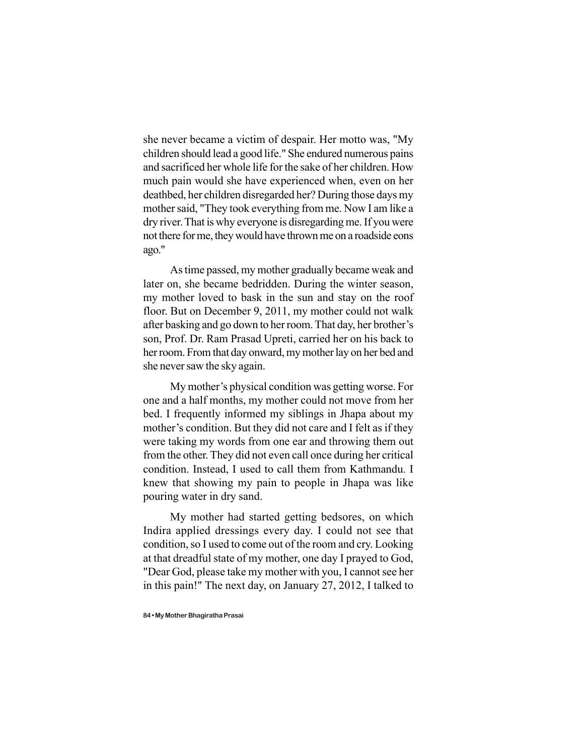she never became a victim of despair. Her motto was, "My children should lead a good life." She endured numerous pains and sacrificed her whole life for the sake of her children. How much pain would she have experienced when, even on her deathbed, her children disregarded her? During those days my mother said, "They took everything from me. Now I am like a dry river. That is why everyone is disregarding me. If you were not there for me, they would have thrown me on a roadside eons ago."

As time passed, my mother gradually became weak and later on, she became bedridden. During the winter season, my mother loved to bask in the sun and stay on the roof floor. But on December 9, 2011, my mother could not walk after basking and go down to her room. That day, her brother's son, Prof. Dr. Ram Prasad Upreti, carried her on his back to her room. From that day onward, my mother lay on her bed and she never saw the sky again.

My mother's physical condition was getting worse. For one and a half months, my mother could not move from her bed. I frequently informed my siblings in Jhapa about my mother's condition. But they did not care and I felt as if they were taking my words from one ear and throwing them out from the other. They did not even call once during her critical condition. Instead, I used to call them from Kathmandu. I knew that showing my pain to people in Jhapa was like pouring water in dry sand.

My mother had started getting bedsores, on which Indira applied dressings every day. I could not see that condition, so I used to come out of the room and cry. Looking at that dreadful state of my mother, one day I prayed to God, "Dear God, please take my mother with you, I cannot see her in this pain!" The next day, on January 27, 2012, I talked to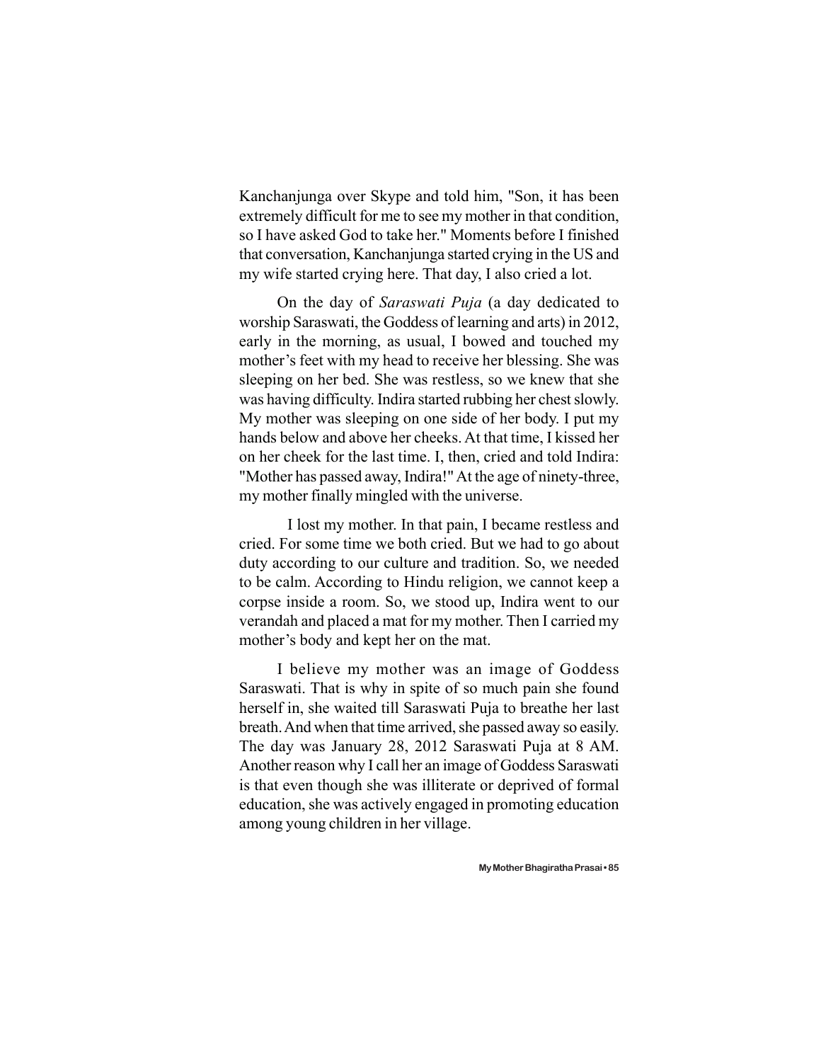Kanchanjunga over Skype and told him, "Son, it has been extremely difficult for me to see my mother in that condition, so I have asked God to take her." Moments before I finished that conversation, Kanchanjunga started crying in the US and my wife started crying here. That day, I also cried a lot.

On the day of *Saraswati Puja* (a day dedicated to worship Saraswati, the Goddess of learning and arts) in 2012, early in the morning, as usual, I bowed and touched my mother's feet with my head to receive her blessing. She was sleeping on her bed. She was restless, so we knew that she was having difficulty. Indira started rubbing her chest slowly. My mother was sleeping on one side of her body. I put my hands below and above her cheeks. At that time, I kissed her on her cheek for the last time. I, then, cried and told Indira: "Mother has passed away, Indira!" At the age of ninety-three, my mother finally mingled with the universe.

I lost my mother. In that pain, I became restless and cried. For some time we both cried. But we had to go about duty according to our culture and tradition. So, we needed to be calm. According to Hindu religion, we cannot keep a corpse inside a room. So, we stood up, Indira went to our verandah and placed a mat for my mother. Then I carried my mother's body and kept her on the mat.

I believe my mother was an image of Goddess Saraswati. That is why in spite of so much pain she found herself in, she waited till Saraswati Puja to breathe her last breath. And when that time arrived, she passed away so easily. The day was January 28, 2012 Saraswati Puja at 8 AM. Another reason why I call her an image of Goddess Saraswati is that even though she was illiterate or deprived of formal education, she was actively engaged in promoting education among young children in her village.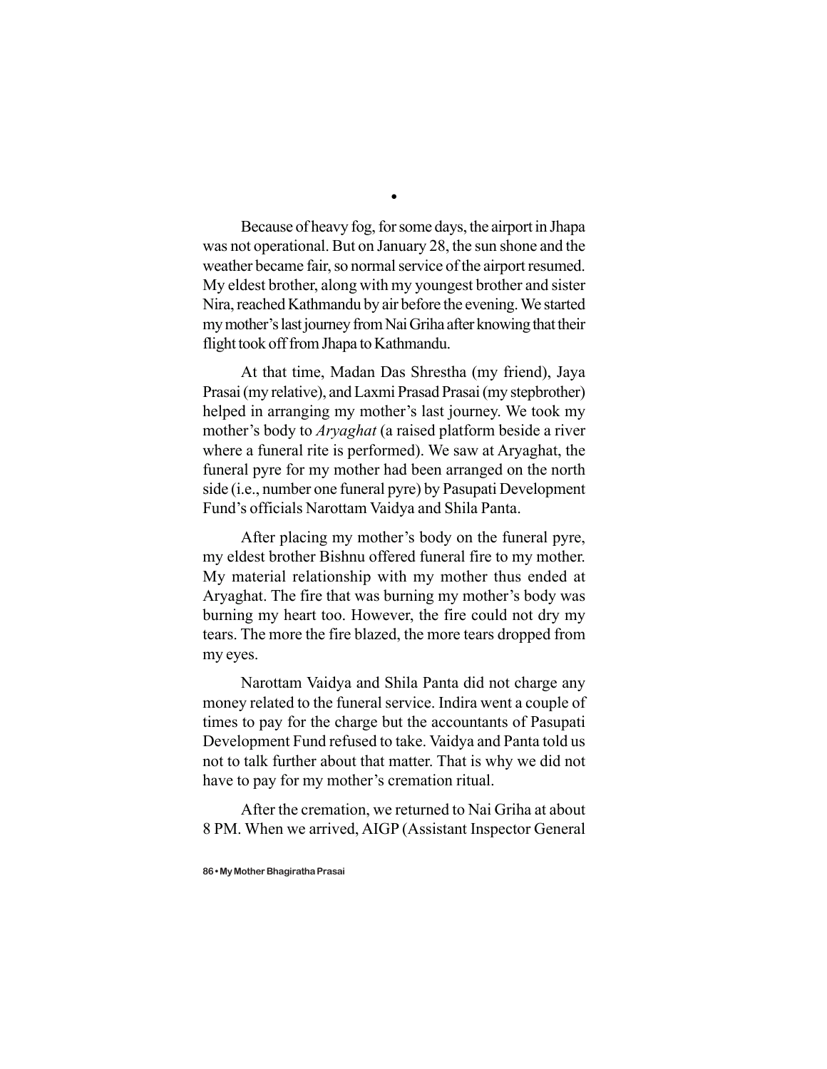•

Because of heavy fog, for some days, the airport in Jhapa was not operational. But on January 28, the sun shone and the weather became fair, so normal service of the airport resumed. My eldest brother, along with my youngest brother and sister Nira, reached Kathmandu by air before the evening. We started my mother's last journey from Nai Griha after knowing that their flight took off from Jhapa to Kathmandu.

At that time, Madan Das Shrestha (my friend), Jaya Prasai (my relative), and Laxmi Prasad Prasai (my stepbrother) helped in arranging my mother's last journey. We took my mother's body to *Aryaghat* (a raised platform beside a river where a funeral rite is performed). We saw at Aryaghat, the funeral pyre for my mother had been arranged on the north side (i.e., number one funeral pyre) by Pasupati Development Fund's officials Narottam Vaidya and Shila Panta.

After placing my mother's body on the funeral pyre, my eldest brother Bishnu offered funeral fire to my mother. My material relationship with my mother thus ended at Aryaghat. The fire that was burning my mother's body was burning my heart too. However, the fire could not dry my tears. The more the fire blazed, the more tears dropped from my eyes.

Narottam Vaidya and Shila Panta did not charge any money related to the funeral service. Indira went a couple of times to pay for the charge but the accountants of Pasupati Development Fund refused to take. Vaidya and Panta told us not to talk further about that matter. That is why we did not have to pay for my mother's cremation ritual.

After the cremation, we returned to Nai Griha at about 8 PM. When we arrived, AIGP (Assistant Inspector General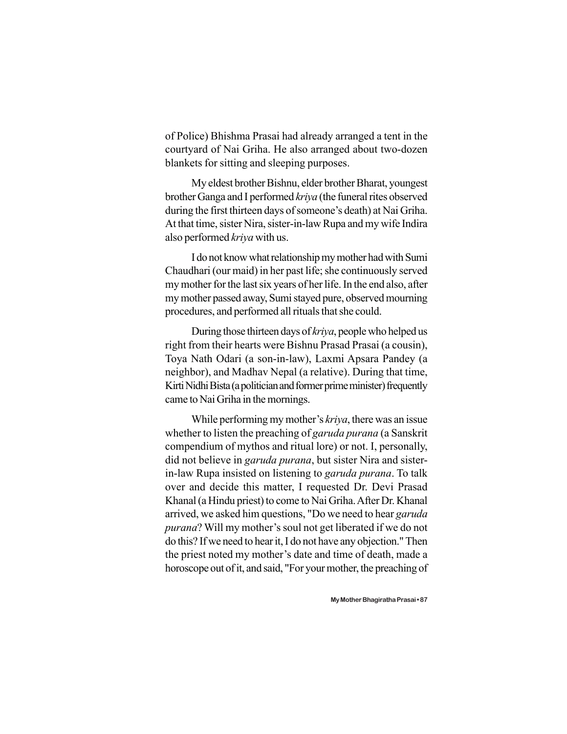of Police) Bhishma Prasai had already arranged a tent in the courtyard of Nai Griha. He also arranged about two-dozen blankets for sitting and sleeping purposes.

My eldest brother Bishnu, elder brother Bharat, youngest brother Ganga and I performed *kriya* (the funeral rites observed during the first thirteen days of someone's death) at Nai Griha. At that time, sister Nira, sister-in-law Rupa and my wife Indira also performed *kriya* with us.

I do not know what relationship my mother had with Sumi Chaudhari (our maid) in her past life; she continuously served my mother for the last six years of her life. In the end also, after my mother passed away, Sumi stayed pure, observed mourning procedures, and performed all rituals that she could.

During those thirteen days of *kriya*, people who helped us right from their hearts were Bishnu Prasad Prasai (a cousin), Toya Nath Odari (a son-in-law), Laxmi Apsara Pandey (a neighbor), and Madhav Nepal (a relative). During that time, Kirti Nidhi Bista (a politician and former prime minister) frequently came to Nai Griha in the mornings.

While performing my mother's *kriya*, there was an issue whether to listen the preaching of *garuda purana* (a Sanskrit compendium of mythos and ritual lore) or not. I, personally, did not believe in *garuda purana*, but sister Nira and sister-in-law Rupa insisted on listening to *garuda purana*. To talk over and decide this matter, I requested Dr. Devi Prasad Khanal (a Hindu priest) to come to Nai Griha. After Dr. Khanal arrived, we asked him questions, "Do we need to hear *garuda purana*? Will my mother's soul not get liberated if we do not do this? If we need to hear it, I do not have any objection." Then the priest noted my mother's date and time of death, made a horoscope out of it, and said, "For your mother, the preaching of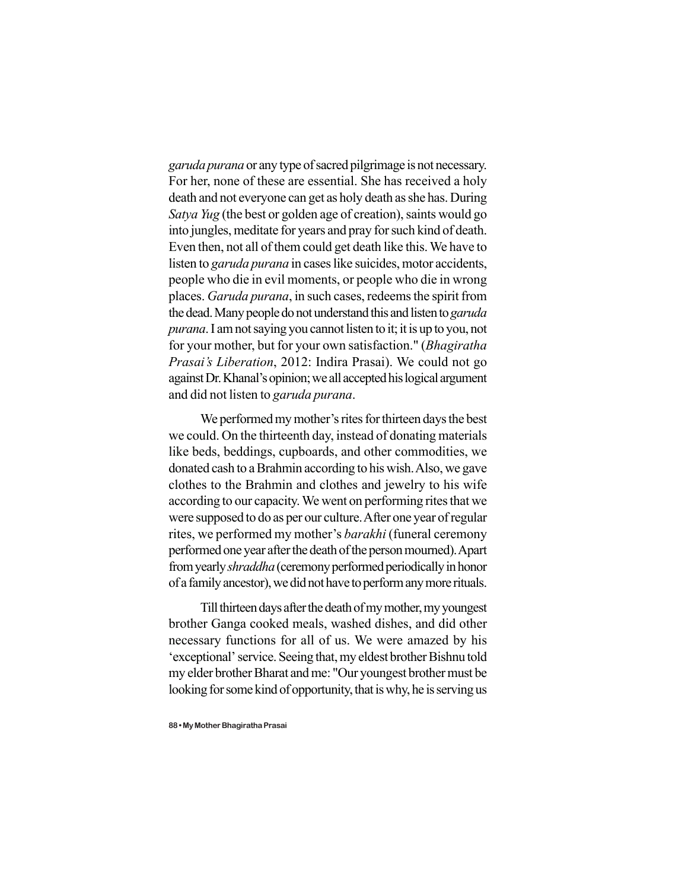*garuda purana* or any type of sacred pilgrimage is not necessary. For her, none of these are essential. She has received a holy death and not everyone can get as holy death as she has. During *Satya Yug* (the best or golden age of creation), saints would go into jungles, meditate for years and pray for such kind of death. Even then, not all of them could get death like this. We have to listen to *garuda purana* in cases like suicides, motor accidents, people who die in evil moments, or people who die in wrong places. *Garuda purana*, in such cases, redeems the spirit from the dead. Many people do not understand this and listen to *garuda purana*. I am not saying you cannot listen to it; it is up to you, not for your mother, but for your own satisfaction." (*Bhagiratha Prasai's Liberation*, 2012: Indira Prasai). We could not go against Dr. Khanal's opinion; we all accepted his logical argument and did not listen to *garuda purana*.

We performed my mother's rites for thirteen days the best we could. On the thirteenth day, instead of donating materials like beds, beddings, cupboards, and other commodities, we donated cash to a Brahmin according to his wish. Also, we gave clothes to the Brahmin and clothes and jewelry to his wife according to our capacity. We went on performing rites that we were supposed to do as per our culture. After one year of regular rites, we performed my mother's *barakhi* (funeral ceremony performed one year after the death of the person mourned). Apart from yearly *shraddha* (ceremony performed periodically in honor of a family ancestor), we did not have to perform any more rituals.

Till thirteen days after the death of my mother, my youngest brother Ganga cooked meals, washed dishes, and did other necessary functions for all of us. We were amazed by his 'exceptional' service. Seeing that, my eldest brother Bishnu told my elder brother Bharat and me: "Our youngest brother must be looking for some kind of opportunity, that is why, he is serving us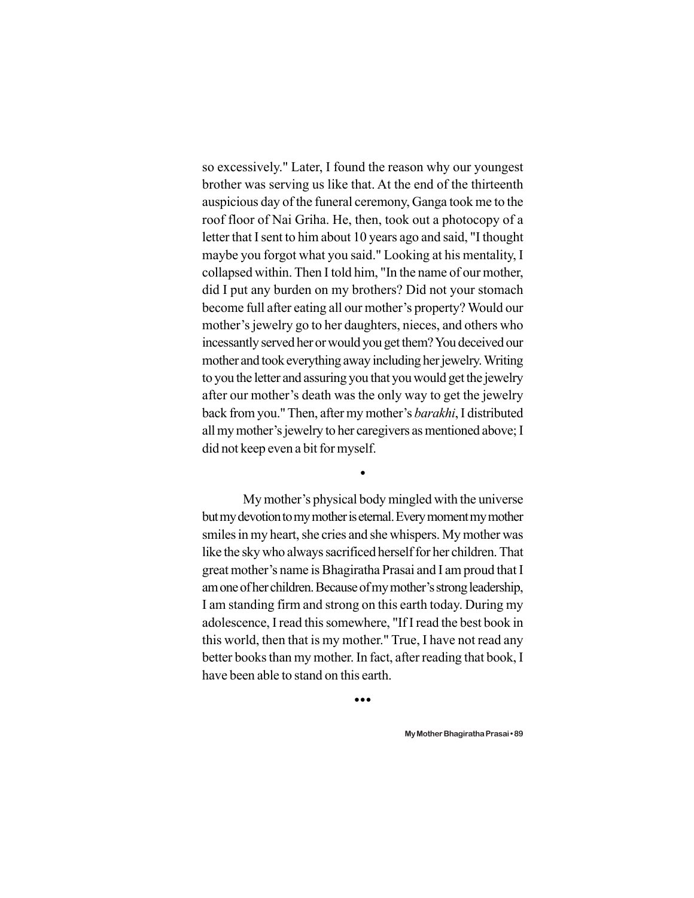so excessively." Later, I found the reason why our youngest brother was serving us like that. At the end of the thirteenth auspicious day of the funeral ceremony, Ganga took me to the roof floor of Nai Griha. He, then, took out a photocopy of a letter that I sent to him about 10 years ago and said, "I thought maybe you forgot what you said." Looking at his mentality, I collapsed within. Then I told him, "In the name of our mother, did I put any burden on my brothers? Did not your stomach become full after eating all our mother's property? Would our mother's jewelry go to her daughters, nieces, and others who incessantly served her or would you get them? You deceived our mother and took everything away including her jewelry. Writing to you the letter and assuring you that you would get the jewelry after our mother's death was the only way to get the jewelry back from you." Then, after my mother's *barakhi*, I distributed all my mother's jewelry to her caregivers as mentioned above; I did not keep even a bit for myself.

•

My mother's physical body mingled with the universe but my devotion to my mother is eternal. Every moment my mother smiles in my heart, she cries and she whispers. My mother was like the sky who always sacrificed herself for her children. That great mother's name is Bhagiratha Prasai and I am proud that I am one of her children. Because of my mother's strong leadership, I am standing firm and strong on this earth today. During my adolescence, I read this somewhere, "If I read the best book in this world, then that is my mother." True, I have not read any better books than my mother. In fact, after reading that book, I have been able to stand on this earth.

•••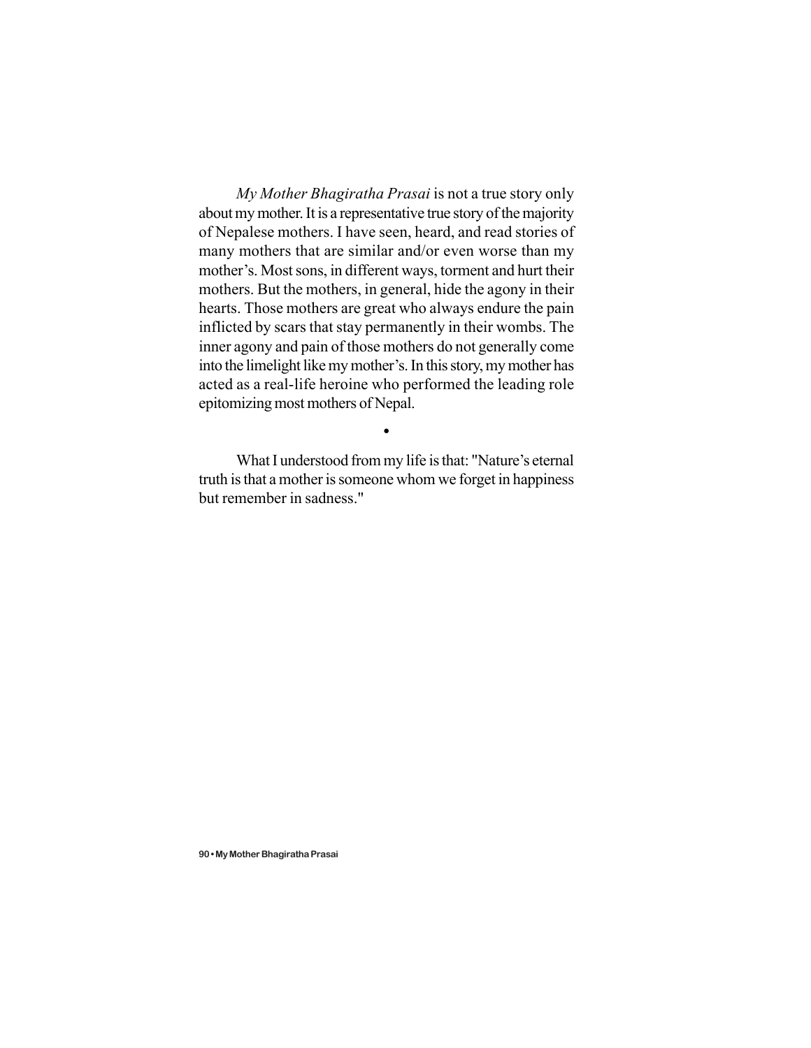*My Mother Bhagiratha Prasai* is not a true story only about my mother. It is a representative true story of the majority of Nepalese mothers. I have seen, heard, and read stories of many mothers that are similar and/or even worse than my mother's. Most sons, in different ways, torment and hurt their mothers. But the mothers, in general, hide the agony in their hearts. Those mothers are great who always endure the pain inflicted by scars that stay permanently in their wombs. The inner agony and pain of those mothers do not generally come into the limelight like my mother's. In this story, my mother has acted as a real-life heroine who performed the leading role epitomizing most mothers of Nepal.

•

What I understood from my life is that: "Nature's eternal truth is that a mother is someone whom we forget in happiness but remember in sadness."